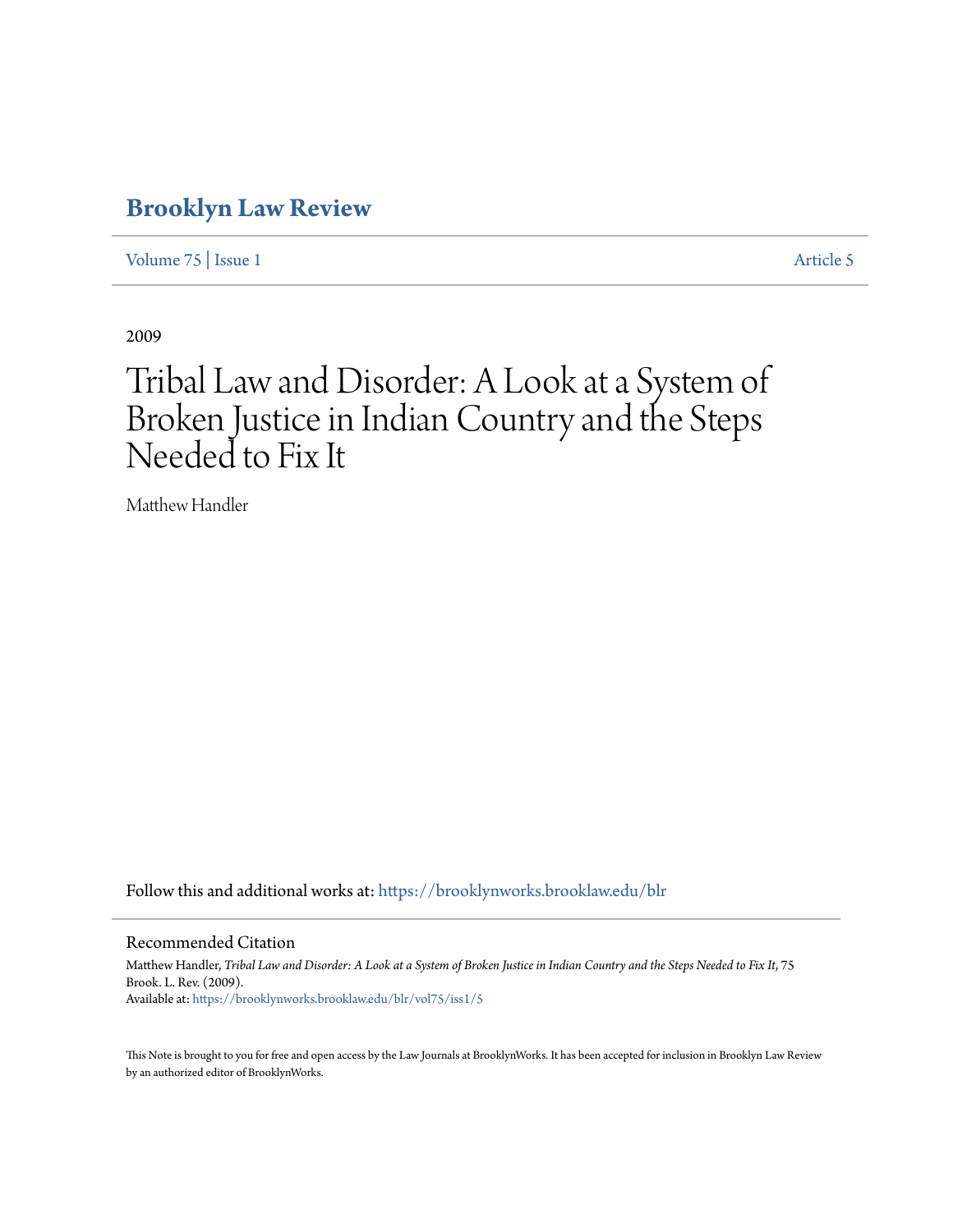# Brooklyn Law Review

Volume 75 | Issue 1 Article 5

2009

# Tribal Law and Disorder: A Look at a System of Broken Justice in Indian Country and the Steps Needed to Fix It

Matthew Handler

Follow this and additional works at: https://brooklynworks.brooklaw.edu/blr

## Recommended Citation

Matthew Handler, *Tribal Law and Disorder: A Look at a System of Broken Justice in Indian Country and the Steps Needed to Fix It*, 75 Brook. L. Rev. (2009).
Available at: https://brooklynworks.brooklaw.edu/blr/vol75/iss1/5

This Note is brought to you for free and open access by the Law Journals at BrooklynWorks. It has been accepted for inclusion in Brooklyn Law Review by an authorized editor of BrooklynWorks.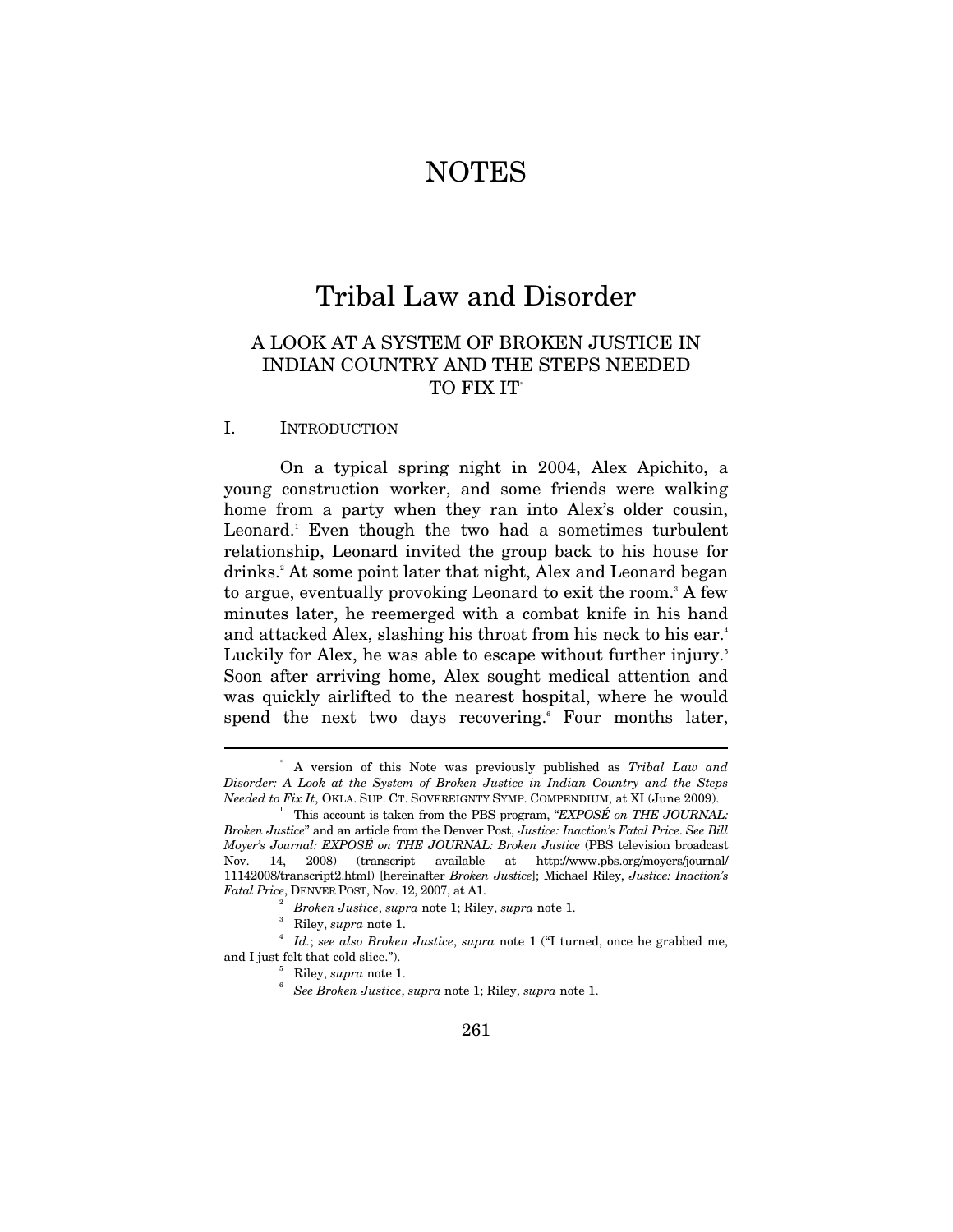# NOTES

## Tribal Law and Disorder

### A LOOK AT A SYSTEM OF BROKEN JUSTICE IN INDIAN COUNTRY AND THE STEPS NEEDED TO FIX IT[*]

#### I. INTRODUCTION

On a typical spring night in 2004, Alex Apichito, a young construction worker, and some friends were walking home from a party when they ran into Alex's older cousin, Leonard.[1] Even though the two had a sometimes turbulent relationship, Leonard invited the group back to his house for drinks.[2] At some point later that night, Alex and Leonard began to argue, eventually provoking Leonard to exit the room.[3] A few minutes later, he reemerged with a combat knife in his hand and attacked Alex, slashing his throat from his neck to his ear.[4] Luckily for Alex, he was able to escape without further injury.[5] Soon after arriving home, Alex sought medical attention and was quickly airlifted to the nearest hospital, where he would spend the next two days recovering.[6] Four months later,

---

[*] A version of this Note was previously published as *Tribal Law and Disorder: A Look at the System of Broken Justice in Indian Country and the Steps Needed to Fix It*, OKLA. SUP. CT. SOVEREIGNTY SYMP. COMPENDIUM, at XI (June 2009).

[1] This account is taken from the PBS program, "*EXPOSÉ on THE JOURNAL: Broken Justice*" and an article from the Denver Post, *Justice: Inaction's Fatal Price*. *See Bill Moyer's Journal: EXPOSÉ on THE JOURNAL: Broken Justice* (PBS television broadcast Nov. 14, 2008) (transcript available at http://www.pbs.org/moyers/journal/11142008/transcript2.html) [hereinafter *Broken Justice*]; Michael Riley, *Justice: Inaction's Fatal Price*, DENVER POST, Nov. 12, 2007, at A1.

[2] *Broken Justice*, *supra* note 1; Riley, *supra* note 1.

[3] Riley, *supra* note 1.

[4] *Id.*; *see also Broken Justice*, *supra* note 1 ("I turned, once he grabbed me, and I just felt that cold slice.").

[5] Riley, *supra* note 1.

[6] *See Broken Justice*, *supra* note 1; Riley, *supra* note 1.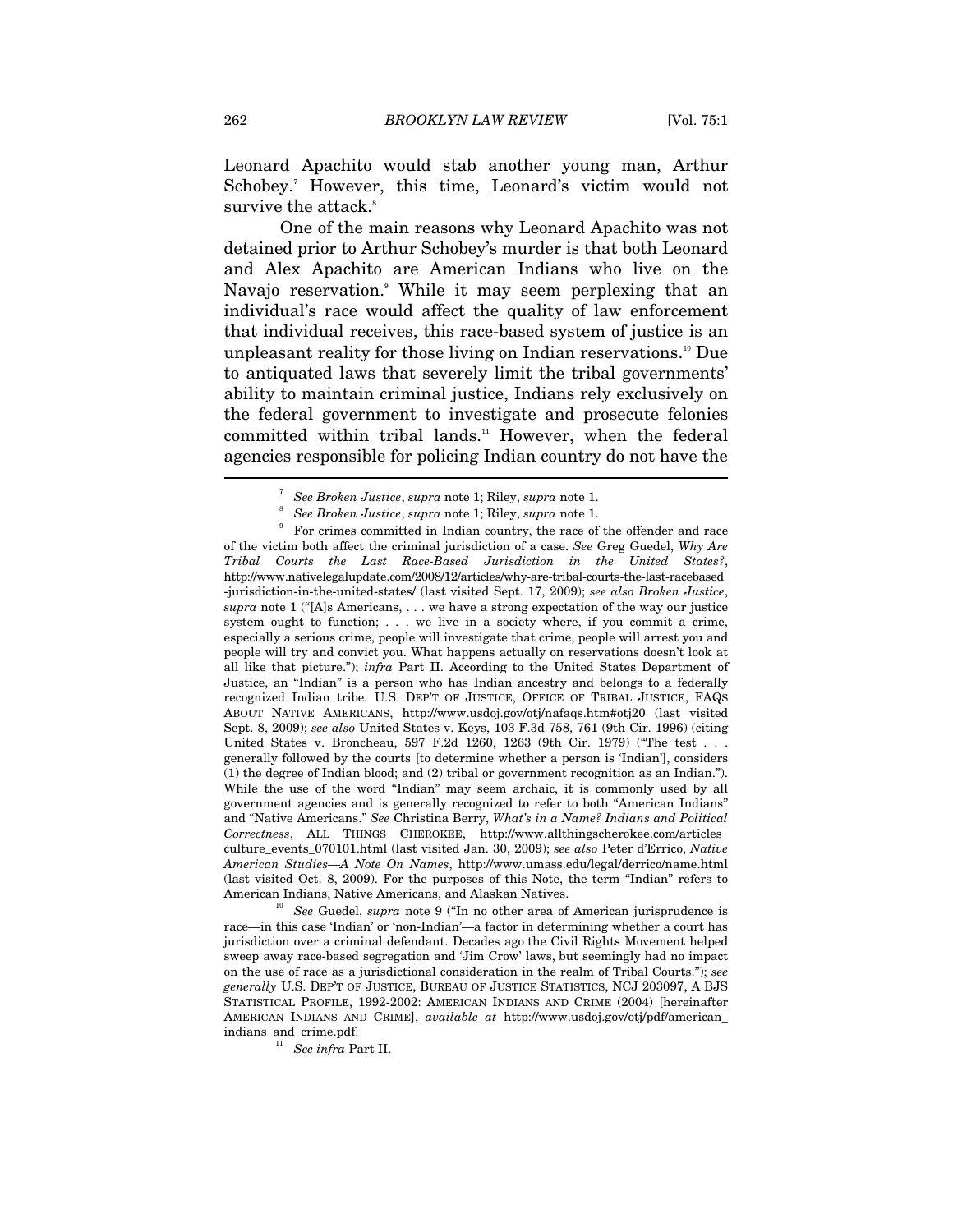Leonard Apachito would stab another young man, Arthur Schobey.[7] However, this time, Leonard's victim would not survive the attack.[8]

One of the main reasons why Leonard Apachito was not detained prior to Arthur Schobey's murder is that both Leonard and Alex Apachito are American Indians who live on the Navajo reservation.[9] While it may seem perplexing that an individual's race would affect the quality of law enforcement that individual receives, this race-based system of justice is an unpleasant reality for those living on Indian reservations.[10] Due to antiquated laws that severely limit the tribal governments' ability to maintain criminal justice, Indians rely exclusively on the federal government to investigate and prosecute felonies committed within tribal lands.[11] However, when the federal agencies responsible for policing Indian country do not have the

---

[7] *See Broken Justice*, *supra* note 1; Riley, *supra* note 1.

[8] *See Broken Justice*, *supra* note 1; Riley, *supra* note 1.

[9] For crimes committed in Indian country, the race of the offender and race of the victim both affect the criminal jurisdiction of a case. *See* Greg Guedel, *Why Are Tribal Courts the Last Race-Based Jurisdiction in the United States?*, http://www.nativelegalupdate.com/2008/12/articles/why-are-tribal-courts-the-last-racebased-jurisdiction-in-the-united-states/ (last visited Sept. 17, 2009); *see also Broken Justice*, *supra* note 1 ("[A]s Americans, . . . we have a strong expectation of the way our justice system ought to function; . . . we live in a society where, if you commit a crime, especially a serious crime, people will investigate that crime, people will arrest you and people will try and convict you. What happens actually on reservations doesn't look at all like that picture."); *infra* Part II. According to the United States Department of Justice, an "Indian" is a person who has Indian ancestry and belongs to a federally recognized Indian tribe. U.S. DEP'T OF JUSTICE, OFFICE OF TRIBAL JUSTICE, FAQS ABOUT NATIVE AMERICANS, http://www.usdoj.gov/otj/nafaqs.htm#otj20 (last visited Sept. 8, 2009); *see also* United States v. Keys, 103 F.3d 758, 761 (9th Cir. 1996) (citing United States v. Broncheau, 597 F.2d 1260, 1263 (9th Cir. 1979) ("The test . . . generally followed by the courts [to determine whether a person is 'Indian'], considers (1) the degree of Indian blood; and (2) tribal or government recognition as an Indian."). While the use of the word "Indian" may seem archaic, it is commonly used by all government agencies and is generally recognized to refer to both "American Indians" and "Native Americans." *See* Christina Berry, *What's in a Name? Indians and Political Correctness*, ALL THINGS CHEROKEE, http://www.allthingscherokee.com/articles_culture_events_070101.html (last visited Jan. 30, 2009); *see also* Peter d'Errico, *Native American Studies—A Note On Names*, http://www.umass.edu/legal/derrico/name.html (last visited Oct. 8, 2009). For the purposes of this Note, the term "Indian" refers to American Indians, Native Americans, and Alaskan Natives.

[10] *See* Guedel, *supra* note 9 ("In no other area of American jurisprudence is race—in this case 'Indian' or 'non-Indian'—a factor in determining whether a court has jurisdiction over a criminal defendant. Decades ago the Civil Rights Movement helped sweep away race-based segregation and 'Jim Crow' laws, but seemingly had no impact on the use of race as a jurisdictional consideration in the realm of Tribal Courts."); *see generally* U.S. DEP'T OF JUSTICE, BUREAU OF JUSTICE STATISTICS, NCJ 203097, A BJS STATISTICAL PROFILE, 1992-2002: AMERICAN INDIANS AND CRIME (2004) [hereinafter AMERICAN INDIANS AND CRIME], *available at* http://www.usdoj.gov/otj/pdf/american_indians_and_crime.pdf.

[11] *See infra* Part II.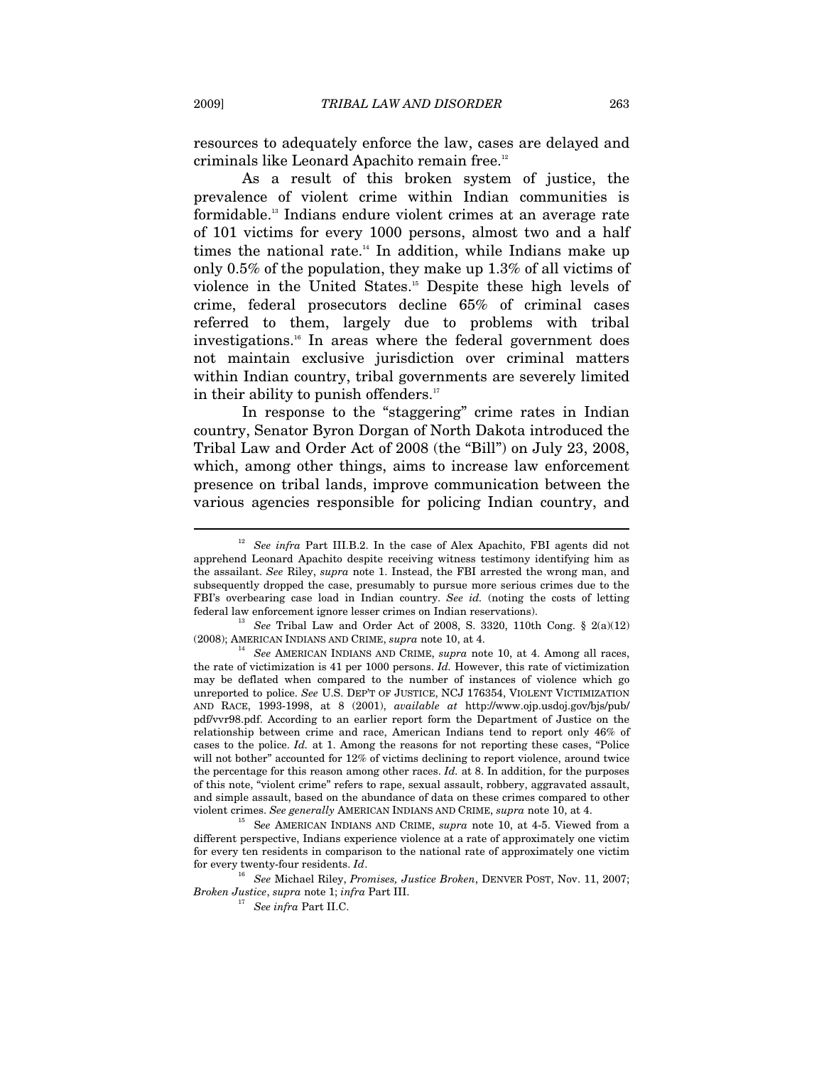resources to adequately enforce the law, cases are delayed and criminals like Leonard Apachito remain free.[12]

As a result of this broken system of justice, the prevalence of violent crime within Indian communities is formidable.[13] Indians endure violent crimes at an average rate of 101 victims for every 1000 persons, almost two and a half times the national rate.[14] In addition, while Indians make up only 0.5% of the population, they make up 1.3% of all victims of violence in the United States.[15] Despite these high levels of crime, federal prosecutors decline 65% of criminal cases referred to them, largely due to problems with tribal investigations.[16] In areas where the federal government does not maintain exclusive jurisdiction over criminal matters within Indian country, tribal governments are severely limited in their ability to punish offenders.[17]

In response to the "staggering" crime rates in Indian country, Senator Byron Dorgan of North Dakota introduced the Tribal Law and Order Act of 2008 (the "Bill") on July 23, 2008, which, among other things, aims to increase law enforcement presence on tribal lands, improve communication between the various agencies responsible for policing Indian country, and

---

[12] *See infra* Part III.B.2. In the case of Alex Apachito, FBI agents did not apprehend Leonard Apachito despite receiving witness testimony identifying him as the assailant. *See* Riley, *supra* note 1. Instead, the FBI arrested the wrong man, and subsequently dropped the case, presumably to pursue more serious crimes due to the FBI's overbearing case load in Indian country. *See id.* (noting the costs of letting federal law enforcement ignore lesser crimes on Indian reservations).

[13] *See* Tribal Law and Order Act of 2008, S. 3320, 110th Cong. § 2(a)(12) (2008); AMERICAN INDIANS AND CRIME, *supra* note 10, at 4.

[14] *See* AMERICAN INDIANS AND CRIME, *supra* note 10, at 4. Among all races, the rate of victimization is 41 per 1000 persons. *Id.* However, this rate of victimization may be deflated when compared to the number of instances of violence which go unreported to police. *See* U.S. DEP'T OF JUSTICE, NCJ 176354, VIOLENT VICTIMIZATION AND RACE, 1993-1998, at 8 (2001), *available at* http://www.ojp.usdoj.gov/bjs/pub/pdf/vvr98.pdf. According to an earlier report form the Department of Justice on the relationship between crime and race, American Indians tend to report only 46% of cases to the police. *Id.* at 1. Among the reasons for not reporting these cases, "Police will not bother" accounted for 12% of victims declining to report violence, around twice the percentage for this reason among other races. *Id.* at 8. In addition, for the purposes of this note, "violent crime" refers to rape, sexual assault, robbery, aggravated assault, and simple assault, based on the abundance of data on these crimes compared to other violent crimes. *See generally* AMERICAN INDIANS AND CRIME, *supra* note 10, at 4.

[15] See AMERICAN INDIANS AND CRIME, *supra* note 10, at 4-5. Viewed from a different perspective, Indians experience violence at a rate of approximately one victim for every ten residents in comparison to the national rate of approximately one victim for every twenty-four residents. *Id*.

[16] *See* Michael Riley, *Promises, Justice Broken*, DENVER POST, Nov. 11, 2007; *Broken Justice*, *supra* note 1; *infra* Part III.

[17] *See infra* Part II.C.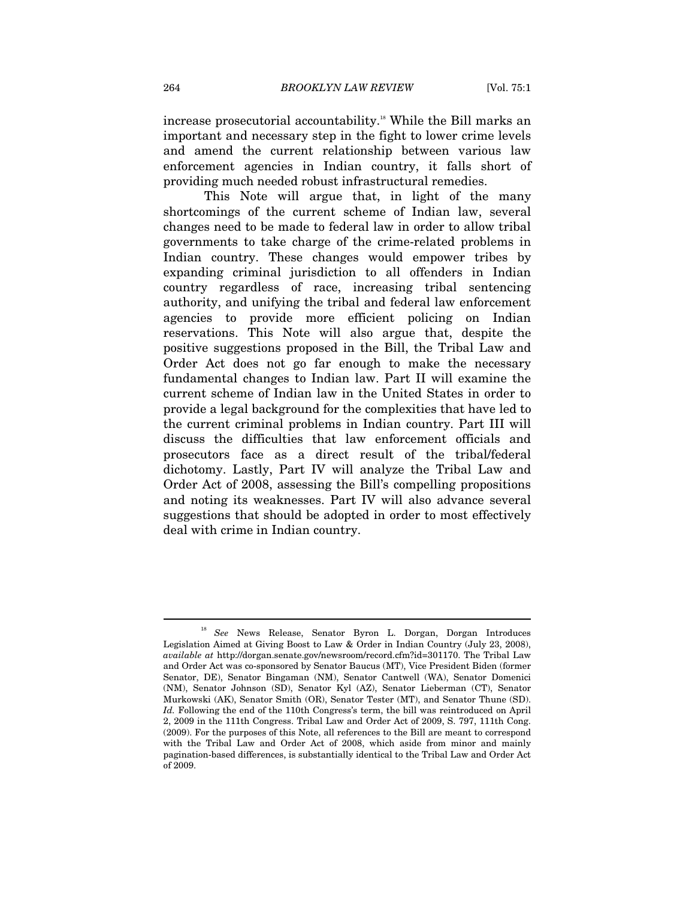increase prosecutorial accountability.[18] While the Bill marks an important and necessary step in the fight to lower crime levels and amend the current relationship between various law enforcement agencies in Indian country, it falls short of providing much needed robust infrastructural remedies.

This Note will argue that, in light of the many shortcomings of the current scheme of Indian law, several changes need to be made to federal law in order to allow tribal governments to take charge of the crime-related problems in Indian country. These changes would empower tribes by expanding criminal jurisdiction to all offenders in Indian country regardless of race, increasing tribal sentencing authority, and unifying the tribal and federal law enforcement agencies to provide more efficient policing on Indian reservations. This Note will also argue that, despite the positive suggestions proposed in the Bill, the Tribal Law and Order Act does not go far enough to make the necessary fundamental changes to Indian law. Part II will examine the current scheme of Indian law in the United States in order to provide a legal background for the complexities that have led to the current criminal problems in Indian country. Part III will discuss the difficulties that law enforcement officials and prosecutors face as a direct result of the tribal/federal dichotomy. Lastly, Part IV will analyze the Tribal Law and Order Act of 2008, assessing the Bill's compelling propositions and noting its weaknesses. Part IV will also advance several suggestions that should be adopted in order to most effectively deal with crime in Indian country.

---

[18] *See* News Release, Senator Byron L. Dorgan, Dorgan Introduces Legislation Aimed at Giving Boost to Law & Order in Indian Country (July 23, 2008), *available at* http://dorgan.senate.gov/newsroom/record.cfm?id=301170. The Tribal Law and Order Act was co-sponsored by Senator Baucus (MT), Vice President Biden (former Senator, DE), Senator Bingaman (NM), Senator Cantwell (WA), Senator Domenici (NM), Senator Johnson (SD), Senator Kyl (AZ), Senator Lieberman (CT), Senator Murkowski (AK), Senator Smith (OR), Senator Tester (MT), and Senator Thune (SD). *Id.* Following the end of the 110th Congress's term, the bill was reintroduced on April 2, 2009 in the 111th Congress. Tribal Law and Order Act of 2009, S. 797, 111th Cong. (2009). For the purposes of this Note, all references to the Bill are meant to correspond with the Tribal Law and Order Act of 2008, which aside from minor and mainly pagination-based differences, is substantially identical to the Tribal Law and Order Act of 2009.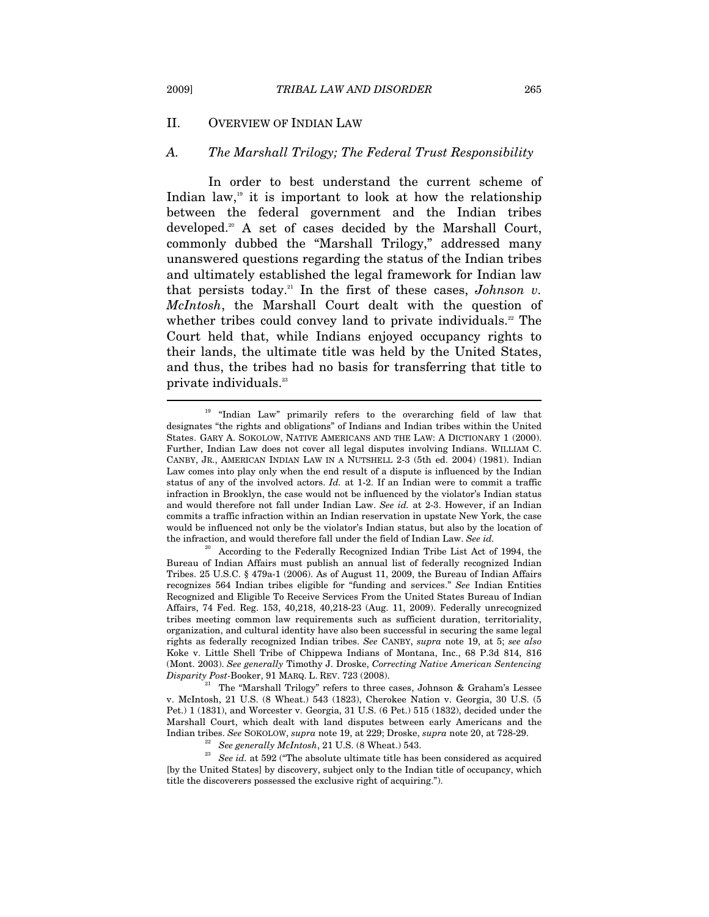## II. OVERVIEW OF INDIAN LAW

### *A. The Marshall Trilogy; The Federal Trust Responsibility*

In order to best understand the current scheme of Indian law,[19] it is important to look at how the relationship between the federal government and the Indian tribes developed.[20] A set of cases decided by the Marshall Court, commonly dubbed the "Marshall Trilogy," addressed many unanswered questions regarding the status of the Indian tribes and ultimately established the legal framework for Indian law that persists today.[21] In the first of these cases, *Johnson v. McIntosh*, the Marshall Court dealt with the question of whether tribes could convey land to private individuals.[22] The Court held that, while Indians enjoyed occupancy rights to their lands, the ultimate title was held by the United States, and thus, the tribes had no basis for transferring that title to private individuals.[23]

---

[19] "Indian Law" primarily refers to the overarching field of law that designates "the rights and obligations" of Indians and Indian tribes within the United States. GARY A. SOKOLOW, NATIVE AMERICANS AND THE LAW: A DICTIONARY 1 (2000). Further, Indian Law does not cover all legal disputes involving Indians. WILLIAM C. CANBY, JR., AMERICAN INDIAN LAW IN A NUTSHELL 2-3 (5th ed. 2004) (1981). Indian Law comes into play only when the end result of a dispute is influenced by the Indian status of any of the involved actors. *Id.* at 1-2. If an Indian were to commit a traffic infraction in Brooklyn, the case would not be influenced by the violator's Indian status and would therefore not fall under Indian Law. *See id.* at 2-3. However, if an Indian commits a traffic infraction within an Indian reservation in upstate New York, the case would be influenced not only be the violator's Indian status, but also by the location of the infraction, and would therefore fall under the field of Indian Law. *See id.*

[20] According to the Federally Recognized Indian Tribe List Act of 1994, the Bureau of Indian Affairs must publish an annual list of federally recognized Indian Tribes. 25 U.S.C. § 479a-1 (2006). As of August 11, 2009, the Bureau of Indian Affairs recognizes 564 Indian tribes eligible for "funding and services." *See* Indian Entities Recognized and Eligible To Receive Services From the United States Bureau of Indian Affairs, 74 Fed. Reg. 153, 40,218, 40,218-23 (Aug. 11, 2009). Federally unrecognized tribes meeting common law requirements such as sufficient duration, territoriality, organization, and cultural identity have also been successful in securing the same legal rights as federally recognized Indian tribes. *See* CANBY, *supra* note 19, at 5; *see also* Koke v. Little Shell Tribe of Chippewa Indians of Montana, Inc., 68 P.3d 814, 816 (Mont. 2003). *See generally* Timothy J. Droske, *Correcting Native American Sentencing Disparity Post-*Booker, 91 MARQ. L. REV. 723 (2008).

[21] The "Marshall Trilogy" refers to three cases, Johnson & Graham's Lessee v. McIntosh, 21 U.S. (8 Wheat.) 543 (1823), Cherokee Nation v. Georgia, 30 U.S. (5 Pet.) 1 (1831), and Worcester v. Georgia, 31 U.S. (6 Pet.) 515 (1832), decided under the Marshall Court, which dealt with land disputes between early Americans and the Indian tribes. *See* SOKOLOW, *supra* note 19, at 229; Droske, *supra* note 20, at 728-29.

[22] *See generally McIntosh*, 21 U.S. (8 Wheat.) 543.

[23] *See id.* at 592 ("The absolute ultimate title has been considered as acquired [by the United States] by discovery, subject only to the Indian title of occupancy, which title the discoverers possessed the exclusive right of acquiring.").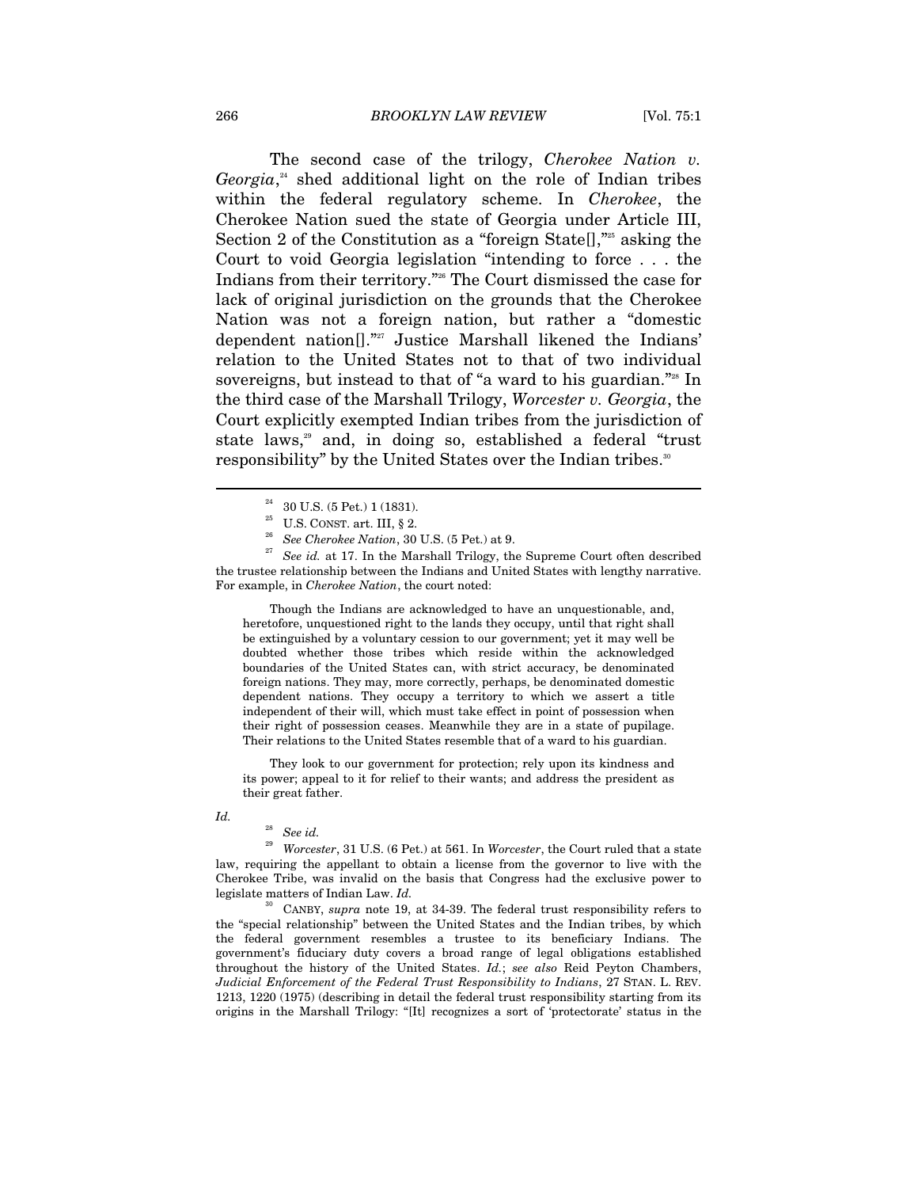The second case of the trilogy, *Cherokee Nation v. Georgia*,[24] shed additional light on the role of Indian tribes within the federal regulatory scheme. In *Cherokee*, the Cherokee Nation sued the state of Georgia under Article III, Section 2 of the Constitution as a "foreign State[],"[25] asking the Court to void Georgia legislation "intending to force . . . the Indians from their territory."[26] The Court dismissed the case for lack of original jurisdiction on the grounds that the Cherokee Nation was not a foreign nation, but rather a "domestic dependent nation[]."[27] Justice Marshall likened the Indians' relation to the United States not to that of two individual sovereigns, but instead to that of "a ward to his guardian."[28] In the third case of the Marshall Trilogy, *Worcester v. Georgia*, the Court explicitly exempted Indian tribes from the jurisdiction of state laws,[29] and, in doing so, established a federal "trust responsibility" by the United States over the Indian tribes.[30]

---

[24] 30 U.S. (5 Pet.) 1 (1831).

[25] U.S. CONST. art. III, § 2.

[26] *See Cherokee Nation*, 30 U.S. (5 Pet.) at 9.

[27] *See id.* at 17. In the Marshall Trilogy, the Supreme Court often described the trustee relationship between the Indians and United States with lengthy narrative. For example, in *Cherokee Nation*, the court noted:

> Though the Indians are acknowledged to have an unquestionable, and, heretofore, unquestioned right to the lands they occupy, until that right shall be extinguished by a voluntary cession to our government; yet it may well be doubted whether those tribes which reside within the acknowledged boundaries of the United States can, with strict accuracy, be denominated foreign nations. They may, more correctly, perhaps, be denominated domestic dependent nations. They occupy a territory to which we assert a title independent of their will, which must take effect in point of possession when their right of possession ceases. Meanwhile they are in a state of pupilage. Their relations to the United States resemble that of a ward to his guardian.
>
> They look to our government for protection; rely upon its kindness and its power; appeal to it for relief to their wants; and address the president as their great father.

*Id.*

[28] *See id.*

[29] *Worcester*, 31 U.S. (6 Pet.) at 561. In *Worcester*, the Court ruled that a state law, requiring the appellant to obtain a license from the governor to live with the Cherokee Tribe, was invalid on the basis that Congress had the exclusive power to legislate matters of Indian Law. *Id.*

[30] CANBY, *supra* note 19, at 34-39. The federal trust responsibility refers to the "special relationship" between the United States and the Indian tribes, by which the federal government resembles a trustee to its beneficiary Indians. The government's fiduciary duty covers a broad range of legal obligations established throughout the history of the United States. *Id.*; *see also* Reid Peyton Chambers, *Judicial Enforcement of the Federal Trust Responsibility to Indians*, 27 STAN. L. REV. 1213, 1220 (1975) (describing in detail the federal trust responsibility starting from its origins in the Marshall Trilogy: "[It] recognizes a sort of 'protectorate' status in the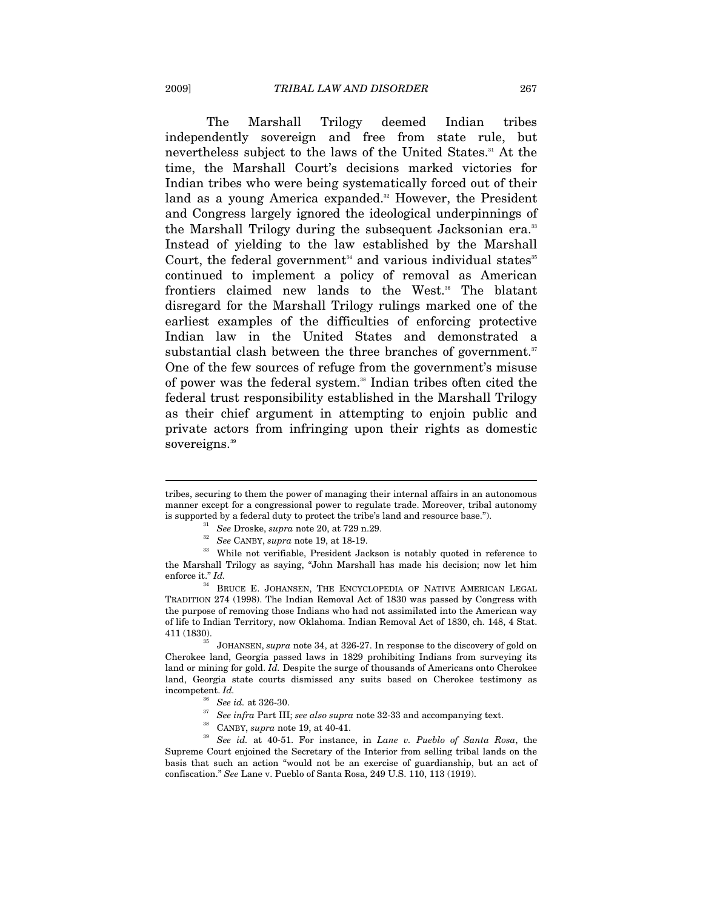The Marshall Trilogy deemed Indian tribes independently sovereign and free from state rule, but nevertheless subject to the laws of the United States.[31] At the time, the Marshall Court's decisions marked victories for Indian tribes who were being systematically forced out of their land as a young America expanded.[32] However, the President and Congress largely ignored the ideological underpinnings of the Marshall Trilogy during the subsequent Jacksonian era.[33] Instead of yielding to the law established by the Marshall Court, the federal government[34] and various individual states[35] continued to implement a policy of removal as American frontiers claimed new lands to the West.[36] The blatant disregard for the Marshall Trilogy rulings marked one of the earliest examples of the difficulties of enforcing protective Indian law in the United States and demonstrated a substantial clash between the three branches of government.[37] One of the few sources of refuge from the government's misuse of power was the federal system.[38] Indian tribes often cited the federal trust responsibility established in the Marshall Trilogy as their chief argument in attempting to enjoin public and private actors from infringing upon their rights as domestic sovereigns.[39]

---

tribes, securing to them the power of managing their internal affairs in an autonomous manner except for a congressional power to regulate trade. Moreover, tribal autonomy is supported by a federal duty to protect the tribe's land and resource base.").

[31] *See* Droske, *supra* note 20, at 729 n.29.

[32] *See* CANBY, *supra* note 19, at 18-19.

[33] While not verifiable, President Jackson is notably quoted in reference to the Marshall Trilogy as saying, "John Marshall has made his decision; now let him enforce it." *Id.*

[34] BRUCE E. JOHANSEN, THE ENCYCLOPEDIA OF NATIVE AMERICAN LEGAL TRADITION 274 (1998). The Indian Removal Act of 1830 was passed by Congress with the purpose of removing those Indians who had not assimilated into the American way of life to Indian Territory, now Oklahoma. Indian Removal Act of 1830, ch. 148, 4 Stat. 411 (1830).

[35] JOHANSEN, *supra* note 34, at 326-27. In response to the discovery of gold on Cherokee land, Georgia passed laws in 1829 prohibiting Indians from surveying its land or mining for gold. *Id.* Despite the surge of thousands of Americans onto Cherokee land, Georgia state courts dismissed any suits based on Cherokee testimony as incompetent. *Id.*

[36] *See id.* at 326-30.

[37] *See infra* Part III; *see also supra* note 32-33 and accompanying text.

[38] CANBY, *supra* note 19, at 40-41.

[39] *See id.* at 40-51. For instance, in *Lane v. Pueblo of Santa Rosa*, the Supreme Court enjoined the Secretary of the Interior from selling tribal lands on the basis that such an action "would not be an exercise of guardianship, but an act of confiscation." *See* Lane v. Pueblo of Santa Rosa, 249 U.S. 110, 113 (1919).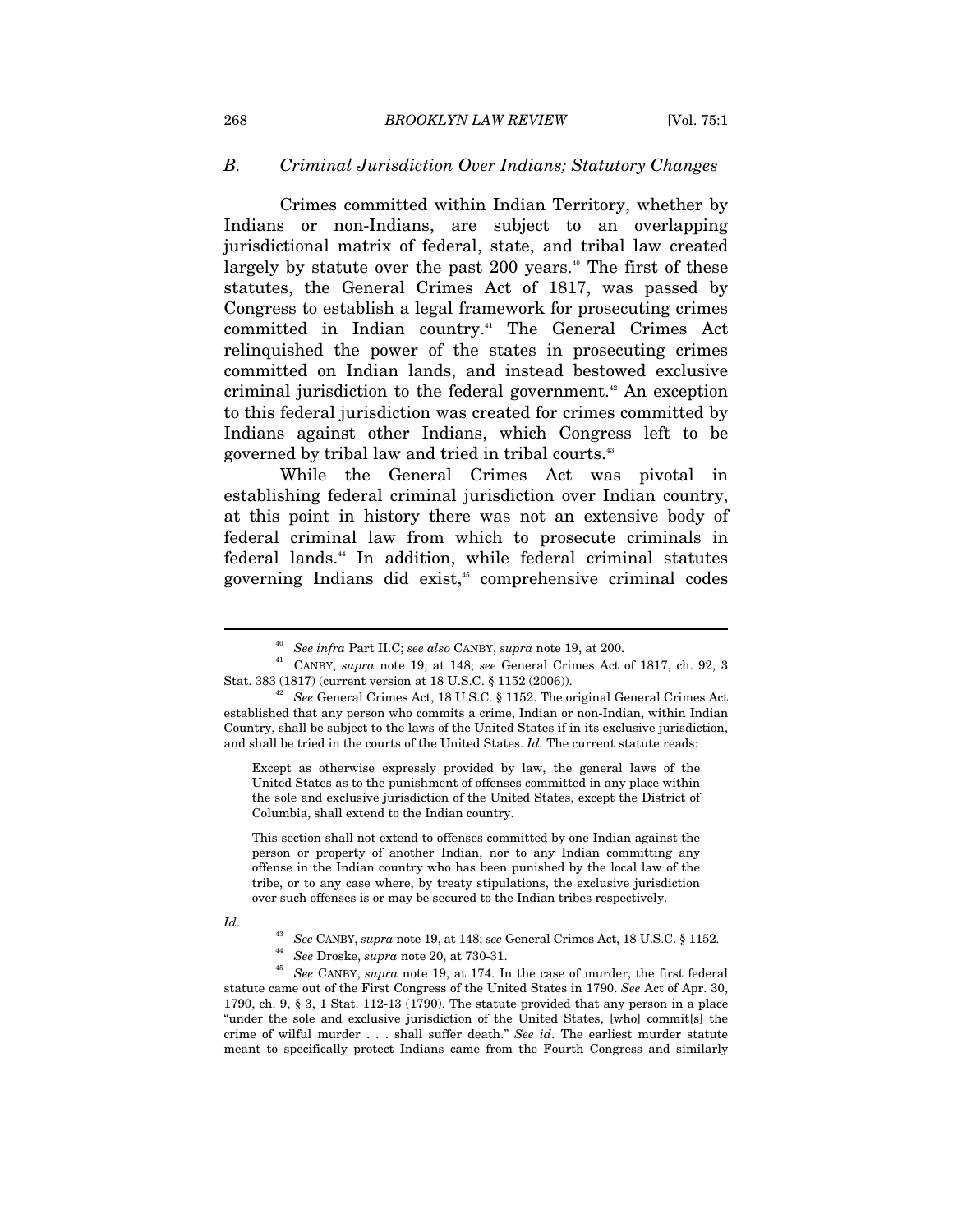### B. *Criminal Jurisdiction Over Indians; Statutory Changes*

Crimes committed within Indian Territory, whether by Indians or non-Indians, are subject to an overlapping jurisdictional matrix of federal, state, and tribal law created largely by statute over the past 200 years.[40] The first of these statutes, the General Crimes Act of 1817, was passed by Congress to establish a legal framework for prosecuting crimes committed in Indian country.[41] The General Crimes Act relinquished the power of the states in prosecuting crimes committed on Indian lands, and instead bestowed exclusive criminal jurisdiction to the federal government.[42] An exception to this federal jurisdiction was created for crimes committed by Indians against other Indians, which Congress left to be governed by tribal law and tried in tribal courts.[43]

While the General Crimes Act was pivotal in establishing federal criminal jurisdiction over Indian country, at this point in history there was not an extensive body of federal criminal law from which to prosecute criminals in federal lands.[44] In addition, while federal criminal statutes governing Indians did exist,[45] comprehensive criminal codes

---

[40] *See infra* Part II.C; *see also* CANBY, *supra* note 19, at 200.

[41] CANBY, *supra* note 19, at 148; *see* General Crimes Act of 1817, ch. 92, 3 Stat. 383 (1817) (current version at 18 U.S.C. § 1152 (2006)).

[42] *See* General Crimes Act, 18 U.S.C. § 1152. The original General Crimes Act established that any person who commits a crime, Indian or non-Indian, within Indian Country, shall be subject to the laws of the United States if in its exclusive jurisdiction, and shall be tried in the courts of the United States. *Id.* The current statute reads:

> Except as otherwise expressly provided by law, the general laws of the United States as to the punishment of offenses committed in any place within the sole and exclusive jurisdiction of the United States, except the District of Columbia, shall extend to the Indian country.
>
> This section shall not extend to offenses committed by one Indian against the person or property of another Indian, nor to any Indian committing any offense in the Indian country who has been punished by the local law of the tribe, or to any case where, by treaty stipulations, the exclusive jurisdiction over such offenses is or may be secured to the Indian tribes respectively.

*Id*.

[43] *See* CANBY, *supra* note 19, at 148; *see* General Crimes Act, 18 U.S.C. § 1152.

[44] *See* Droske, *supra* note 20, at 730-31.

[45] *See* CANBY, *supra* note 19, at 174. In the case of murder, the first federal statute came out of the First Congress of the United States in 1790. *See* Act of Apr. 30, 1790, ch. 9, § 3, 1 Stat. 112-13 (1790). The statute provided that any person in a place "under the sole and exclusive jurisdiction of the United States, [who] commit[s] the crime of wilful murder . . . shall suffer death." *See id*. The earliest murder statute meant to specifically protect Indians came from the Fourth Congress and similarly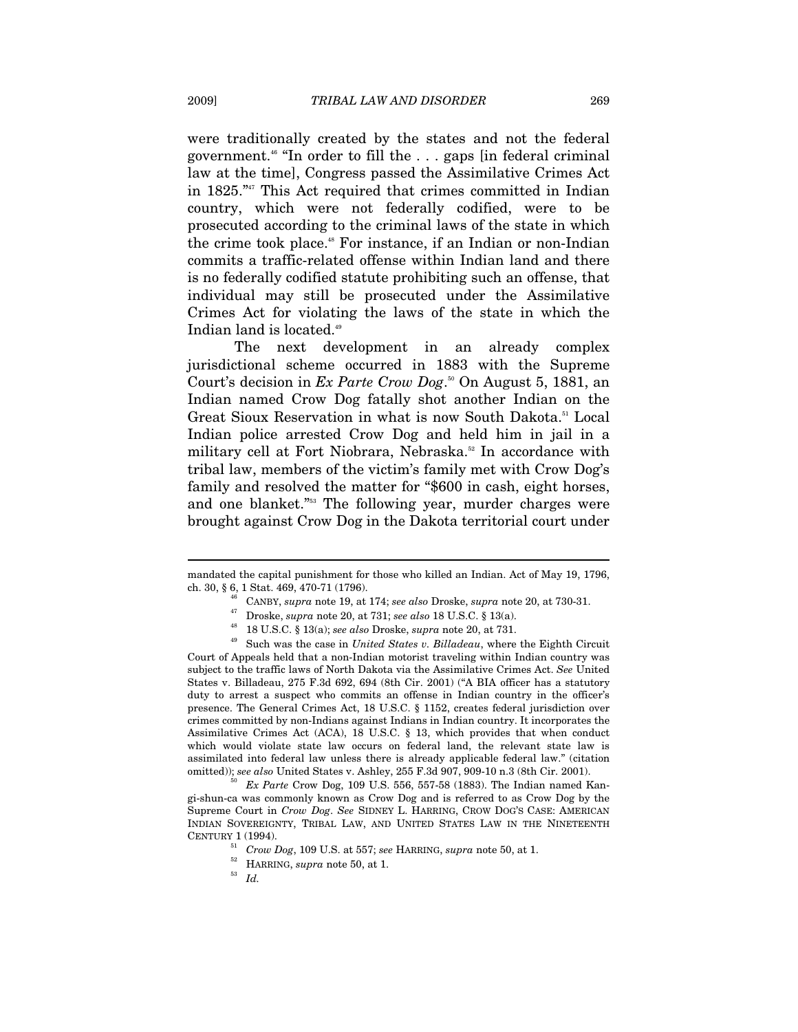were traditionally created by the states and not the federal government.[46] "In order to fill the . . . gaps [in federal criminal law at the time], Congress passed the Assimilative Crimes Act in 1825."[47] This Act required that crimes committed in Indian country, which were not federally codified, were to be prosecuted according to the criminal laws of the state in which the crime took place.[48] For instance, if an Indian or non-Indian commits a traffic-related offense within Indian land and there is no federally codified statute prohibiting such an offense, that individual may still be prosecuted under the Assimilative Crimes Act for violating the laws of the state in which the Indian land is located.[49]

The next development in an already complex jurisdictional scheme occurred in 1883 with the Supreme Court's decision in *Ex Parte Crow Dog*.[50] On August 5, 1881, an Indian named Crow Dog fatally shot another Indian on the Great Sioux Reservation in what is now South Dakota.[51] Local Indian police arrested Crow Dog and held him in jail in a military cell at Fort Niobrara, Nebraska.[52] In accordance with tribal law, members of the victim's family met with Crow Dog's family and resolved the matter for "$600 in cash, eight horses, and one blanket."[53] The following year, murder charges were brought against Crow Dog in the Dakota territorial court under

---

mandated the capital punishment for those who killed an Indian. Act of May 19, 1796, ch. 30, § 6, 1 Stat. 469, 470-71 (1796).

[46] CANBY, *supra* note 19, at 174; *see also* Droske, *supra* note 20, at 730-31.

[47] Droske, *supra* note 20, at 731; *see also* 18 U.S.C. § 13(a).

[48] 18 U.S.C. § 13(a); *see also* Droske, *supra* note 20, at 731.

[49] Such was the case in *United States v. Billadeau*, where the Eighth Circuit Court of Appeals held that a non-Indian motorist traveling within Indian country was subject to the traffic laws of North Dakota via the Assimilative Crimes Act. *See* United States v. Billadeau, 275 F.3d 692, 694 (8th Cir. 2001) ("A BIA officer has a statutory duty to arrest a suspect who commits an offense in Indian country in the officer's presence. The General Crimes Act, 18 U.S.C. § 1152, creates federal jurisdiction over crimes committed by non-Indians against Indians in Indian country. It incorporates the Assimilative Crimes Act (ACA), 18 U.S.C. § 13, which provides that when conduct which would violate state law occurs on federal land, the relevant state law is assimilated into federal law unless there is already applicable federal law." (citation omitted)); *see also* United States v. Ashley, 255 F.3d 907, 909-10 n.3 (8th Cir. 2001).

[50] *Ex Parte* Crow Dog, 109 U.S. 556, 557-58 (1883). The Indian named Kan-gi-shun-ca was commonly known as Crow Dog and is referred to as Crow Dog by the Supreme Court in *Crow Dog*. *See* SIDNEY L. HARRING, CROW DOG'S CASE: AMERICAN INDIAN SOVEREIGNTY, TRIBAL LAW, AND UNITED STATES LAW IN THE NINETEENTH CENTURY 1 (1994).

[51] *Crow Dog*, 109 U.S. at 557; *see* HARRING, *supra* note 50, at 1.

[52] HARRING, *supra* note 50, at 1.

[53] *Id.*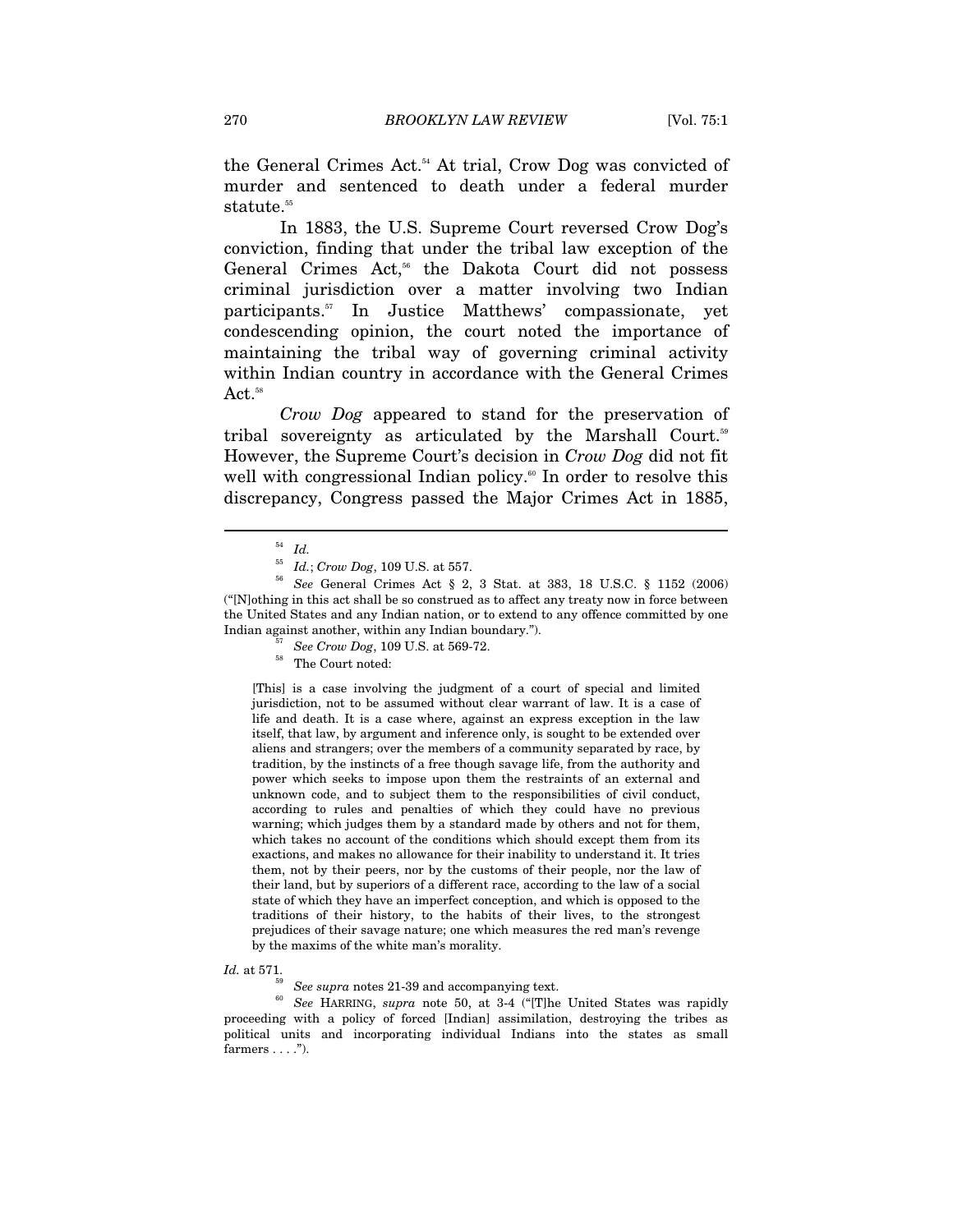the General Crimes Act.[54] At trial, Crow Dog was convicted of murder and sentenced to death under a federal murder statute.[55]

In 1883, the U.S. Supreme Court reversed Crow Dog's conviction, finding that under the tribal law exception of the General Crimes Act,[56] the Dakota Court did not possess criminal jurisdiction over a matter involving two Indian participants.[57] In Justice Matthews' compassionate, yet condescending opinion, the court noted the importance of maintaining the tribal way of governing criminal activity within Indian country in accordance with the General Crimes Act.[58]

*Crow Dog* appeared to stand for the preservation of tribal sovereignty as articulated by the Marshall Court.[59] However, the Supreme Court's decision in *Crow Dog* did not fit well with congressional Indian policy.[60] In order to resolve this discrepancy, Congress passed the Major Crimes Act in 1885,

---

[54] *Id.*

[55] *Id.*; *Crow Dog*, 109 U.S. at 557.

[56] *See* General Crimes Act § 2, 3 Stat. at 383, 18 U.S.C. § 1152 (2006) ("[N]othing in this act shall be so construed as to affect any treaty now in force between the United States and any Indian nation, or to extend to any offence committed by one Indian against another, within any Indian boundary.").

[57] *See Crow Dog*, 109 U.S. at 569-72.

[58] The Court noted:

> [This] is a case involving the judgment of a court of special and limited jurisdiction, not to be assumed without clear warrant of law. It is a case of life and death. It is a case where, against an express exception in the law itself, that law, by argument and inference only, is sought to be extended over aliens and strangers; over the members of a community separated by race, by tradition, by the instincts of a free though savage life, from the authority and power which seeks to impose upon them the restraints of an external and unknown code, and to subject them to the responsibilities of civil conduct, according to rules and penalties of which they could have no previous warning; which judges them by a standard made by others and not for them, which takes no account of the conditions which should except them from its exactions, and makes no allowance for their inability to understand it. It tries them, not by their peers, nor by the customs of their people, nor the law of their land, but by superiors of a different race, according to the law of a social state of which they have an imperfect conception, and which is opposed to the traditions of their history, to the habits of their lives, to the strongest prejudices of their savage nature; one which measures the red man's revenge by the maxims of the white man's morality.

*Id.* at 571.

[59] *See supra* notes 21-39 and accompanying text.

[60] *See* HARRING, *supra* note 50, at 3-4 ("[T]he United States was rapidly proceeding with a policy of forced [Indian] assimilation, destroying the tribes as political units and incorporating individual Indians into the states as small farmers . . . .").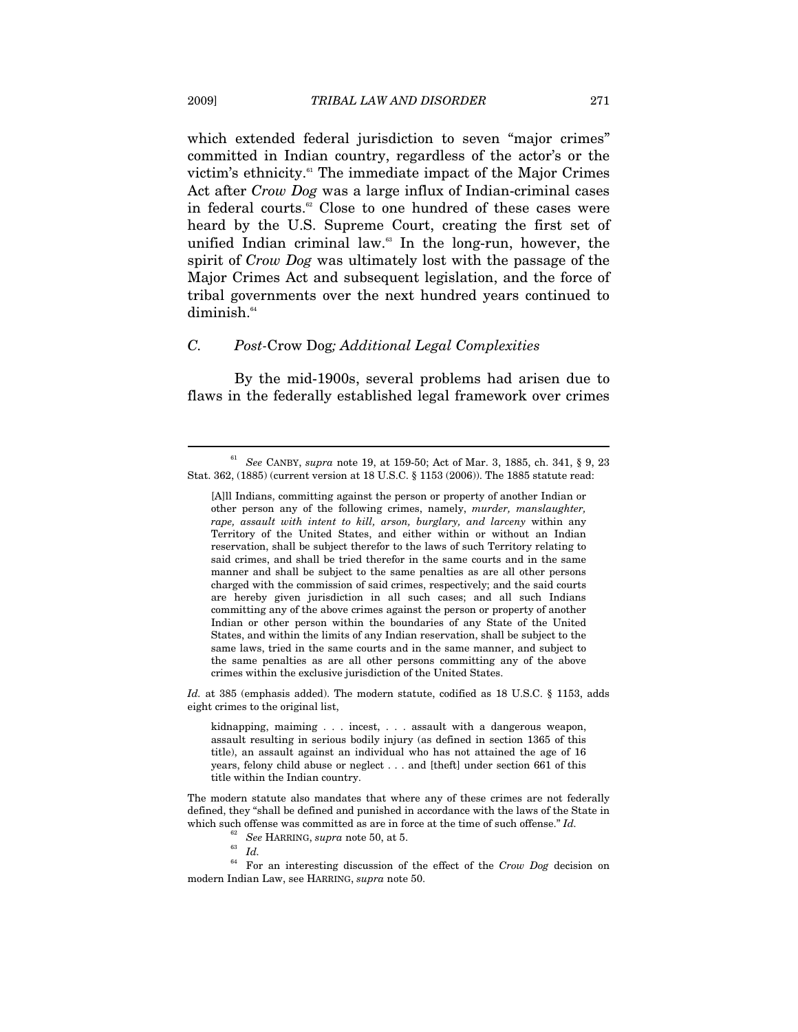which extended federal jurisdiction to seven "major crimes" committed in Indian country, regardless of the actor's or the victim's ethnicity.[61] The immediate impact of the Major Crimes Act after *Crow Dog* was a large influx of Indian-criminal cases in federal courts.[62] Close to one hundred of these cases were heard by the U.S. Supreme Court, creating the first set of unified Indian criminal law.[63] In the long-run, however, the spirit of *Crow Dog* was ultimately lost with the passage of the Major Crimes Act and subsequent legislation, and the force of tribal governments over the next hundred years continued to diminish.[64]

### *C. Post-*Crow Dog*; Additional Legal Complexities*

By the mid-1900s, several problems had arisen due to flaws in the federally established legal framework over crimes

---

[61] *See* CANBY, *supra* note 19, at 159-50; Act of Mar. 3, 1885, ch. 341, § 9, 23 Stat. 362, (1885) (current version at 18 U.S.C. § 1153 (2006)). The 1885 statute read:

> [A]ll Indians, committing against the person or property of another Indian or other person any of the following crimes, namely, *murder, manslaughter, rape, assault with intent to kill, arson, burglary, and larceny* within any Territory of the United States, and either within or without an Indian reservation, shall be subject therefor to the laws of such Territory relating to said crimes, and shall be tried therefor in the same courts and in the same manner and shall be subject to the same penalties as are all other persons charged with the commission of said crimes, respectively; and the said courts are hereby given jurisdiction in all such cases; and all such Indians committing any of the above crimes against the person or property of another Indian or other person within the boundaries of any State of the United States, and within the limits of any Indian reservation, shall be subject to the same laws, tried in the same courts and in the same manner, and subject to the same penalties as are all other persons committing any of the above crimes within the exclusive jurisdiction of the United States.

*Id.* at 385 (emphasis added). The modern statute, codified as 18 U.S.C. § 1153, adds eight crimes to the original list,

> kidnapping, maiming . . . incest, . . . assault with a dangerous weapon, assault resulting in serious bodily injury (as defined in section 1365 of this title), an assault against an individual who has not attained the age of 16 years, felony child abuse or neglect . . . and [theft] under section 661 of this title within the Indian country.

The modern statute also mandates that where any of these crimes are not federally defined, they "shall be defined and punished in accordance with the laws of the State in which such offense was committed as are in force at the time of such offense." *Id.*

[62] *See* HARRING, *supra* note 50, at 5.

[63] *Id.*

[64] For an interesting discussion of the effect of the *Crow Dog* decision on modern Indian Law, see HARRING, *supra* note 50.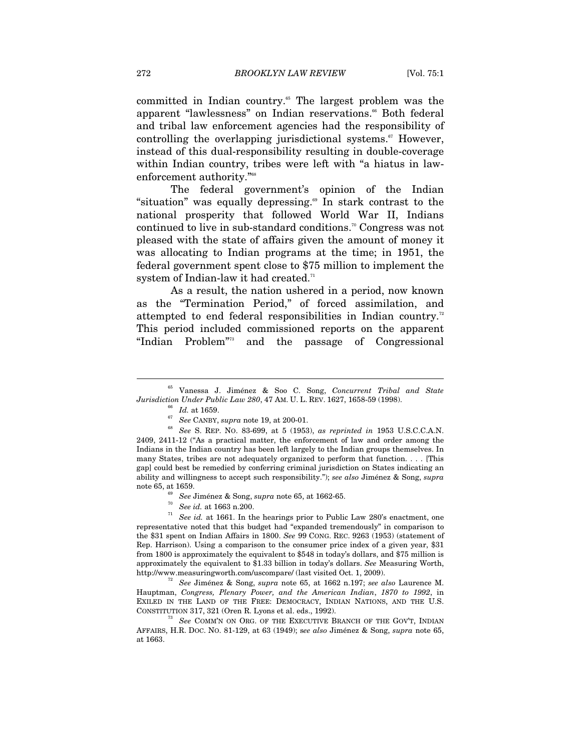committed in Indian country.[65] The largest problem was the apparent "lawlessness" on Indian reservations.[66] Both federal and tribal law enforcement agencies had the responsibility of controlling the overlapping jurisdictional systems.[67] However, instead of this dual-responsibility resulting in double-coverage within Indian country, tribes were left with "a hiatus in law-enforcement authority."[68]

The federal government's opinion of the Indian "situation" was equally depressing.[69] In stark contrast to the national prosperity that followed World War II, Indians continued to live in sub-standard conditions.[70] Congress was not pleased with the state of affairs given the amount of money it was allocating to Indian programs at the time; in 1951, the federal government spent close to $75 million to implement the system of Indian-law it had created.[71]

As a result, the nation ushered in a period, now known as the "Termination Period," of forced assimilation, and attempted to end federal responsibilities in Indian country.[72] This period included commissioned reports on the apparent "Indian Problem"[73] and the passage of Congressional

---

[65] Vanessa J. Jiménez & Soo C. Song, *Concurrent Tribal and State Jurisdiction Under Public Law 280*, 47 AM. U. L. REV. 1627, 1658-59 (1998).

[66] *Id.* at 1659.

[67] *See* CANBY, *supra* note 19, at 200-01.

[68] *See* S. REP. NO. 83-699, at 5 (1953), *as reprinted in* 1953 U.S.C.C.A.N. 2409, 2411-12 ("As a practical matter, the enforcement of law and order among the Indians in the Indian country has been left largely to the Indian groups themselves. In many States, tribes are not adequately organized to perform that function. . . . [This gap] could best be remedied by conferring criminal jurisdiction on States indicating an ability and willingness to accept such responsibility."); *see also* Jiménez & Song, *supra* note 65, at 1659.

[69] *See* Jiménez & Song, *supra* note 65, at 1662-65.

[70] *See id.* at 1663 n.200.

[71] *See id.* at 1661. In the hearings prior to Public Law 280's enactment, one representative noted that this budget had "expanded tremendously" in comparison to the $31 spent on Indian Affairs in 1800. *See* 99 CONG. REC. 9263 (1953) (statement of Rep. Harrison). Using a comparison to the consumer price index of a given year, $31 from 1800 is approximately the equivalent to $548 in today's dollars, and $75 million is approximately the equivalent to $1.33 billion in today's dollars. *See* Measuring Worth, http://www.measuringworth.com/uscompare/ (last visited Oct. 1, 2009).

[72] *See* Jiménez & Song, *supra* note 65, at 1662 n.197; *see also* Laurence M. Hauptman, *Congress, Plenary Power, and the American Indian*, *1870 to 1992*, in EXILED IN THE LAND OF THE FREE: DEMOCRACY, INDIAN NATIONS, AND THE U.S. CONSTITUTION 317, 321 (Oren R. Lyons et al. eds., 1992).

[73] *See* COMM'N ON ORG. OF THE EXECUTIVE BRANCH OF THE GOV'T, INDIAN AFFAIRS, H.R. DOC. NO. 81-129, at 63 (1949); s*ee also* Jiménez & Song, *supra* note 65, at 1663.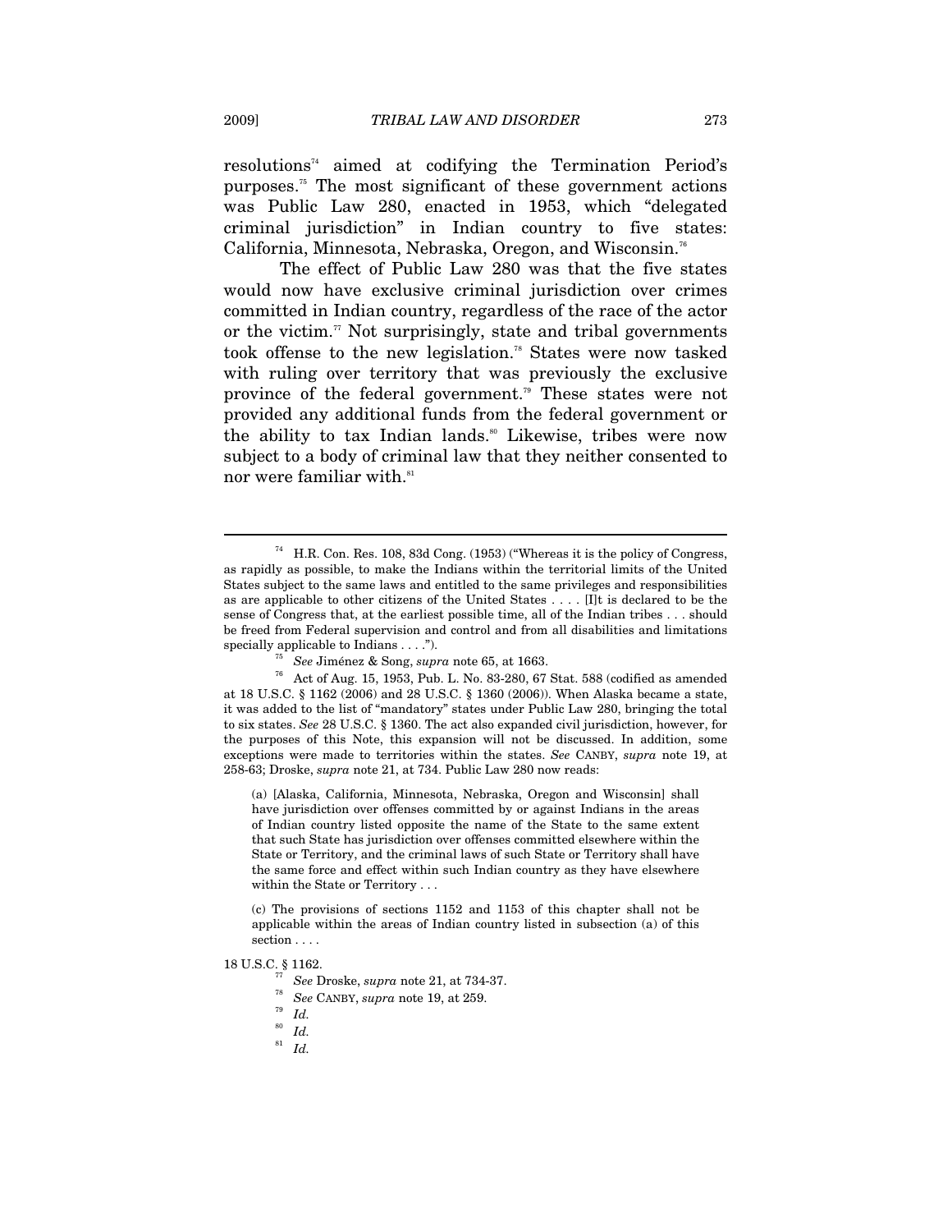resolutions[74] aimed at codifying the Termination Period's purposes.[75] The most significant of these government actions was Public Law 280, enacted in 1953, which "delegated criminal jurisdiction" in Indian country to five states: California, Minnesota, Nebraska, Oregon, and Wisconsin.[76]

The effect of Public Law 280 was that the five states would now have exclusive criminal jurisdiction over crimes committed in Indian country, regardless of the race of the actor or the victim.[77] Not surprisingly, state and tribal governments took offense to the new legislation.[78] States were now tasked with ruling over territory that was previously the exclusive province of the federal government.[79] These states were not provided any additional funds from the federal government or the ability to tax Indian lands.[80] Likewise, tribes were now subject to a body of criminal law that they neither consented to nor were familiar with.[81]

---

[74] H.R. Con. Res. 108, 83d Cong. (1953) ("Whereas it is the policy of Congress, as rapidly as possible, to make the Indians within the territorial limits of the United States subject to the same laws and entitled to the same privileges and responsibilities as are applicable to other citizens of the United States . . . . [I]t is declared to be the sense of Congress that, at the earliest possible time, all of the Indian tribes . . . should be freed from Federal supervision and control and from all disabilities and limitations specially applicable to Indians . . . .").

[75] *See* Jiménez & Song, *supra* note 65, at 1663.

[76] Act of Aug. 15, 1953, Pub. L. No. 83-280, 67 Stat. 588 (codified as amended at 18 U.S.C. § 1162 (2006) and 28 U.S.C. § 1360 (2006)). When Alaska became a state, it was added to the list of "mandatory" states under Public Law 280, bringing the total to six states. *See* 28 U.S.C. § 1360. The act also expanded civil jurisdiction, however, for the purposes of this Note, this expansion will not be discussed. In addition, some exceptions were made to territories within the states. *See* CANBY, *supra* note 19, at 258-63; Droske, *supra* note 21, at 734. Public Law 280 now reads:

> (a) [Alaska, California, Minnesota, Nebraska, Oregon and Wisconsin] shall have jurisdiction over offenses committed by or against Indians in the areas of Indian country listed opposite the name of the State to the same extent that such State has jurisdiction over offenses committed elsewhere within the State or Territory, and the criminal laws of such State or Territory shall have the same force and effect within such Indian country as they have elsewhere within the State or Territory . . .
>
> (c) The provisions of sections 1152 and 1153 of this chapter shall not be applicable within the areas of Indian country listed in subsection (a) of this section . . . .

18 U.S.C. § 1162.

[77] *See* Droske, *supra* note 21, at 734-37.

[78] *See* CANBY, *supra* note 19, at 259.

[79] *Id.*

[80] *Id.*

[81] *Id.*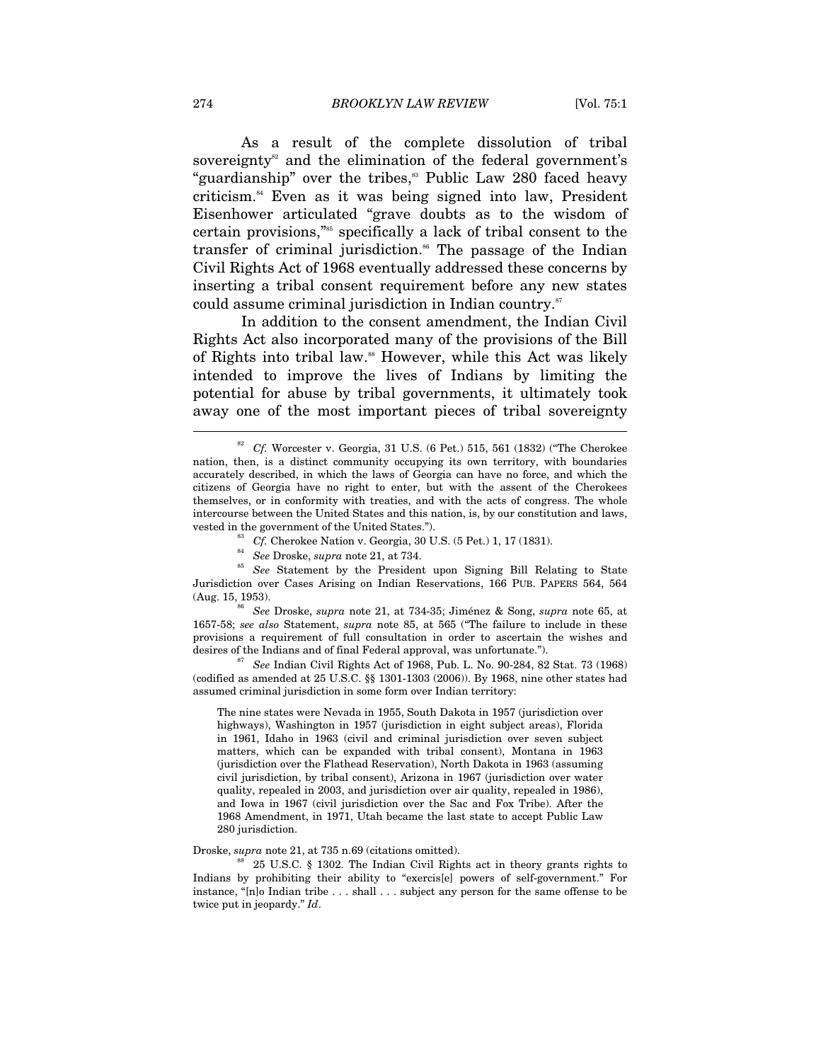As a result of the complete dissolution of tribal sovereignty[82] and the elimination of the federal government's "guardianship" over the tribes,[83] Public Law 280 faced heavy criticism.[84] Even as it was being signed into law, President Eisenhower articulated "grave doubts as to the wisdom of certain provisions,"[85] specifically a lack of tribal consent to the transfer of criminal jurisdiction.[86] The passage of the Indian Civil Rights Act of 1968 eventually addressed these concerns by inserting a tribal consent requirement before any new states could assume criminal jurisdiction in Indian country.[87]

In addition to the consent amendment, the Indian Civil Rights Act also incorporated many of the provisions of the Bill of Rights into tribal law.[88] However, while this Act was likely intended to improve the lives of Indians by limiting the potential for abuse by tribal governments, it ultimately took away one of the most important pieces of tribal sovereignty

---

[82] *Cf.* Worcester v. Georgia, 31 U.S. (6 Pet.) 515, 561 (1832) ("The Cherokee nation, then, is a distinct community occupying its own territory, with boundaries accurately described, in which the laws of Georgia can have no force, and which the citizens of Georgia have no right to enter, but with the assent of the Cherokees themselves, or in conformity with treaties, and with the acts of congress. The whole intercourse between the United States and this nation, is, by our constitution and laws, vested in the government of the United States.").

[83] *Cf.* Cherokee Nation v. Georgia, 30 U.S. (5 Pet.) 1, 17 (1831).

[84] *See* Droske, *supra* note 21, at 734.

[85] *See* Statement by the President upon Signing Bill Relating to State Jurisdiction over Cases Arising on Indian Reservations, 166 PUB. PAPERS 564, 564 (Aug. 15, 1953).

[86] *See* Droske, *supra* note 21, at 734-35; Jiménez & Song, *supra* note 65, at 1657-58; *see also* Statement, *supra* note 85, at 565 ("The failure to include in these provisions a requirement of full consultation in order to ascertain the wishes and desires of the Indians and of final Federal approval, was unfortunate.").

[87] *See* Indian Civil Rights Act of 1968, Pub. L. No. 90-284, 82 Stat. 73 (1968) (codified as amended at 25 U.S.C. §§ 1301-1303 (2006)). By 1968, nine other states had assumed criminal jurisdiction in some form over Indian territory:

> The nine states were Nevada in 1955, South Dakota in 1957 (jurisdiction over highways), Washington in 1957 (jurisdiction in eight subject areas), Florida in 1961, Idaho in 1963 (civil and criminal jurisdiction over seven subject matters, which can be expanded with tribal consent), Montana in 1963 (jurisdiction over the Flathead Reservation), North Dakota in 1963 (assuming civil jurisdiction, by tribal consent), Arizona in 1967 (jurisdiction over water quality, repealed in 2003, and jurisdiction over air quality, repealed in 1986), and Iowa in 1967 (civil jurisdiction over the Sac and Fox Tribe). After the 1968 Amendment, in 1971, Utah became the last state to accept Public Law 280 jurisdiction.

Droske, *supra* note 21, at 735 n.69 (citations omitted).

[88] 25 U.S.C. § 1302. The Indian Civil Rights act in theory grants rights to Indians by prohibiting their ability to "exercis[e] powers of self-government." For instance, "[n]o Indian tribe . . . shall . . . subject any person for the same offense to be twice put in jeopardy." *Id*.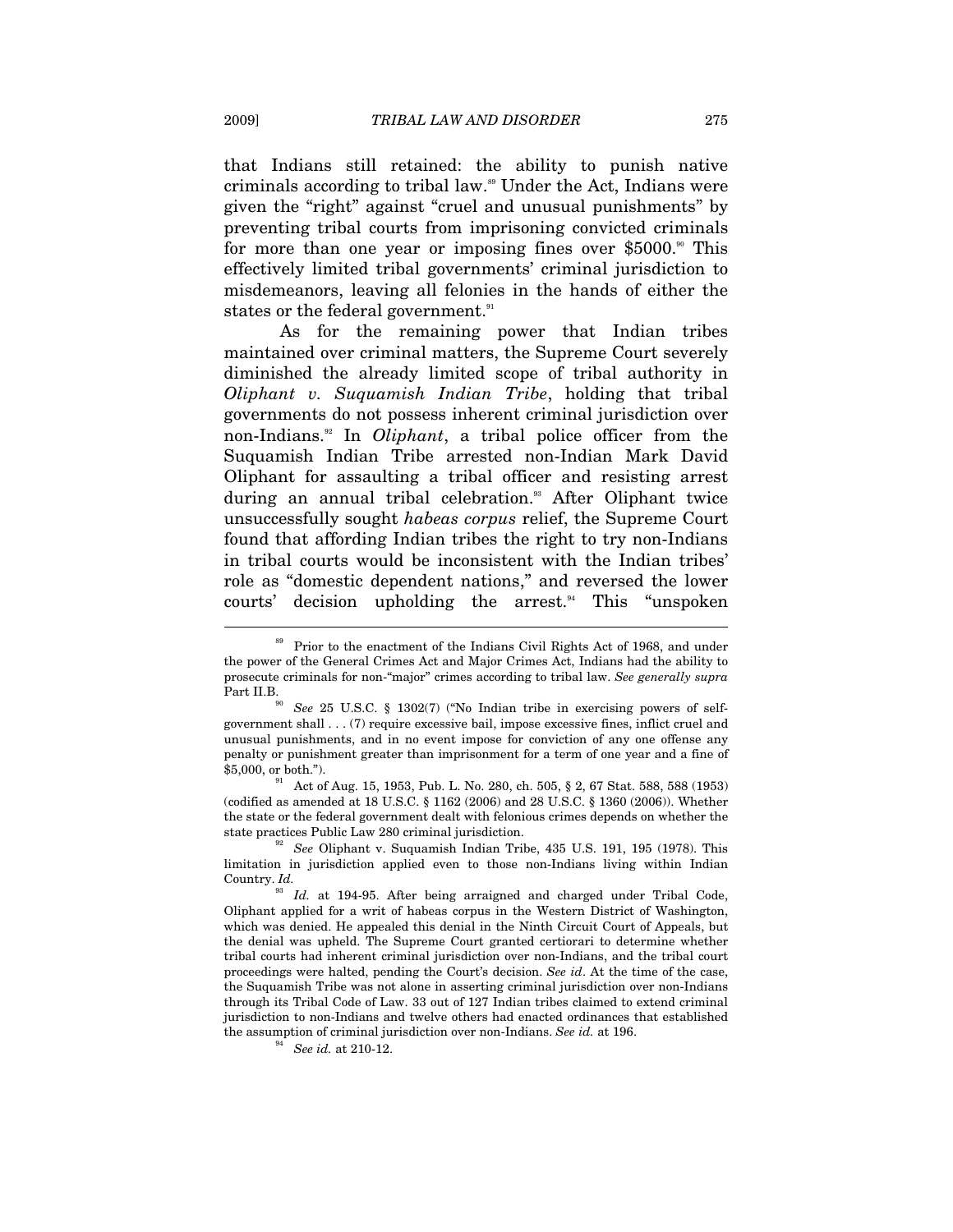that Indians still retained: the ability to punish native criminals according to tribal law.[89] Under the Act, Indians were given the "right" against "cruel and unusual punishments" by preventing tribal courts from imprisoning convicted criminals for more than one year or imposing fines over $5000.[90] This effectively limited tribal governments' criminal jurisdiction to misdemeanors, leaving all felonies in the hands of either the states or the federal government.[91]

As for the remaining power that Indian tribes maintained over criminal matters, the Supreme Court severely diminished the already limited scope of tribal authority in *Oliphant v. Suquamish Indian Tribe*, holding that tribal governments do not possess inherent criminal jurisdiction over non-Indians.[92] In *Oliphant*, a tribal police officer from the Suquamish Indian Tribe arrested non-Indian Mark David Oliphant for assaulting a tribal officer and resisting arrest during an annual tribal celebration.[93] After Oliphant twice unsuccessfully sought *habeas corpus* relief, the Supreme Court found that affording Indian tribes the right to try non-Indians in tribal courts would be inconsistent with the Indian tribes' role as "domestic dependent nations," and reversed the lower courts' decision upholding the arrest.[94] This "unspoken

---

[89] Prior to the enactment of the Indians Civil Rights Act of 1968, and under the power of the General Crimes Act and Major Crimes Act, Indians had the ability to prosecute criminals for non-"major" crimes according to tribal law. *See generally supra* Part II.B.

[90] *See* 25 U.S.C. § 1302(7) ("No Indian tribe in exercising powers of self-government shall . . . (7) require excessive bail, impose excessive fines, inflict cruel and unusual punishments, and in no event impose for conviction of any one offense any penalty or punishment greater than imprisonment for a term of one year and a fine of $5,000, or both.").

[91] Act of Aug. 15, 1953, Pub. L. No. 280, ch. 505, § 2, 67 Stat. 588, 588 (1953) (codified as amended at 18 U.S.C. § 1162 (2006) and 28 U.S.C. § 1360 (2006)). Whether the state or the federal government dealt with felonious crimes depends on whether the state practices Public Law 280 criminal jurisdiction.

[92] *See* Oliphant v. Suquamish Indian Tribe, 435 U.S. 191, 195 (1978). This limitation in jurisdiction applied even to those non-Indians living within Indian Country. *Id.*

[93] *Id.* at 194-95. After being arraigned and charged under Tribal Code, Oliphant applied for a writ of habeas corpus in the Western District of Washington, which was denied. He appealed this denial in the Ninth Circuit Court of Appeals, but the denial was upheld. The Supreme Court granted certiorari to determine whether tribal courts had inherent criminal jurisdiction over non-Indians, and the tribal court proceedings were halted, pending the Court's decision. *See id*. At the time of the case, the Suquamish Tribe was not alone in asserting criminal jurisdiction over non-Indians through its Tribal Code of Law. 33 out of 127 Indian tribes claimed to extend criminal jurisdiction to non-Indians and twelve others had enacted ordinances that established the assumption of criminal jurisdiction over non-Indians. *See id.* at 196.

[94] *See id.* at 210-12.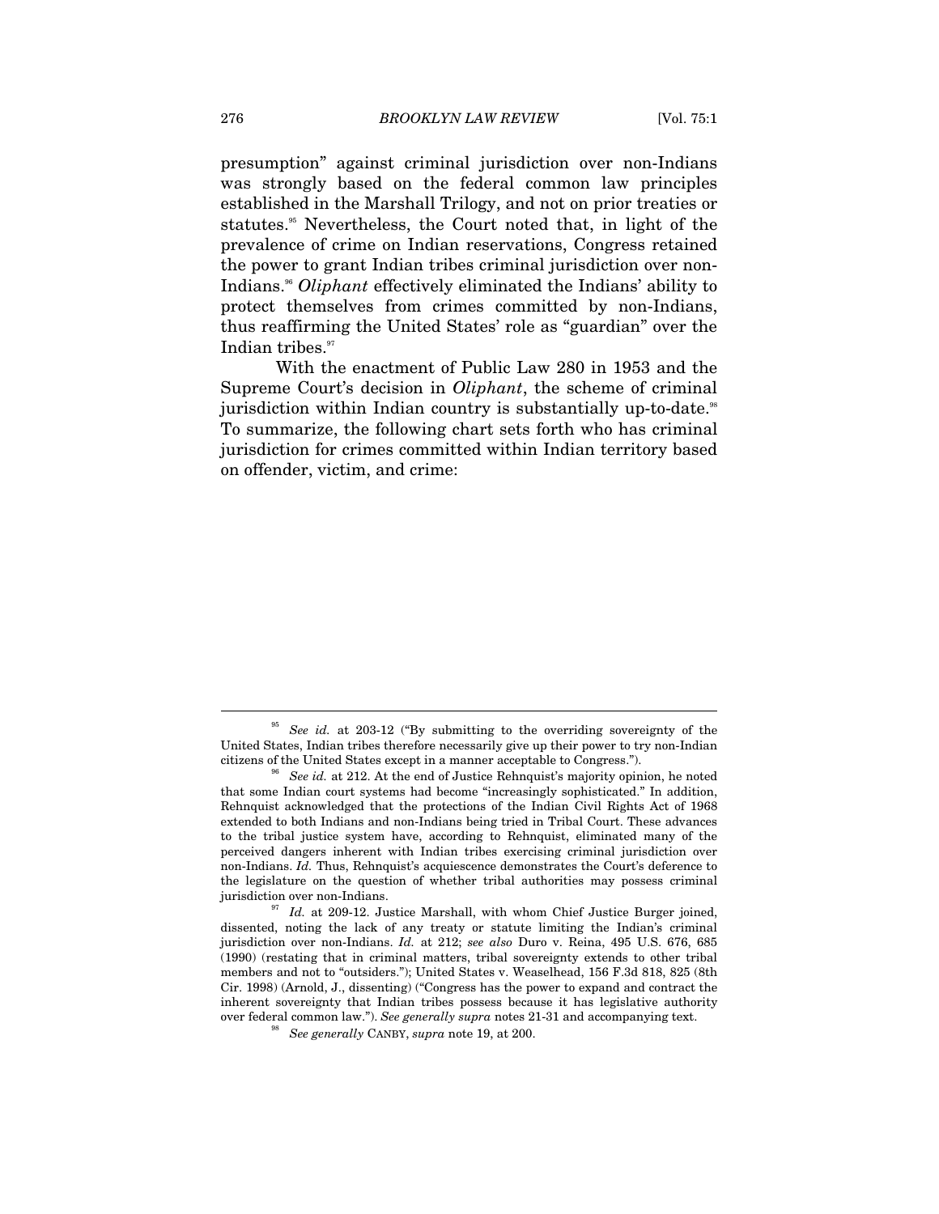presumption" against criminal jurisdiction over non-Indians was strongly based on the federal common law principles established in the Marshall Trilogy, and not on prior treaties or statutes.[95] Nevertheless, the Court noted that, in light of the prevalence of crime on Indian reservations, Congress retained the power to grant Indian tribes criminal jurisdiction over non-Indians.[96] *Oliphant* effectively eliminated the Indians' ability to protect themselves from crimes committed by non-Indians, thus reaffirming the United States' role as "guardian" over the Indian tribes.[97]

With the enactment of Public Law 280 in 1953 and the Supreme Court's decision in *Oliphant*, the scheme of criminal jurisdiction within Indian country is substantially up-to-date.[98] To summarize, the following chart sets forth who has criminal jurisdiction for crimes committed within Indian territory based on offender, victim, and crime:

---

[95] *See id.* at 203-12 ("By submitting to the overriding sovereignty of the United States, Indian tribes therefore necessarily give up their power to try non-Indian citizens of the United States except in a manner acceptable to Congress.").

[96] *See id.* at 212. At the end of Justice Rehnquist's majority opinion, he noted that some Indian court systems had become "increasingly sophisticated." In addition, Rehnquist acknowledged that the protections of the Indian Civil Rights Act of 1968 extended to both Indians and non-Indians being tried in Tribal Court. These advances to the tribal justice system have, according to Rehnquist, eliminated many of the perceived dangers inherent with Indian tribes exercising criminal jurisdiction over non-Indians. *Id.* Thus, Rehnquist's acquiescence demonstrates the Court's deference to the legislature on the question of whether tribal authorities may possess criminal jurisdiction over non-Indians.

[97] *Id.* at 209-12. Justice Marshall, with whom Chief Justice Burger joined, dissented, noting the lack of any treaty or statute limiting the Indian's criminal jurisdiction over non-Indians. *Id.* at 212; *see also* Duro v. Reina, 495 U.S. 676, 685 (1990) (restating that in criminal matters, tribal sovereignty extends to other tribal members and not to "outsiders."); United States v. Weaselhead, 156 F.3d 818, 825 (8th Cir. 1998) (Arnold, J., dissenting) ("Congress has the power to expand and contract the inherent sovereignty that Indian tribes possess because it has legislative authority over federal common law."). *See generally supra* notes 21-31 and accompanying text.

[98] *See generally* CANBY, *supra* note 19, at 200.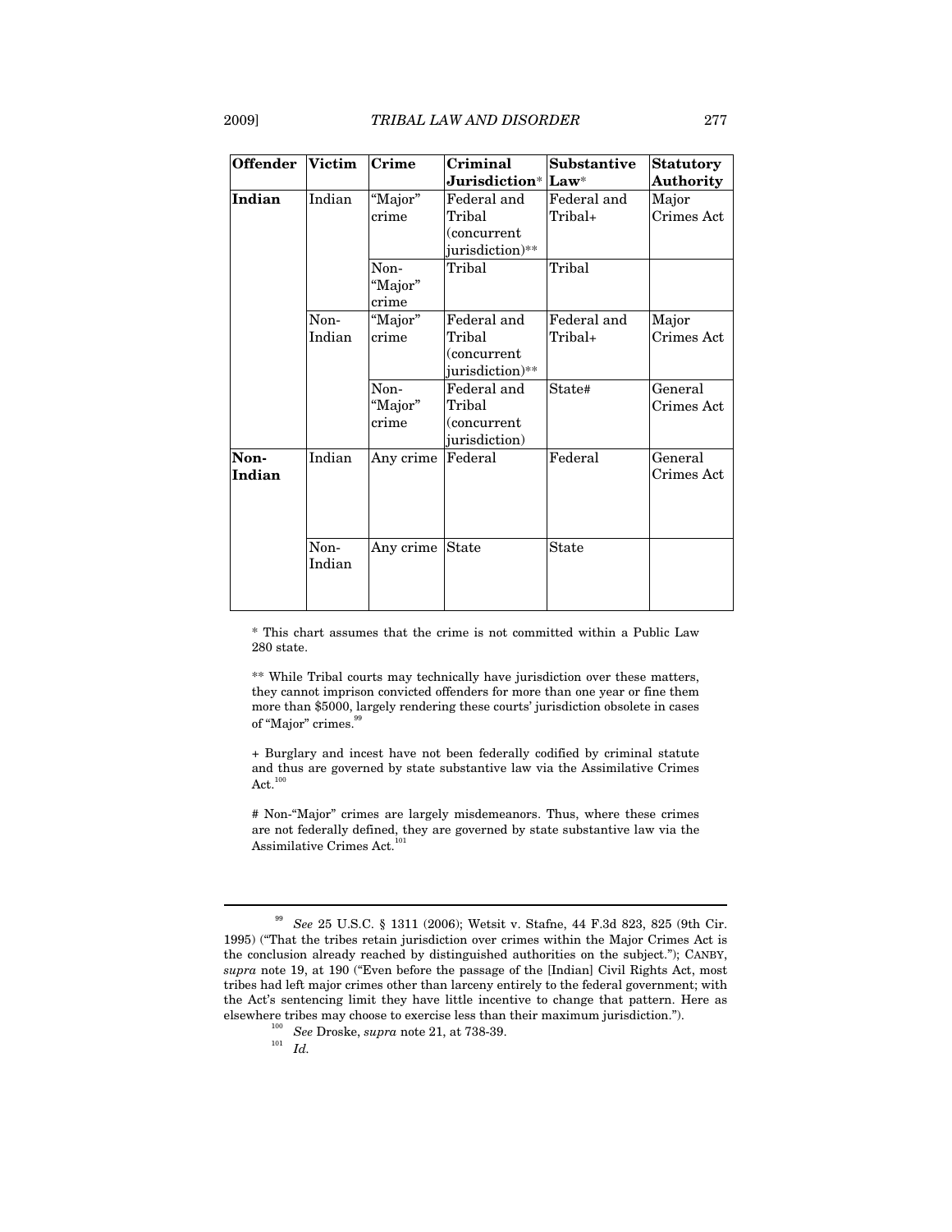| Offender | Victim | Crime | Criminal Jurisdiction* | Substantive Law* | Statutory Authority |
|---|---|---|---|---|---|
| **Indian** | Indian | "Major" crime | Federal and Tribal (concurrent jurisdiction)** | Federal and Tribal+ | Major Crimes Act |
| | | Non-"Major" crime | Tribal | Tribal | |
| | Non-Indian | "Major" crime | Federal and Tribal (concurrent jurisdiction)** | Federal and Tribal+ | Major Crimes Act |
| | | Non-"Major" crime | Federal and Tribal (concurrent jurisdiction) | State# | General Crimes Act |
| **Non-Indian** | Indian | Any crime | Federal | Federal | General Crimes Act |
| | Non-Indian | Any crime | State | State | |

\* This chart assumes that the crime is not committed within a Public Law 280 state.

\*\* While Tribal courts may technically have jurisdiction over these matters, they cannot imprison convicted offenders for more than one year or fine them more than $5000, largely rendering these courts' jurisdiction obsolete in cases of "Major" crimes.[99]

\+ Burglary and incest have not been federally codified by criminal statute and thus are governed by state substantive law via the Assimilative Crimes Act.[100]

\# Non-"Major" crimes are largely misdemeanors. Thus, where these crimes are not federally defined, they are governed by state substantive law via the Assimilative Crimes Act.[101]

---

[99] *See* 25 U.S.C. § 1311 (2006); Wetsit v. Stafne, 44 F.3d 823, 825 (9th Cir. 1995) ("That the tribes retain jurisdiction over crimes within the Major Crimes Act is the conclusion already reached by distinguished authorities on the subject."); CANBY, *supra* note 19, at 190 ("Even before the passage of the [Indian] Civil Rights Act, most tribes had left major crimes other than larceny entirely to the federal government; with the Act's sentencing limit they have little incentive to change that pattern. Here as elsewhere tribes may choose to exercise less than their maximum jurisdiction.").

[100] *See* Droske, *supra* note 21, at 738-39.

[101] *Id.*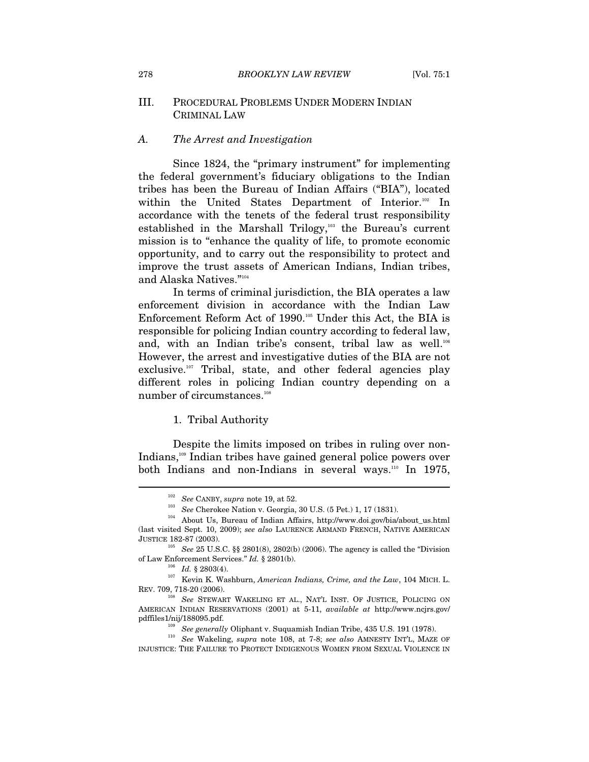## III. PROCEDURAL PROBLEMS UNDER MODERN INDIAN CRIMINAL LAW

### *A. The Arrest and Investigation*

Since 1824, the "primary instrument" for implementing the federal government's fiduciary obligations to the Indian tribes has been the Bureau of Indian Affairs ("BIA"), located within the United States Department of Interior.[102] In accordance with the tenets of the federal trust responsibility established in the Marshall Trilogy,[103] the Bureau's current mission is to "enhance the quality of life, to promote economic opportunity, and to carry out the responsibility to protect and improve the trust assets of American Indians, Indian tribes, and Alaska Natives."[104]

In terms of criminal jurisdiction, the BIA operates a law enforcement division in accordance with the Indian Law Enforcement Reform Act of 1990.[105] Under this Act, the BIA is responsible for policing Indian country according to federal law, and, with an Indian tribe's consent, tribal law as well.[106] However, the arrest and investigative duties of the BIA are not exclusive.[107] Tribal, state, and other federal agencies play different roles in policing Indian country depending on a number of circumstances.[108]

#### 1. Tribal Authority

Despite the limits imposed on tribes in ruling over non-Indians,[109] Indian tribes have gained general police powers over both Indians and non-Indians in several ways.[110] In 1975,

---

[102] *See* CANBY, *supra* note 19, at 52.

[103] *See* Cherokee Nation v. Georgia, 30 U.S. (5 Pet.) 1, 17 (1831).

[104] About Us, Bureau of Indian Affairs, http://www.doi.gov/bia/about_us.html (last visited Sept. 10, 2009); *see also* LAURENCE ARMAND FRENCH, NATIVE AMERICAN JUSTICE 182-87 (2003).

[105] *See* 25 U.S.C. §§ 2801(8), 2802(b) (2006). The agency is called the "Division of Law Enforcement Services." *Id.* § 2801(b).

[106] *Id.* § 2803(4).

[107] Kevin K. Washburn, *American Indians, Crime, and the Law*, 104 MICH. L. REV. 709, 718-20 (2006).

[108] *See* STEWART WAKELING ET AL., NAT'L INST. OF JUSTICE, POLICING ON AMERICAN INDIAN RESERVATIONS (2001) at 5-11, *available at* http://www.ncjrs.gov/pdffiles1/nij/188095.pdf.

[109] *See generally* Oliphant v. Suquamish Indian Tribe, 435 U.S. 191 (1978).

[110] *See* Wakeling, *supra* note 108, at 7-8; *see also* AMNESTY INT'L, MAZE OF INJUSTICE: THE FAILURE TO PROTECT INDIGENOUS WOMEN FROM SEXUAL VIOLENCE IN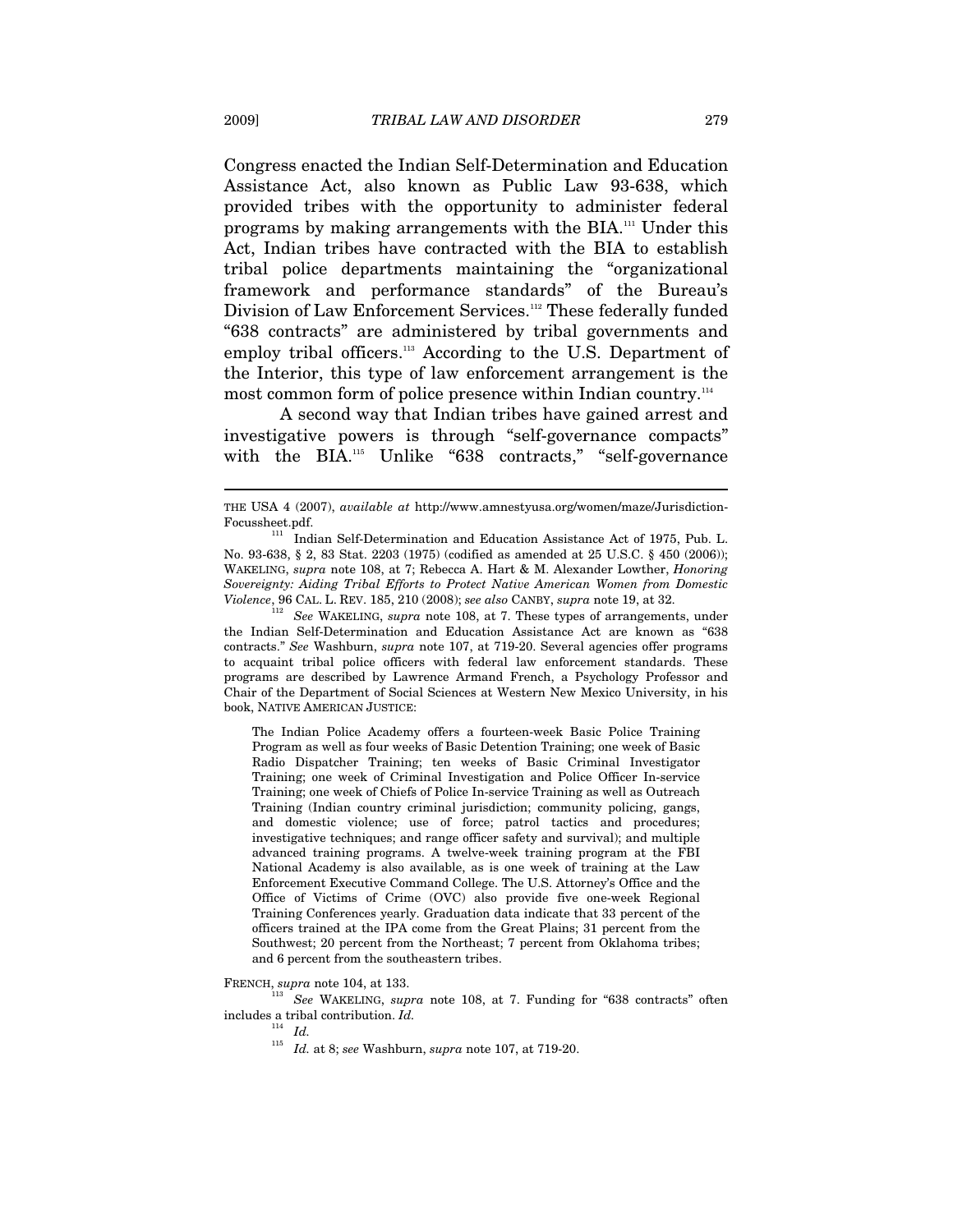Congress enacted the Indian Self-Determination and Education Assistance Act, also known as Public Law 93-638, which provided tribes with the opportunity to administer federal programs by making arrangements with the BIA.[111] Under this Act, Indian tribes have contracted with the BIA to establish tribal police departments maintaining the "organizational framework and performance standards" of the Bureau's Division of Law Enforcement Services.[112] These federally funded "638 contracts" are administered by tribal governments and employ tribal officers.[113] According to the U.S. Department of the Interior, this type of law enforcement arrangement is the most common form of police presence within Indian country.[114]

A second way that Indian tribes have gained arrest and investigative powers is through "self-governance compacts" with the BIA.[115] Unlike "638 contracts," "self-governance

---

THE USA 4 (2007), *available at* http://www.amnestyusa.org/women/maze/Jurisdiction-Focussheet.pdf.

[111] Indian Self-Determination and Education Assistance Act of 1975, Pub. L. No. 93-638, § 2, 83 Stat. 2203 (1975) (codified as amended at 25 U.S.C. § 450 (2006)); WAKELING, *supra* note 108, at 7; Rebecca A. Hart & M. Alexander Lowther, *Honoring Sovereignty: Aiding Tribal Efforts to Protect Native American Women from Domestic Violence*, 96 CAL. L. REV. 185, 210 (2008); *see also* CANBY, *supra* note 19, at 32.

[112] *See* WAKELING, *supra* note 108, at 7. These types of arrangements, under the Indian Self-Determination and Education Assistance Act are known as "638 contracts." *See* Washburn, *supra* note 107, at 719-20. Several agencies offer programs to acquaint tribal police officers with federal law enforcement standards. These programs are described by Lawrence Armand French, a Psychology Professor and Chair of the Department of Social Sciences at Western New Mexico University, in his book, NATIVE AMERICAN JUSTICE:

> The Indian Police Academy offers a fourteen-week Basic Police Training Program as well as four weeks of Basic Detention Training; one week of Basic Radio Dispatcher Training; ten weeks of Basic Criminal Investigator Training; one week of Criminal Investigation and Police Officer In-service Training; one week of Chiefs of Police In-service Training as well as Outreach Training (Indian country criminal jurisdiction; community policing, gangs, and domestic violence; use of force; patrol tactics and procedures; investigative techniques; and range officer safety and survival); and multiple advanced training programs. A twelve-week training program at the FBI National Academy is also available, as is one week of training at the Law Enforcement Executive Command College. The U.S. Attorney's Office and the Office of Victims of Crime (OVC) also provide five one-week Regional Training Conferences yearly. Graduation data indicate that 33 percent of the officers trained at the IPA come from the Great Plains; 31 percent from the Southwest; 20 percent from the Northeast; 7 percent from Oklahoma tribes; and 6 percent from the southeastern tribes.

FRENCH, *supra* note 104, at 133.

[113] *See* WAKELING, *supra* note 108, at 7. Funding for "638 contracts" often includes a tribal contribution. *Id.*

[114] *Id.*

[115] *Id.* at 8; *see* Washburn, *supra* note 107, at 719-20.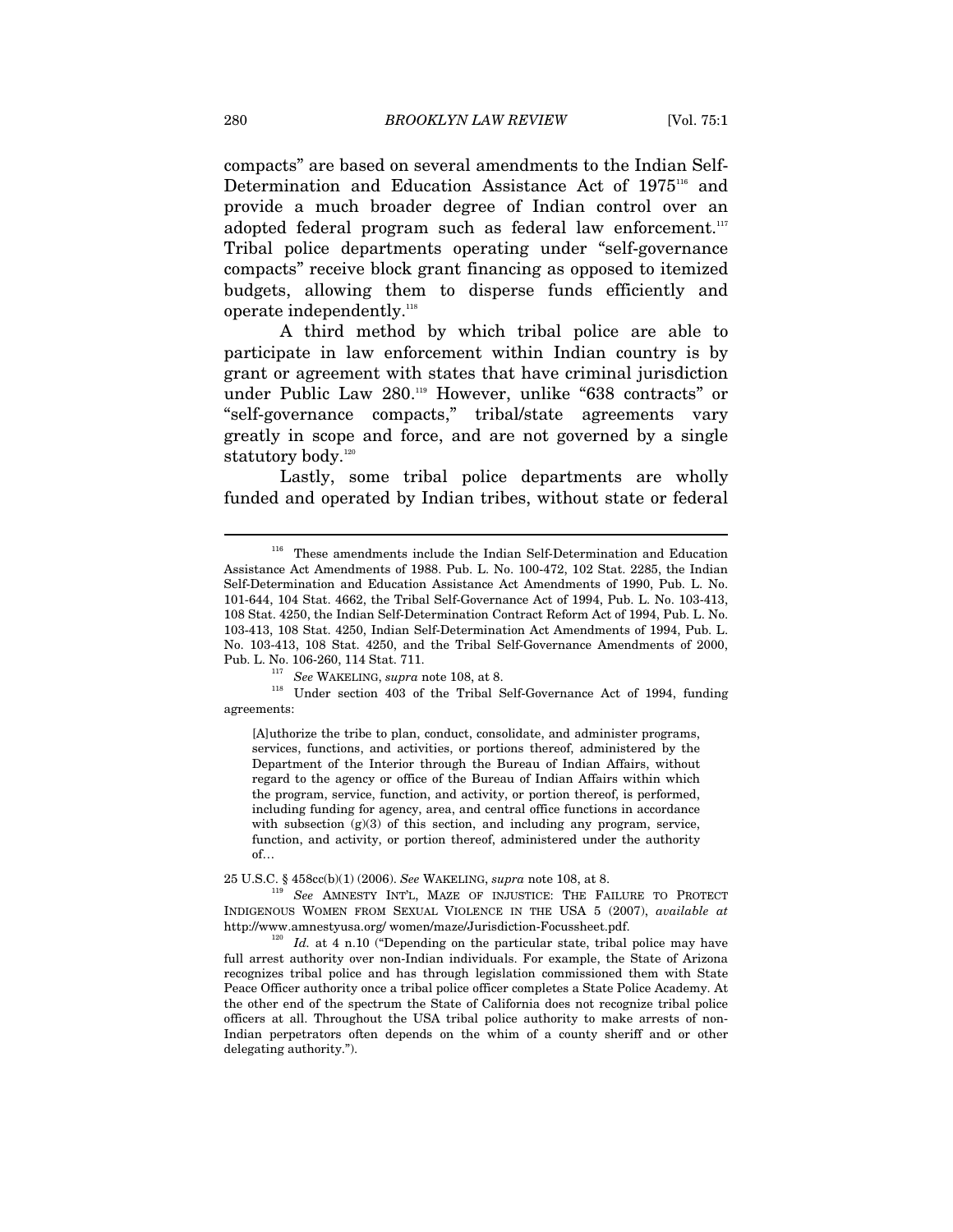compacts" are based on several amendments to the Indian Self-Determination and Education Assistance Act of 1975[116] and provide a much broader degree of Indian control over an adopted federal program such as federal law enforcement.[117] Tribal police departments operating under "self-governance compacts" receive block grant financing as opposed to itemized budgets, allowing them to disperse funds efficiently and operate independently.[118]

A third method by which tribal police are able to participate in law enforcement within Indian country is by grant or agreement with states that have criminal jurisdiction under Public Law 280.[119] However, unlike "638 contracts" or "self-governance compacts," tribal/state agreements vary greatly in scope and force, and are not governed by a single statutory body.[120]

Lastly, some tribal police departments are wholly funded and operated by Indian tribes, without state or federal

---

[116] These amendments include the Indian Self-Determination and Education Assistance Act Amendments of 1988. Pub. L. No. 100-472, 102 Stat. 2285, the Indian Self-Determination and Education Assistance Act Amendments of 1990, Pub. L. No. 101-644, 104 Stat. 4662, the Tribal Self-Governance Act of 1994, Pub. L. No. 103-413, 108 Stat. 4250, the Indian Self-Determination Contract Reform Act of 1994, Pub. L. No. 103-413, 108 Stat. 4250, Indian Self-Determination Act Amendments of 1994, Pub. L. No. 103-413, 108 Stat. 4250, and the Tribal Self-Governance Amendments of 2000, Pub. L. No. 106-260, 114 Stat. 711.

[117] *See* WAKELING, *supra* note 108, at 8.

[118] Under section 403 of the Tribal Self-Governance Act of 1994, funding agreements:

> [A]uthorize the tribe to plan, conduct, consolidate, and administer programs, services, functions, and activities, or portions thereof, administered by the Department of the Interior through the Bureau of Indian Affairs, without regard to the agency or office of the Bureau of Indian Affairs within which the program, service, function, and activity, or portion thereof, is performed, including funding for agency, area, and central office functions in accordance with subsection (g)(3) of this section, and including any program, service, function, and activity, or portion thereof, administered under the authority of…

25 U.S.C. § 458cc(b)(1) (2006). *See* WAKELING, *supra* note 108, at 8.

[119] *See* AMNESTY INT'L, MAZE OF INJUSTICE: THE FAILURE TO PROTECT INDIGENOUS WOMEN FROM SEXUAL VIOLENCE IN THE USA 5 (2007), *available at* http://www.amnestyusa.org/ women/maze/Jurisdiction-Focussheet.pdf.

[120] *Id.* at 4 n.10 ("Depending on the particular state, tribal police may have full arrest authority over non-Indian individuals. For example, the State of Arizona recognizes tribal police and has through legislation commissioned them with State Peace Officer authority once a tribal police officer completes a State Police Academy. At the other end of the spectrum the State of California does not recognize tribal police officers at all. Throughout the USA tribal police authority to make arrests of non-Indian perpetrators often depends on the whim of a county sheriff and or other delegating authority.").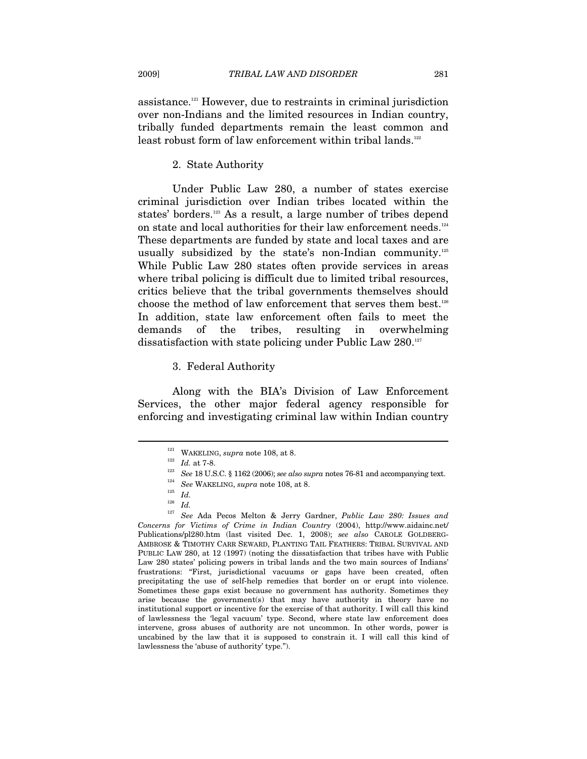assistance.[121] However, due to restraints in criminal jurisdiction over non-Indians and the limited resources in Indian country, tribally funded departments remain the least common and least robust form of law enforcement within tribal lands.[122]

### 2. State Authority

Under Public Law 280, a number of states exercise criminal jurisdiction over Indian tribes located within the states' borders.[123] As a result, a large number of tribes depend on state and local authorities for their law enforcement needs.[124] These departments are funded by state and local taxes and are usually subsidized by the state's non-Indian community.[125] While Public Law 280 states often provide services in areas where tribal policing is difficult due to limited tribal resources, critics believe that the tribal governments themselves should choose the method of law enforcement that serves them best.[126] In addition, state law enforcement often fails to meet the demands of the tribes, resulting in overwhelming dissatisfaction with state policing under Public Law 280.[127]

### 3. Federal Authority

Along with the BIA's Division of Law Enforcement Services, the other major federal agency responsible for enforcing and investigating criminal law within Indian country

---

[121] WAKELING, *supra* note 108, at 8.

[122] *Id.* at 7-8.

[123] *See* 18 U.S.C. § 1162 (2006); *see also supra* notes 76-81 and accompanying text.

[124] *See* WAKELING, *supra* note 108, at 8.

[125] *Id.*

[126] *Id.*

[127] *See* Ada Pecos Melton & Jerry Gardner, *Public Law 280: Issues and Concerns for Victims of Crime in Indian Country* (2004), http://www.aidainc.net/Publications/pl280.htm (last visited Dec. 1, 2008); *see also* CAROLE GOLDBERG-AMBROSE & TIMOTHY CARR SEWARD, PLANTING TAIL FEATHERS: TRIBAL SURVIVAL AND PUBLIC LAW 280, at 12 (1997) (noting the dissatisfaction that tribes have with Public Law 280 states' policing powers in tribal lands and the two main sources of Indians' frustrations: "First, jurisdictional vacuums or gaps have been created, often precipitating the use of self-help remedies that border on or erupt into violence. Sometimes these gaps exist because no government has authority. Sometimes they arise because the government(s) that may have authority in theory have no institutional support or incentive for the exercise of that authority. I will call this kind of lawlessness the 'legal vacuum' type. Second, where state law enforcement does intervene, gross abuses of authority are not uncommon. In other words, power is uncabined by the law that it is supposed to constrain it. I will call this kind of lawlessness the 'abuse of authority' type.").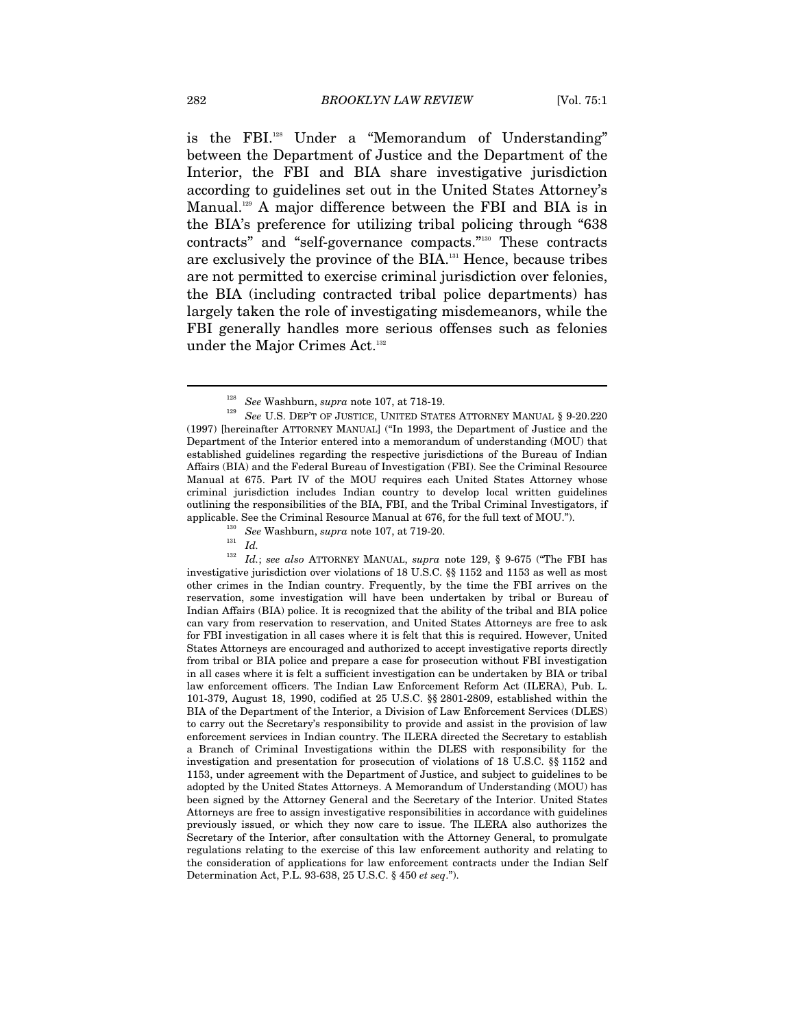is the FBI.[128] Under a "Memorandum of Understanding" between the Department of Justice and the Department of the Interior, the FBI and BIA share investigative jurisdiction according to guidelines set out in the United States Attorney's Manual.[129] A major difference between the FBI and BIA is in the BIA's preference for utilizing tribal policing through "638 contracts" and "self-governance compacts."[130] These contracts are exclusively the province of the BIA.[131] Hence, because tribes are not permitted to exercise criminal jurisdiction over felonies, the BIA (including contracted tribal police departments) has largely taken the role of investigating misdemeanors, while the FBI generally handles more serious offenses such as felonies under the Major Crimes Act.[132]

---

[128] *See* Washburn, *supra* note 107, at 718-19.

[129] *See* U.S. DEP'T OF JUSTICE, UNITED STATES ATTORNEY MANUAL § 9-20.220 (1997) [hereinafter ATTORNEY MANUAL] ("In 1993, the Department of Justice and the Department of the Interior entered into a memorandum of understanding (MOU) that established guidelines regarding the respective jurisdictions of the Bureau of Indian Affairs (BIA) and the Federal Bureau of Investigation (FBI). See the Criminal Resource Manual at 675. Part IV of the MOU requires each United States Attorney whose criminal jurisdiction includes Indian country to develop local written guidelines outlining the responsibilities of the BIA, FBI, and the Tribal Criminal Investigators, if applicable. See the Criminal Resource Manual at 676, for the full text of MOU.").

[130] *See* Washburn, *supra* note 107, at 719-20.

[131] *Id.*

[132] *Id.*; *see also* ATTORNEY MANUAL, *supra* note 129, § 9-675 ("The FBI has investigative jurisdiction over violations of 18 U.S.C. §§ 1152 and 1153 as well as most other crimes in the Indian country. Frequently, by the time the FBI arrives on the reservation, some investigation will have been undertaken by tribal or Bureau of Indian Affairs (BIA) police. It is recognized that the ability of the tribal and BIA police can vary from reservation to reservation, and United States Attorneys are free to ask for FBI investigation in all cases where it is felt that this is required. However, United States Attorneys are encouraged and authorized to accept investigative reports directly from tribal or BIA police and prepare a case for prosecution without FBI investigation in all cases where it is felt a sufficient investigation can be undertaken by BIA or tribal law enforcement officers. The Indian Law Enforcement Reform Act (ILERA), Pub. L. 101-379, August 18, 1990, codified at 25 U.S.C. §§ 2801-2809, established within the BIA of the Department of the Interior, a Division of Law Enforcement Services (DLES) to carry out the Secretary's responsibility to provide and assist in the provision of law enforcement services in Indian country. The ILERA directed the Secretary to establish a Branch of Criminal Investigations within the DLES with responsibility for the investigation and presentation for prosecution of violations of 18 U.S.C. §§ 1152 and 1153, under agreement with the Department of Justice, and subject to guidelines to be adopted by the United States Attorneys. A Memorandum of Understanding (MOU) has been signed by the Attorney General and the Secretary of the Interior. United States Attorneys are free to assign investigative responsibilities in accordance with guidelines previously issued, or which they now care to issue. The ILERA also authorizes the Secretary of the Interior, after consultation with the Attorney General, to promulgate regulations relating to the exercise of this law enforcement authority and relating to the consideration of applications for law enforcement contracts under the Indian Self Determination Act, P.L. 93-638, 25 U.S.C. § 450 *et seq*.").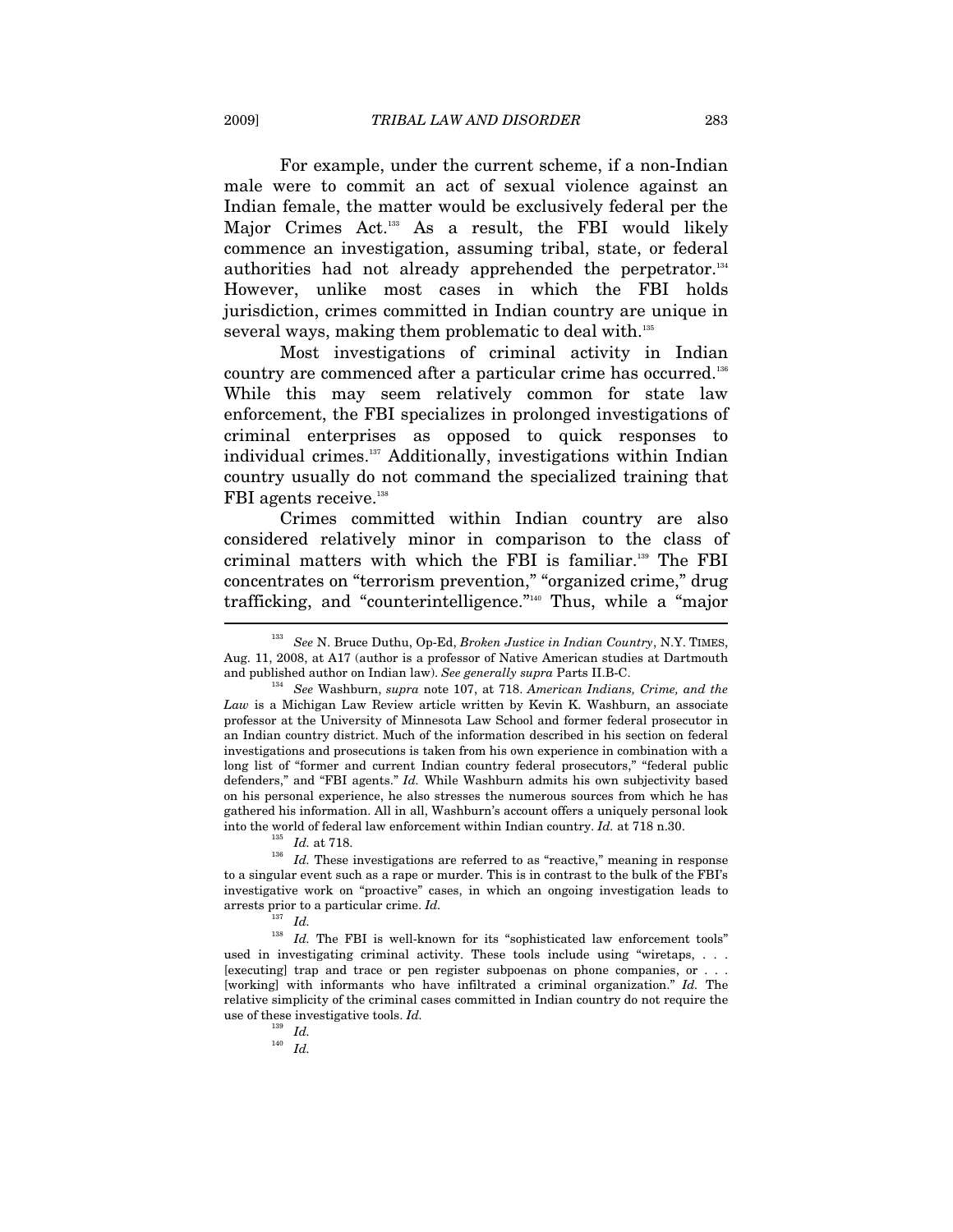For example, under the current scheme, if a non-Indian male were to commit an act of sexual violence against an Indian female, the matter would be exclusively federal per the Major Crimes Act.[133] As a result, the FBI would likely commence an investigation, assuming tribal, state, or federal authorities had not already apprehended the perpetrator.[134] However, unlike most cases in which the FBI holds jurisdiction, crimes committed in Indian country are unique in several ways, making them problematic to deal with.[135]

Most investigations of criminal activity in Indian country are commenced after a particular crime has occurred.[136] While this may seem relatively common for state law enforcement, the FBI specializes in prolonged investigations of criminal enterprises as opposed to quick responses to individual crimes.[137] Additionally, investigations within Indian country usually do not command the specialized training that FBI agents receive.[138]

Crimes committed within Indian country are also considered relatively minor in comparison to the class of criminal matters with which the FBI is familiar.[139] The FBI concentrates on "terrorism prevention," "organized crime," drug trafficking, and "counterintelligence."[140] Thus, while a "major

---

[133] *See* N. Bruce Duthu, Op-Ed, *Broken Justice in Indian Country*, N.Y. TIMES, Aug. 11, 2008, at A17 (author is a professor of Native American studies at Dartmouth and published author on Indian law). *See generally supra* Parts II.B-C.

[134] *See* Washburn, *supra* note 107, at 718. *American Indians, Crime, and the Law* is a Michigan Law Review article written by Kevin K. Washburn, an associate professor at the University of Minnesota Law School and former federal prosecutor in an Indian country district. Much of the information described in his section on federal investigations and prosecutions is taken from his own experience in combination with a long list of "former and current Indian country federal prosecutors," "federal public defenders," and "FBI agents." *Id.* While Washburn admits his own subjectivity based on his personal experience, he also stresses the numerous sources from which he has gathered his information. All in all, Washburn's account offers a uniquely personal look into the world of federal law enforcement within Indian country. *Id.* at 718 n.30.

[135] *Id.* at 718.

[136] *Id.* These investigations are referred to as "reactive," meaning in response to a singular event such as a rape or murder. This is in contrast to the bulk of the FBI's investigative work on "proactive" cases, in which an ongoing investigation leads to arrests prior to a particular crime. *Id.*

[137] *Id.*

[138] *Id.* The FBI is well-known for its "sophisticated law enforcement tools" used in investigating criminal activity. These tools include using "wiretaps, . . . [executing] trap and trace or pen register subpoenas on phone companies, or . . . [working] with informants who have infiltrated a criminal organization." *Id.* The relative simplicity of the criminal cases committed in Indian country do not require the use of these investigative tools. *Id.*

[139] *Id.*

[140] *Id.*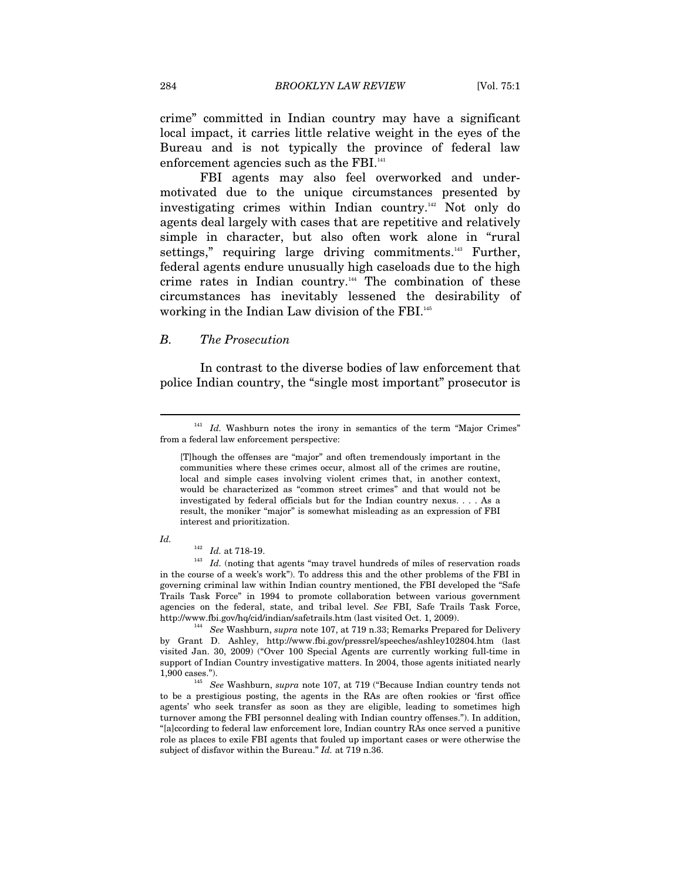crime" committed in Indian country may have a significant local impact, it carries little relative weight in the eyes of the Bureau and is not typically the province of federal law enforcement agencies such as the FBI.[141]

FBI agents may also feel overworked and under-motivated due to the unique circumstances presented by investigating crimes within Indian country.[142] Not only do agents deal largely with cases that are repetitive and relatively simple in character, but also often work alone in "rural settings," requiring large driving commitments.[143] Further, federal agents endure unusually high caseloads due to the high crime rates in Indian country.[144] The combination of these circumstances has inevitably lessened the desirability of working in the Indian Law division of the FBI.[145]

## *B. The Prosecution*

In contrast to the diverse bodies of law enforcement that police Indian country, the "single most important" prosecutor is

---

[141] *Id.* Washburn notes the irony in semantics of the term "Major Crimes" from a federal law enforcement perspective:

> [T]hough the offenses are "major" and often tremendously important in the communities where these crimes occur, almost all of the crimes are routine, local and simple cases involving violent crimes that, in another context, would be characterized as "common street crimes" and that would not be investigated by federal officials but for the Indian country nexus. . . . As a result, the moniker "major" is somewhat misleading as an expression of FBI interest and prioritization.

*Id.*

[142] *Id.* at 718-19.

[143] *Id.* (noting that agents "may travel hundreds of miles of reservation roads in the course of a week's work"). To address this and the other problems of the FBI in governing criminal law within Indian country mentioned, the FBI developed the "Safe Trails Task Force" in 1994 to promote collaboration between various government agencies on the federal, state, and tribal level. *See* FBI, Safe Trails Task Force, http://www.fbi.gov/hq/cid/indian/safetrails.htm (last visited Oct. 1, 2009).

[144] *See* Washburn, *supra* note 107, at 719 n.33; Remarks Prepared for Delivery by Grant D. Ashley, http://www.fbi.gov/pressrel/speeches/ashley102804.htm (last visited Jan. 30, 2009) ("Over 100 Special Agents are currently working full-time in support of Indian Country investigative matters. In 2004, those agents initiated nearly 1,900 cases.").

[145] *See* Washburn, *supra* note 107, at 719 ("Because Indian country tends not to be a prestigious posting, the agents in the RAs are often rookies or 'first office agents' who seek transfer as soon as they are eligible, leading to sometimes high turnover among the FBI personnel dealing with Indian country offenses."). In addition, "[a]ccording to federal law enforcement lore, Indian country RAs once served a punitive role as places to exile FBI agents that fouled up important cases or were otherwise the subject of disfavor within the Bureau." *Id.* at 719 n.36.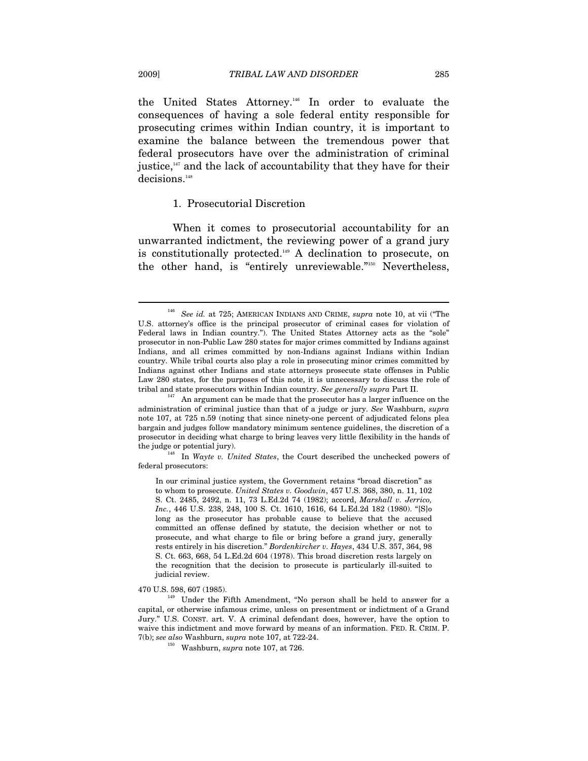the United States Attorney.[146] In order to evaluate the consequences of having a sole federal entity responsible for prosecuting crimes within Indian country, it is important to examine the balance between the tremendous power that federal prosecutors have over the administration of criminal justice,[147] and the lack of accountability that they have for their decisions.[148]

### 1. Prosecutorial Discretion

When it comes to prosecutorial accountability for an unwarranted indictment, the reviewing power of a grand jury is constitutionally protected.[149] A declination to prosecute, on the other hand, is "entirely unreviewable."[150] Nevertheless,

---

[146] *See id.* at 725; AMERICAN INDIANS AND CRIME, *supra* note 10, at vii ("The U.S. attorney's office is the principal prosecutor of criminal cases for violation of Federal laws in Indian country."). The United States Attorney acts as the "sole" prosecutor in non-Public Law 280 states for major crimes committed by Indians against Indians, and all crimes committed by non-Indians against Indians within Indian country. While tribal courts also play a role in prosecuting minor crimes committed by Indians against other Indians and state attorneys prosecute state offenses in Public Law 280 states, for the purposes of this note, it is unnecessary to discuss the role of tribal and state prosecutors within Indian country. *See generally supra* Part II.

[147] An argument can be made that the prosecutor has a larger influence on the administration of criminal justice than that of a judge or jury. *See* Washburn, *supra* note 107, at 725 n.59 (noting that since ninety-one percent of adjudicated felons plea bargain and judges follow mandatory minimum sentence guidelines, the discretion of a prosecutor in deciding what charge to bring leaves very little flexibility in the hands of the judge or potential jury).

[148] In *Wayte v. United States*, the Court described the unchecked powers of federal prosecutors:

> In our criminal justice system, the Government retains "broad discretion" as to whom to prosecute. *United States v. Goodwin*, 457 U.S. 368, 380, n. 11, 102 S. Ct. 2485, 2492, n. 11, 73 L.Ed.2d 74 (1982); accord, *Marshall v. Jerrico, Inc.*, 446 U.S. 238, 248, 100 S. Ct. 1610, 1616, 64 L.Ed.2d 182 (1980). "[S]o long as the prosecutor has probable cause to believe that the accused committed an offense defined by statute, the decision whether or not to prosecute, and what charge to file or bring before a grand jury, generally rests entirely in his discretion." *Bordenkircher v. Hayes*, 434 U.S. 357, 364, 98 S. Ct. 663, 668, 54 L.Ed.2d 604 (1978). This broad discretion rests largely on the recognition that the decision to prosecute is particularly ill-suited to judicial review.

470 U.S. 598, 607 (1985).

[149] Under the Fifth Amendment, "No person shall be held to answer for a capital, or otherwise infamous crime, unless on presentment or indictment of a Grand Jury." U.S. CONST. art. V. A criminal defendant does, however, have the option to waive this indictment and move forward by means of an information. FED. R. CRIM. P. 7(b); *see also* Washburn, *supra* note 107, at 722-24.

[150] Washburn, *supra* note 107, at 726.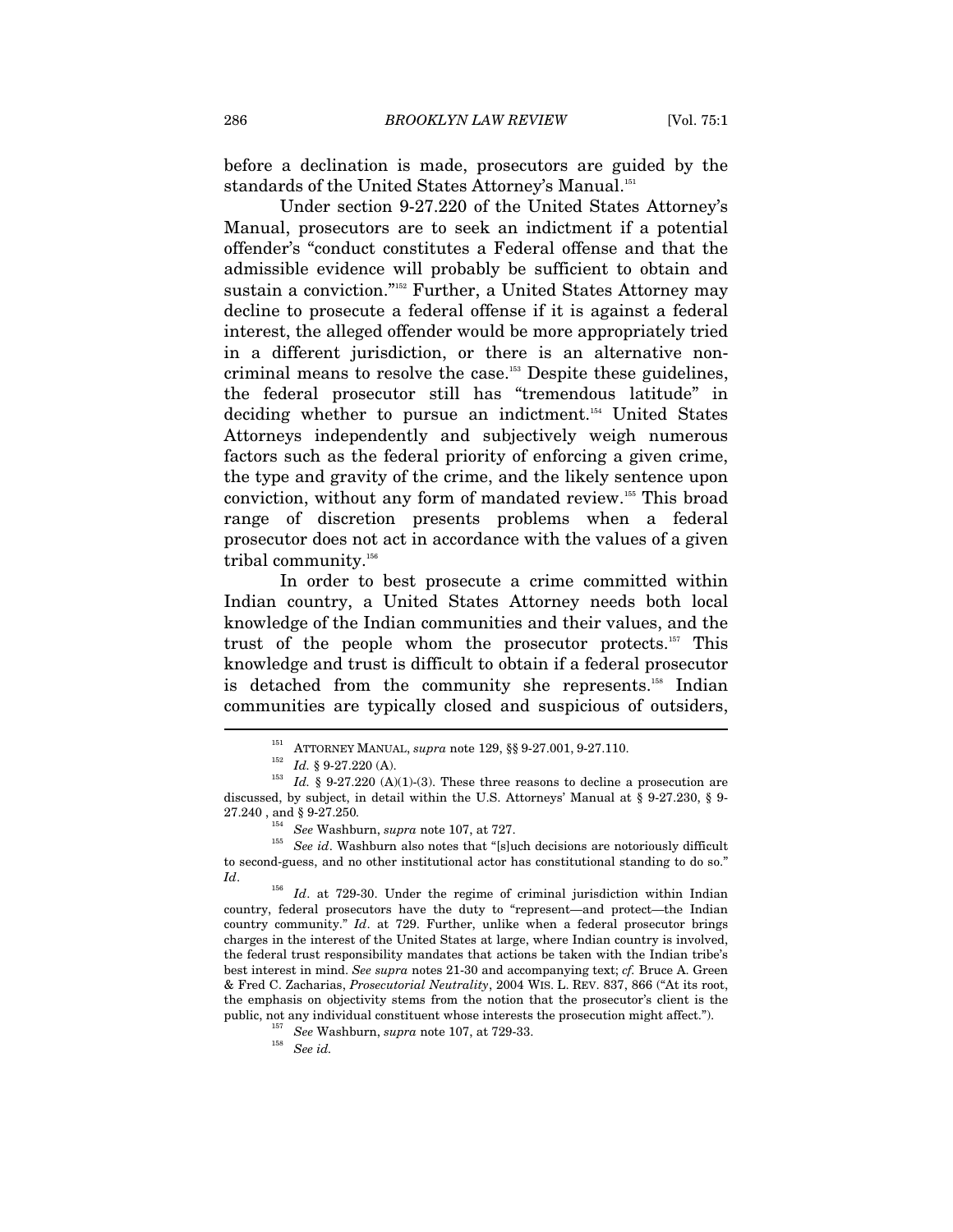before a declination is made, prosecutors are guided by the standards of the United States Attorney's Manual.[151]

Under section 9-27.220 of the United States Attorney's Manual, prosecutors are to seek an indictment if a potential offender's "conduct constitutes a Federal offense and that the admissible evidence will probably be sufficient to obtain and sustain a conviction."[152] Further, a United States Attorney may decline to prosecute a federal offense if it is against a federal interest, the alleged offender would be more appropriately tried in a different jurisdiction, or there is an alternative non-criminal means to resolve the case.[153] Despite these guidelines, the federal prosecutor still has "tremendous latitude" in deciding whether to pursue an indictment.[154] United States Attorneys independently and subjectively weigh numerous factors such as the federal priority of enforcing a given crime, the type and gravity of the crime, and the likely sentence upon conviction, without any form of mandated review.[155] This broad range of discretion presents problems when a federal prosecutor does not act in accordance with the values of a given tribal community.[156]

In order to best prosecute a crime committed within Indian country, a United States Attorney needs both local knowledge of the Indian communities and their values, and the trust of the people whom the prosecutor protects.[157] This knowledge and trust is difficult to obtain if a federal prosecutor is detached from the community she represents.[158] Indian communities are typically closed and suspicious of outsiders,

---

[151] ATTORNEY MANUAL, *supra* note 129, §§ 9-27.001, 9-27.110.

[152] *Id.* § 9-27.220 (A).

[153] *Id.* § 9-27.220 (A)(1)-(3). These three reasons to decline a prosecution are discussed, by subject, in detail within the U.S. Attorneys' Manual at § 9-27.230, § 9-27.240 , and § 9-27.250*.*

[154] *See* Washburn, *supra* note 107, at 727.

[155] *See id*. Washburn also notes that "[s]uch decisions are notoriously difficult to second-guess, and no other institutional actor has constitutional standing to do so." *Id*.

[156] *Id*. at 729-30. Under the regime of criminal jurisdiction within Indian country, federal prosecutors have the duty to "represent—and protect—the Indian country community." *Id*. at 729. Further, unlike when a federal prosecutor brings charges in the interest of the United States at large, where Indian country is involved, the federal trust responsibility mandates that actions be taken with the Indian tribe's best interest in mind. *See supra* notes 21-30 and accompanying text; *cf.* Bruce A. Green & Fred C. Zacharias, *Prosecutorial Neutrality*, 2004 WIS. L. REV. 837, 866 ("At its root, the emphasis on objectivity stems from the notion that the prosecutor's client is the public, not any individual constituent whose interests the prosecution might affect.").

[157] *See* Washburn, *supra* note 107, at 729-33.

[158] *See id.*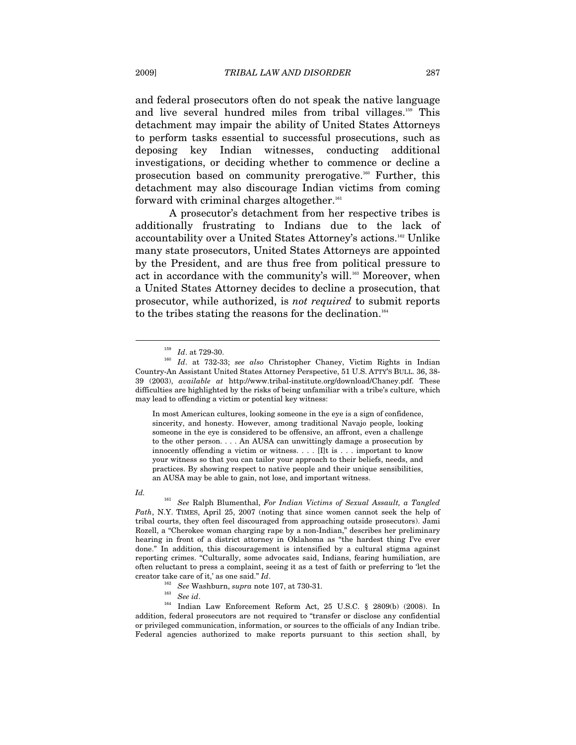and federal prosecutors often do not speak the native language and live several hundred miles from tribal villages.[159] This detachment may impair the ability of United States Attorneys to perform tasks essential to successful prosecutions, such as deposing key Indian witnesses, conducting additional investigations, or deciding whether to commence or decline a prosecution based on community prerogative.[160] Further, this detachment may also discourage Indian victims from coming forward with criminal charges altogether.[161]

A prosecutor's detachment from her respective tribes is additionally frustrating to Indians due to the lack of accountability over a United States Attorney's actions.[162] Unlike many state prosecutors, United States Attorneys are appointed by the President, and are thus free from political pressure to act in accordance with the community's will.[163] Moreover, when a United States Attorney decides to decline a prosecution, that prosecutor, while authorized, is *not required* to submit reports to the tribes stating the reasons for the declination.[164]

---

[159] *Id*. at 729-30.

[160] *Id*. at 732-33; *see also* Christopher Chaney, Victim Rights in Indian Country-An Assistant United States Attorney Perspective, 51 U.S. ATT'Y'S BULL. 36, 38-39 (2003), *available at* http://www.tribal-institute.org/download/Chaney.pdf. These difficulties are highlighted by the risks of being unfamiliar with a tribe's culture, which may lead to offending a victim or potential key witness:

> In most American cultures, looking someone in the eye is a sign of confidence, sincerity, and honesty. However, among traditional Navajo people, looking someone in the eye is considered to be offensive, an affront, even a challenge to the other person. . . . An AUSA can unwittingly damage a prosecution by innocently offending a victim or witness. . . . [I]t is . . . important to know your witness so that you can tailor your approach to their beliefs, needs, and practices. By showing respect to native people and their unique sensibilities, an AUSA may be able to gain, not lose, and important witness.

*Id.*

[161] *See* Ralph Blumenthal, *For Indian Victims of Sexual Assault, a Tangled Path*, N.Y. TIMES, April 25, 2007 (noting that since women cannot seek the help of tribal courts, they often feel discouraged from approaching outside prosecutors). Jami Rozell, a "Cherokee woman charging rape by a non-Indian," describes her preliminary hearing in front of a district attorney in Oklahoma as "the hardest thing I've ever done." In addition, this discouragement is intensified by a cultural stigma against reporting crimes. "Culturally, some advocates said, Indians, fearing humiliation, are often reluctant to press a complaint, seeing it as a test of faith or preferring to 'let the creator take care of it,' as one said." *Id*.

[162] *See* Washburn, *supra* note 107, at 730-31.

[163] *See id*.

[164] Indian Law Enforcement Reform Act, 25 U.S.C. § 2809(b) (2008). In addition, federal prosecutors are not required to "transfer or disclose any confidential or privileged communication, information, or sources to the officials of any Indian tribe. Federal agencies authorized to make reports pursuant to this section shall, by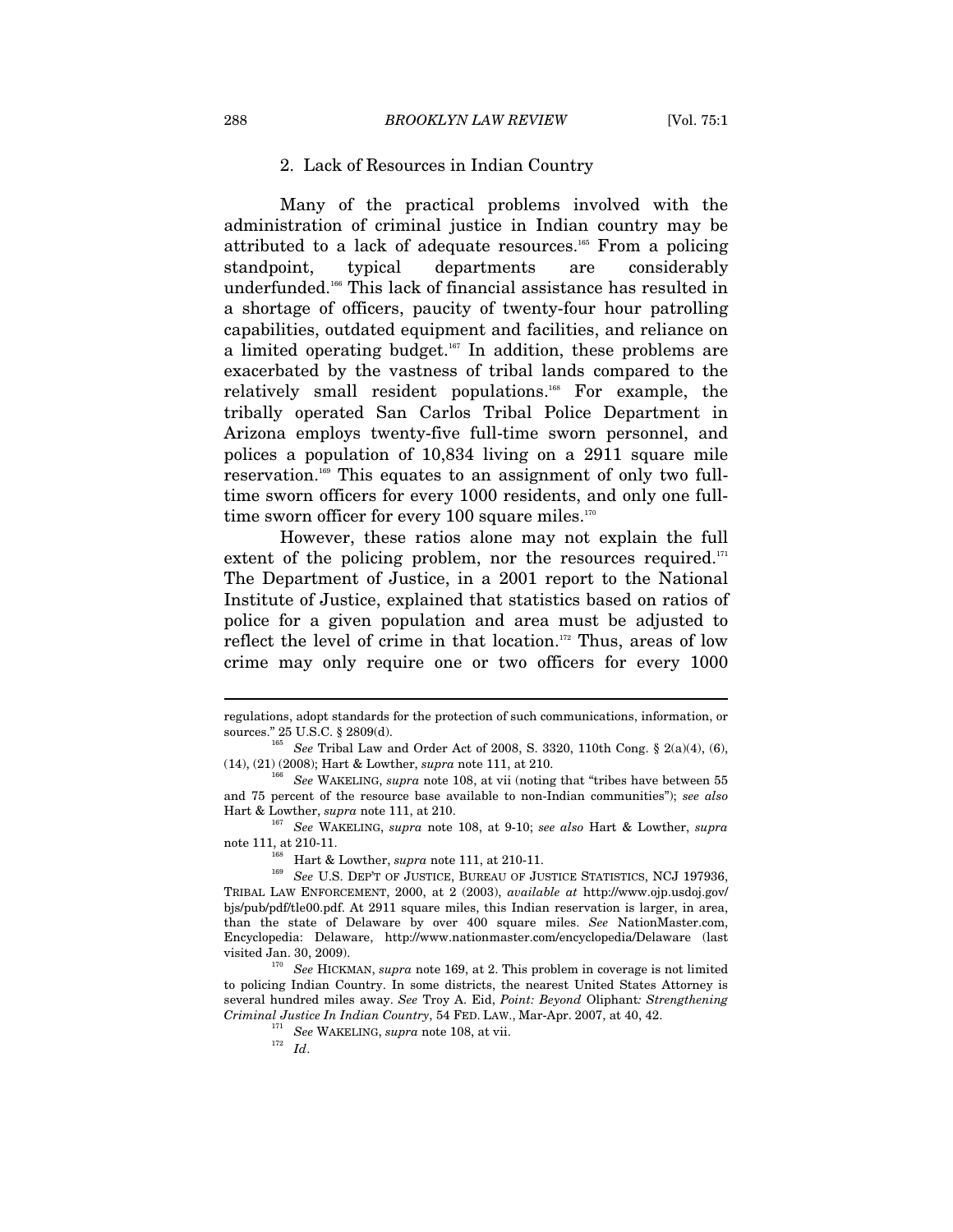### 2. Lack of Resources in Indian Country

Many of the practical problems involved with the administration of criminal justice in Indian country may be attributed to a lack of adequate resources.[165] From a policing standpoint, typical departments are considerably underfunded.[166] This lack of financial assistance has resulted in a shortage of officers, paucity of twenty-four hour patrolling capabilities, outdated equipment and facilities, and reliance on a limited operating budget.[167] In addition, these problems are exacerbated by the vastness of tribal lands compared to the relatively small resident populations.[168] For example, the tribally operated San Carlos Tribal Police Department in Arizona employs twenty-five full-time sworn personnel, and polices a population of 10,834 living on a 2911 square mile reservation.[169] This equates to an assignment of only two full-time sworn officers for every 1000 residents, and only one full-time sworn officer for every 100 square miles.[170]

However, these ratios alone may not explain the full extent of the policing problem, nor the resources required.[171] The Department of Justice, in a 2001 report to the National Institute of Justice, explained that statistics based on ratios of police for a given population and area must be adjusted to reflect the level of crime in that location.[172] Thus, areas of low crime may only require one or two officers for every 1000

---

regulations, adopt standards for the protection of such communications, information, or sources." 25 U.S.C. § 2809(d).

[165] *See* Tribal Law and Order Act of 2008, S. 3320, 110th Cong. § 2(a)(4), (6), (14), (21) (2008); Hart & Lowther, *supra* note 111, at 210.

[166] *See* WAKELING, *supra* note 108, at vii (noting that "tribes have between 55 and 75 percent of the resource base available to non-Indian communities"); *see also* Hart & Lowther, *supra* note 111, at 210.

[167] *See* WAKELING, *supra* note 108, at 9-10; *see also* Hart & Lowther, *supra* note 111, at 210-11.

[168] Hart & Lowther, *supra* note 111, at 210-11.

[169] *See* U.S. DEP'T OF JUSTICE, BUREAU OF JUSTICE STATISTICS, NCJ 197936, TRIBAL LAW ENFORCEMENT, 2000, at 2 (2003), *available at* http://www.ojp.usdoj.gov/bjs/pub/pdf/tle00.pdf. At 2911 square miles, this Indian reservation is larger, in area, than the state of Delaware by over 400 square miles. *See* NationMaster.com, Encyclopedia: Delaware, http://www.nationmaster.com/encyclopedia/Delaware (last visited Jan. 30, 2009).

[170] *See* HICKMAN, *supra* note 169, at 2. This problem in coverage is not limited to policing Indian Country. In some districts, the nearest United States Attorney is several hundred miles away. *See* Troy A. Eid, *Point: Beyond* Oliphant*: Strengthening Criminal Justice In Indian Country*, 54 FED. LAW., Mar-Apr. 2007, at 40, 42.

[171] *See* WAKELING, *supra* note 108, at vii.

[172] *Id*.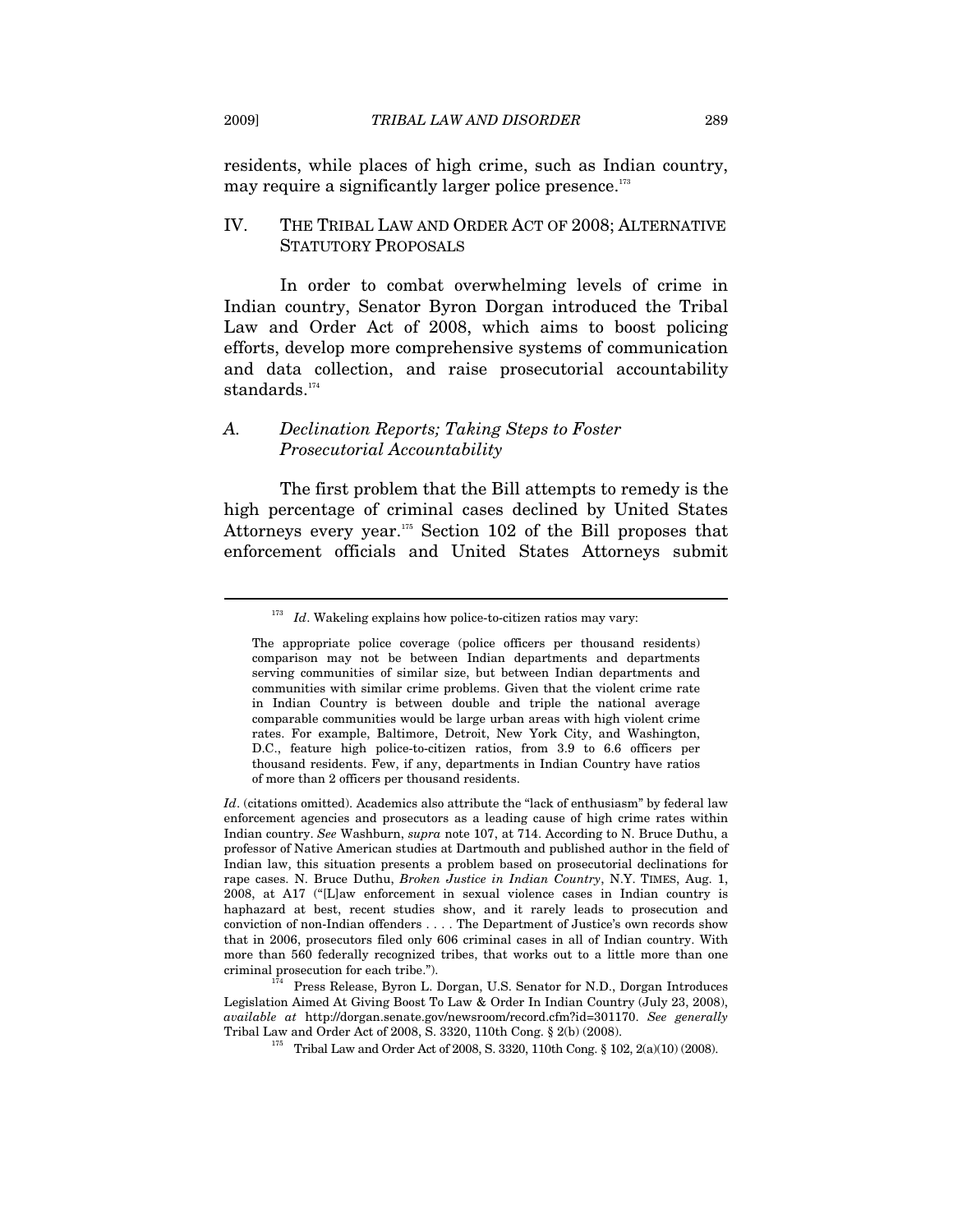residents, while places of high crime, such as Indian country, may require a significantly larger police presence.[173]

## IV. The Tribal Law and Order Act of 2008; Alternative Statutory Proposals

In order to combat overwhelming levels of crime in Indian country, Senator Byron Dorgan introduced the Tribal Law and Order Act of 2008, which aims to boost policing efforts, develop more comprehensive systems of communication and data collection, and raise prosecutorial accountability standards.[174]

### A. *Declination Reports; Taking Steps to Foster Prosecutorial Accountability*

The first problem that the Bill attempts to remedy is the high percentage of criminal cases declined by United States Attorneys every year.[175] Section 102 of the Bill proposes that enforcement officials and United States Attorneys submit

---

[173] *Id*. Wakeling explains how police-to-citizen ratios may vary:

> The appropriate police coverage (police officers per thousand residents) comparison may not be between Indian departments and departments serving communities of similar size, but between Indian departments and communities with similar crime problems. Given that the violent crime rate in Indian Country is between double and triple the national average comparable communities would be large urban areas with high violent crime rates. For example, Baltimore, Detroit, New York City, and Washington, D.C., feature high police-to-citizen ratios, from 3.9 to 6.6 officers per thousand residents. Few, if any, departments in Indian Country have ratios of more than 2 officers per thousand residents.

*Id*. (citations omitted). Academics also attribute the "lack of enthusiasm" by federal law enforcement agencies and prosecutors as a leading cause of high crime rates within Indian country. *See* Washburn, *supra* note 107, at 714. According to N. Bruce Duthu, a professor of Native American studies at Dartmouth and published author in the field of Indian law, this situation presents a problem based on prosecutorial declinations for rape cases. N. Bruce Duthu, *Broken Justice in Indian Country*, N.Y. TIMES, Aug. 1, 2008, at A17 ("[L]aw enforcement in sexual violence cases in Indian country is haphazard at best, recent studies show, and it rarely leads to prosecution and conviction of non-Indian offenders . . . . The Department of Justice's own records show that in 2006, prosecutors filed only 606 criminal cases in all of Indian country. With more than 560 federally recognized tribes, that works out to a little more than one criminal prosecution for each tribe.").

[174] Press Release, Byron L. Dorgan, U.S. Senator for N.D., Dorgan Introduces Legislation Aimed At Giving Boost To Law & Order In Indian Country (July 23, 2008), *available at* http://dorgan.senate.gov/newsroom/record.cfm?id=301170. *See generally* Tribal Law and Order Act of 2008, S. 3320, 110th Cong. § 2(b) (2008).

[175] Tribal Law and Order Act of 2008, S. 3320, 110th Cong. § 102, 2(a)(10) (2008).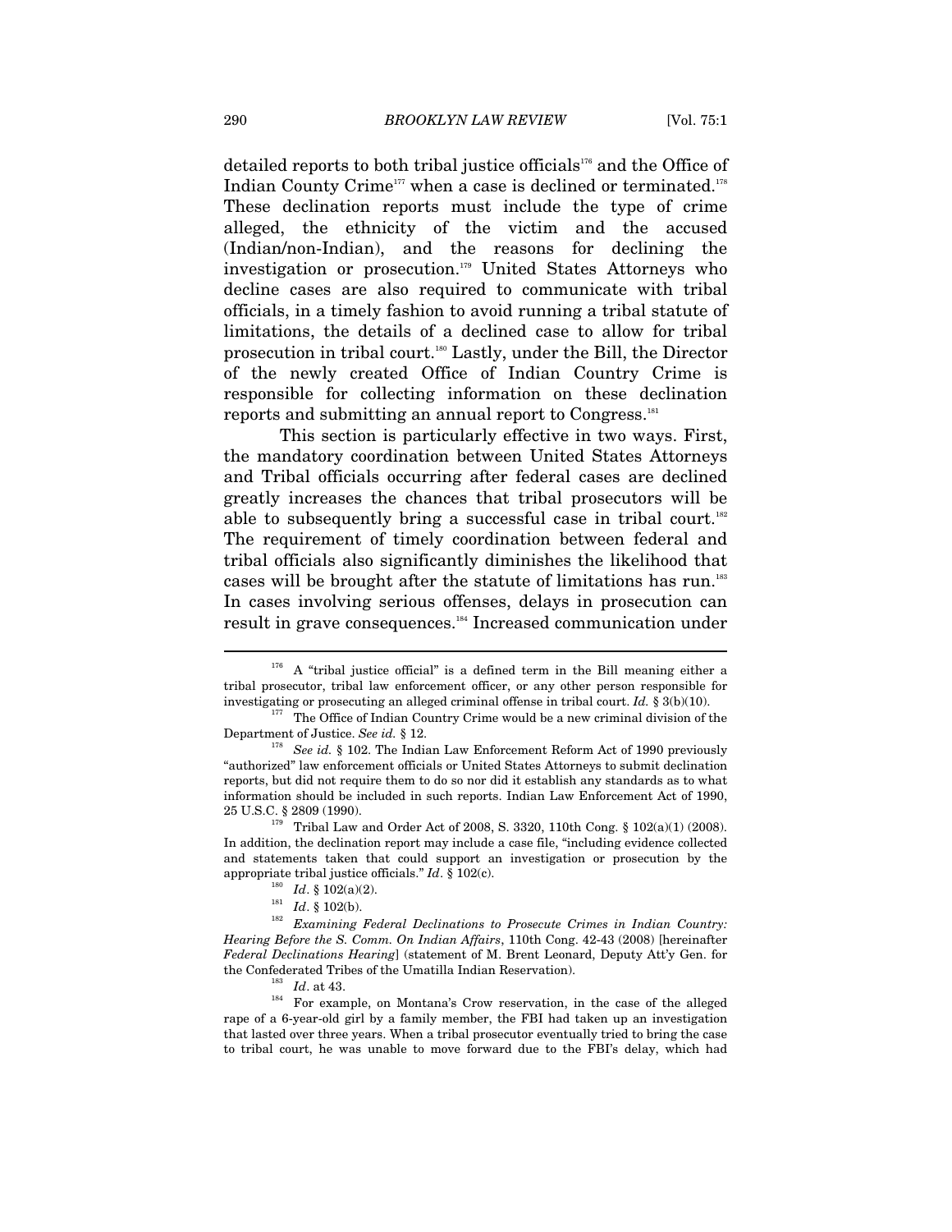detailed reports to both tribal justice officials[176] and the Office of Indian County Crime[177] when a case is declined or terminated.[178] These declination reports must include the type of crime alleged, the ethnicity of the victim and the accused (Indian/non-Indian), and the reasons for declining the investigation or prosecution.[179] United States Attorneys who decline cases are also required to communicate with tribal officials, in a timely fashion to avoid running a tribal statute of limitations, the details of a declined case to allow for tribal prosecution in tribal court.[180] Lastly, under the Bill, the Director of the newly created Office of Indian Country Crime is responsible for collecting information on these declination reports and submitting an annual report to Congress.[181]

This section is particularly effective in two ways. First, the mandatory coordination between United States Attorneys and Tribal officials occurring after federal cases are declined greatly increases the chances that tribal prosecutors will be able to subsequently bring a successful case in tribal court.[182] The requirement of timely coordination between federal and tribal officials also significantly diminishes the likelihood that cases will be brought after the statute of limitations has run.[183] In cases involving serious offenses, delays in prosecution can result in grave consequences.[184] Increased communication under

---

[176] A "tribal justice official" is a defined term in the Bill meaning either a tribal prosecutor, tribal law enforcement officer, or any other person responsible for investigating or prosecuting an alleged criminal offense in tribal court. *Id.* § 3(b)(10).

[177] The Office of Indian Country Crime would be a new criminal division of the Department of Justice. *See id.* § 12.

[178] *See id.* § 102. The Indian Law Enforcement Reform Act of 1990 previously "authorized" law enforcement officials or United States Attorneys to submit declination reports, but did not require them to do so nor did it establish any standards as to what information should be included in such reports. Indian Law Enforcement Act of 1990, 25 U.S.C. § 2809 (1990).

[179] Tribal Law and Order Act of 2008, S. 3320, 110th Cong. § 102(a)(1) (2008). In addition, the declination report may include a case file, "including evidence collected and statements taken that could support an investigation or prosecution by the appropriate tribal justice officials." *Id*. § 102(c).

[180] *Id*. § 102(a)(2).

[181] *Id*. § 102(b).

[182] *Examining Federal Declinations to Prosecute Crimes in Indian Country: Hearing Before the S. Comm. On Indian Affairs*, 110th Cong. 42-43 (2008) [hereinafter *Federal Declinations Hearing*] (statement of M. Brent Leonard, Deputy Att'y Gen. for the Confederated Tribes of the Umatilla Indian Reservation).

[183] *Id*. at 43.

[184] For example, on Montana's Crow reservation, in the case of the alleged rape of a 6-year-old girl by a family member, the FBI had taken up an investigation that lasted over three years. When a tribal prosecutor eventually tried to bring the case to tribal court, he was unable to move forward due to the FBI's delay, which had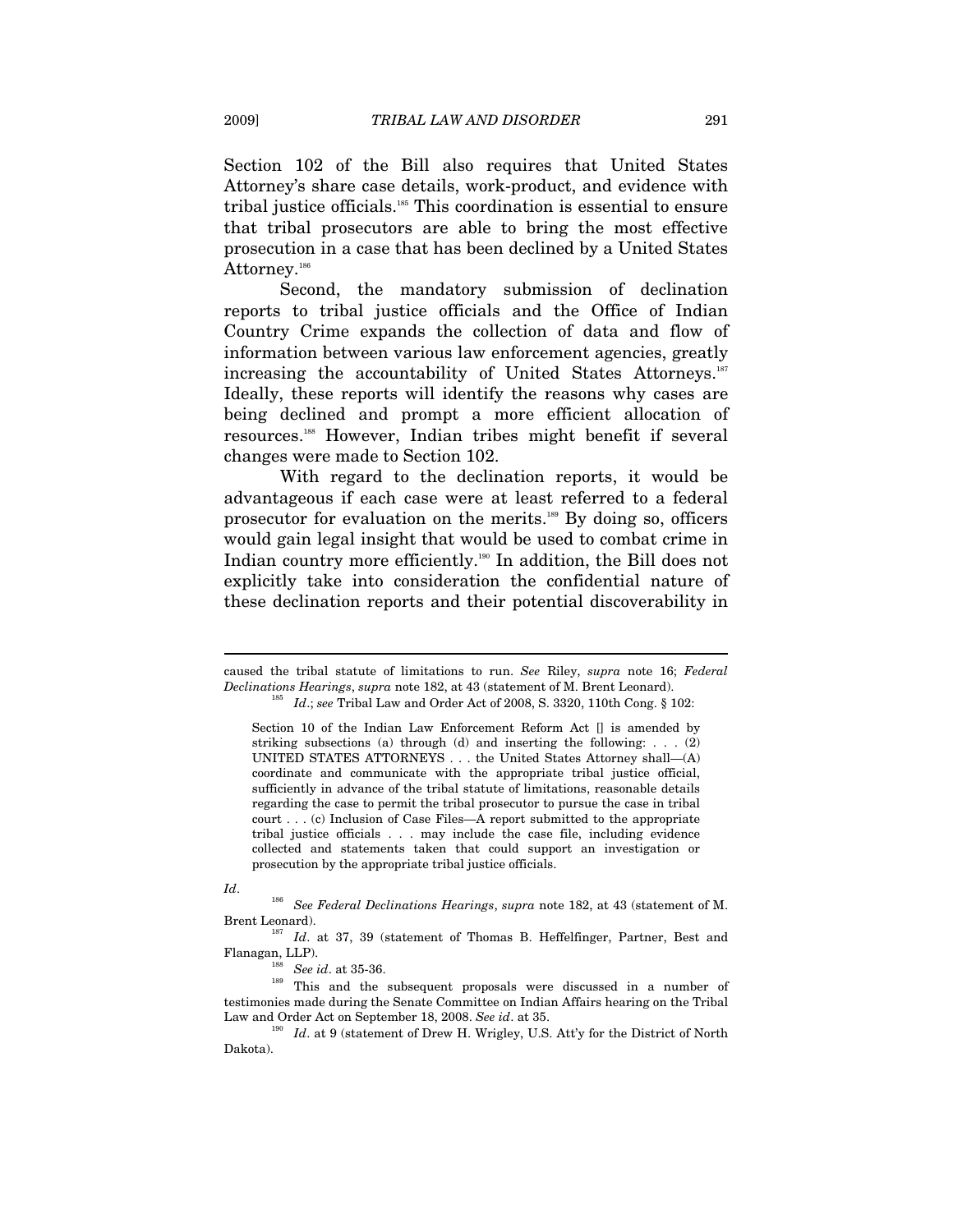Section 102 of the Bill also requires that United States Attorney's share case details, work-product, and evidence with tribal justice officials.[185] This coordination is essential to ensure that tribal prosecutors are able to bring the most effective prosecution in a case that has been declined by a United States Attorney.[186]

Second, the mandatory submission of declination reports to tribal justice officials and the Office of Indian Country Crime expands the collection of data and flow of information between various law enforcement agencies, greatly increasing the accountability of United States Attorneys.[187] Ideally, these reports will identify the reasons why cases are being declined and prompt a more efficient allocation of resources.[188] However, Indian tribes might benefit if several changes were made to Section 102.

With regard to the declination reports, it would be advantageous if each case were at least referred to a federal prosecutor for evaluation on the merits.[189] By doing so, officers would gain legal insight that would be used to combat crime in Indian country more efficiently.[190] In addition, the Bill does not explicitly take into consideration the confidential nature of these declination reports and their potential discoverability in

---

caused the tribal statute of limitations to run. *See* Riley, *supra* note 16; *Federal Declinations Hearings*, *supra* note 182, at 43 (statement of M. Brent Leonard).

[185] *Id*.; *see* Tribal Law and Order Act of 2008, S. 3320, 110th Cong. § 102:

> Section 10 of the Indian Law Enforcement Reform Act [] is amended by striking subsections (a) through (d) and inserting the following: . . . (2) UNITED STATES ATTORNEYS . . . the United States Attorney shall—(A) coordinate and communicate with the appropriate tribal justice official, sufficiently in advance of the tribal statute of limitations, reasonable details regarding the case to permit the tribal prosecutor to pursue the case in tribal court . . . (c) Inclusion of Case Files—A report submitted to the appropriate tribal justice officials . . . may include the case file, including evidence collected and statements taken that could support an investigation or prosecution by the appropriate tribal justice officials.

*Id*.

[186] *See Federal Declinations Hearings*, *supra* note 182, at 43 (statement of M. Brent Leonard).

[187] *Id*. at 37, 39 (statement of Thomas B. Heffelfinger, Partner, Best and Flanagan, LLP).

[188] *See id*. at 35-36.

[189] This and the subsequent proposals were discussed in a number of testimonies made during the Senate Committee on Indian Affairs hearing on the Tribal Law and Order Act on September 18, 2008. *See id*. at 35.

[190] *Id*. at 9 (statement of Drew H. Wrigley, U.S. Att'y for the District of North Dakota).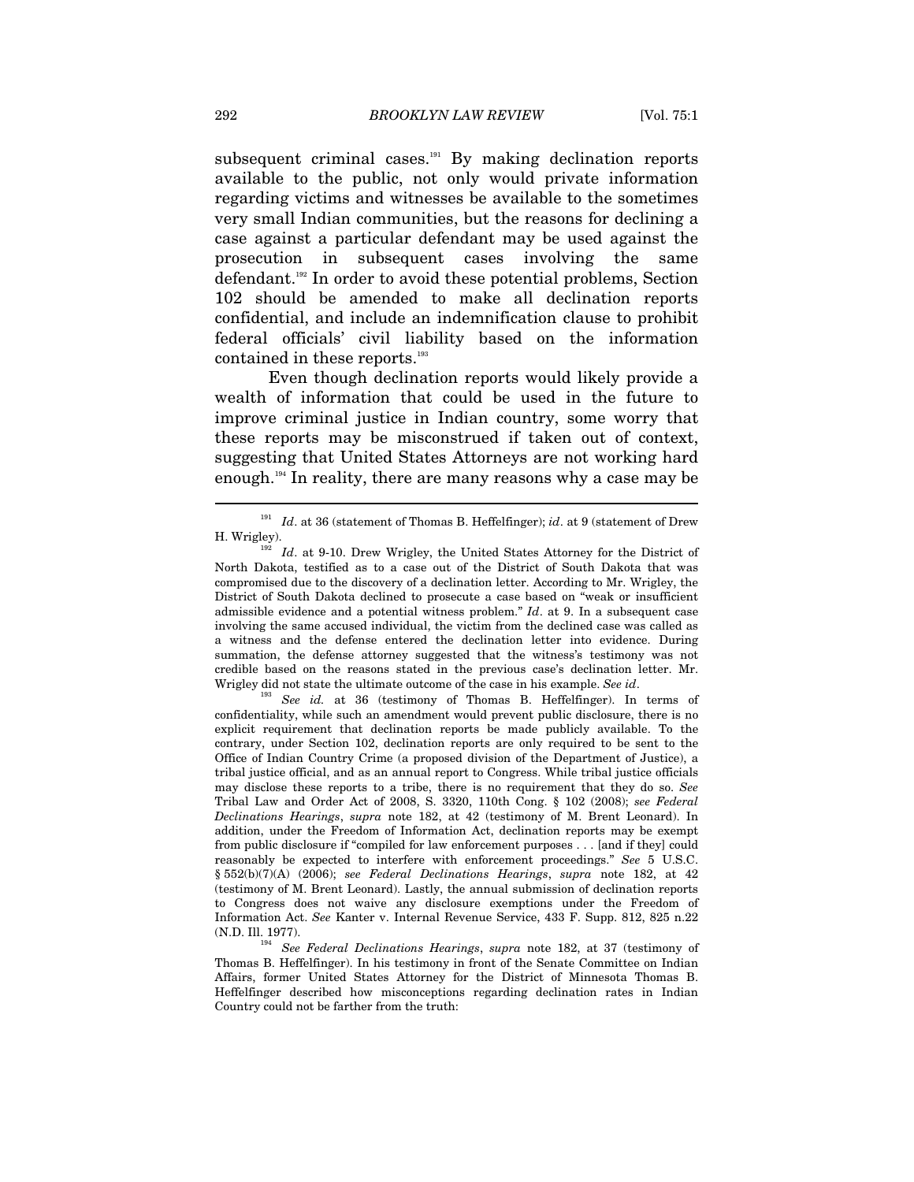subsequent criminal cases.[191] By making declination reports available to the public, not only would private information regarding victims and witnesses be available to the sometimes very small Indian communities, but the reasons for declining a case against a particular defendant may be used against the prosecution in subsequent cases involving the same defendant.[192] In order to avoid these potential problems, Section 102 should be amended to make all declination reports confidential, and include an indemnification clause to prohibit federal officials' civil liability based on the information contained in these reports.[193]

Even though declination reports would likely provide a wealth of information that could be used in the future to improve criminal justice in Indian country, some worry that these reports may be misconstrued if taken out of context, suggesting that United States Attorneys are not working hard enough.[194] In reality, there are many reasons why a case may be

---

[191] *Id*. at 36 (statement of Thomas B. Heffelfinger); *id*. at 9 (statement of Drew H. Wrigley).

[192] *Id*. at 9-10. Drew Wrigley, the United States Attorney for the District of North Dakota, testified as to a case out of the District of South Dakota that was compromised due to the discovery of a declination letter. According to Mr. Wrigley, the District of South Dakota declined to prosecute a case based on "weak or insufficient admissible evidence and a potential witness problem." *Id*. at 9. In a subsequent case involving the same accused individual, the victim from the declined case was called as a witness and the defense entered the declination letter into evidence. During summation, the defense attorney suggested that the witness's testimony was not credible based on the reasons stated in the previous case's declination letter. Mr. Wrigley did not state the ultimate outcome of the case in his example. *See id*.

[193] *See id.* at 36 (testimony of Thomas B. Heffelfinger). In terms of confidentiality, while such an amendment would prevent public disclosure, there is no explicit requirement that declination reports be made publicly available. To the contrary, under Section 102, declination reports are only required to be sent to the Office of Indian Country Crime (a proposed division of the Department of Justice), a tribal justice official, and as an annual report to Congress. While tribal justice officials may disclose these reports to a tribe, there is no requirement that they do so. *See* Tribal Law and Order Act of 2008, S. 3320, 110th Cong. § 102 (2008); *see Federal Declinations Hearings*, *supra* note 182, at 42 (testimony of M. Brent Leonard). In addition, under the Freedom of Information Act, declination reports may be exempt from public disclosure if "compiled for law enforcement purposes . . . [and if they] could reasonably be expected to interfere with enforcement proceedings." *See* 5 U.S.C. § 552(b)(7)(A) (2006); *see Federal Declinations Hearings*, *supra* note 182, at 42 (testimony of M. Brent Leonard). Lastly, the annual submission of declination reports to Congress does not waive any disclosure exemptions under the Freedom of Information Act. *See* Kanter v. Internal Revenue Service, 433 F. Supp. 812, 825 n.22 (N.D. Ill. 1977).

[194] *See Federal Declinations Hearings*, *supra* note 182, at 37 (testimony of Thomas B. Heffelfinger). In his testimony in front of the Senate Committee on Indian Affairs, former United States Attorney for the District of Minnesota Thomas B. Heffelfinger described how misconceptions regarding declination rates in Indian Country could not be farther from the truth: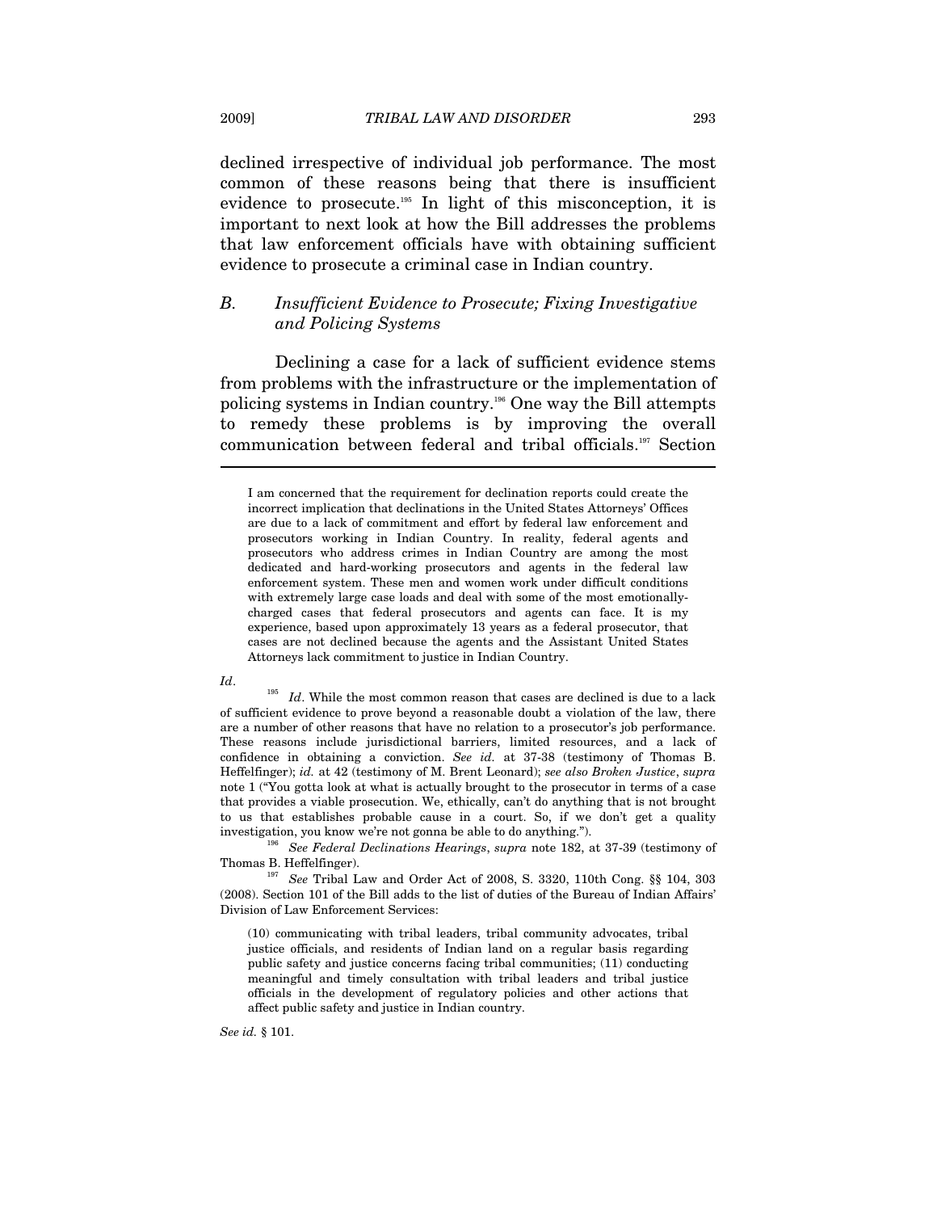declined irrespective of individual job performance. The most common of these reasons being that there is insufficient evidence to prosecute.[195] In light of this misconception, it is important to next look at how the Bill addresses the problems that law enforcement officials have with obtaining sufficient evidence to prosecute a criminal case in Indian country.

### B. *Insufficient Evidence to Prosecute; Fixing Investigative and Policing Systems*

Declining a case for a lack of sufficient evidence stems from problems with the infrastructure or the implementation of policing systems in Indian country.[196] One way the Bill attempts to remedy these problems is by improving the overall communication between federal and tribal officials.[197] Section

---

> I am concerned that the requirement for declination reports could create the incorrect implication that declinations in the United States Attorneys' Offices are due to a lack of commitment and effort by federal law enforcement and prosecutors working in Indian Country. In reality, federal agents and prosecutors who address crimes in Indian Country are among the most dedicated and hard-working prosecutors and agents in the federal law enforcement system. These men and women work under difficult conditions with extremely large case loads and deal with some of the most emotionally-charged cases that federal prosecutors and agents can face. It is my experience, based upon approximately 13 years as a federal prosecutor, that cases are not declined because the agents and the Assistant United States Attorneys lack commitment to justice in Indian Country.

*Id*.

[195] *Id*. While the most common reason that cases are declined is due to a lack of sufficient evidence to prove beyond a reasonable doubt a violation of the law, there are a number of other reasons that have no relation to a prosecutor's job performance. These reasons include jurisdictional barriers, limited resources, and a lack of confidence in obtaining a conviction. *See id.* at 37-38 (testimony of Thomas B. Heffelfinger); *id.* at 42 (testimony of M. Brent Leonard); *see also Broken Justice*, *supra* note 1 ("You gotta look at what is actually brought to the prosecutor in terms of a case that provides a viable prosecution. We, ethically, can't do anything that is not brought to us that establishes probable cause in a court. So, if we don't get a quality investigation, you know we're not gonna be able to do anything.").

[196] *See Federal Declinations Hearings*, *supra* note 182, at 37-39 (testimony of Thomas B. Heffelfinger).

[197] *See* Tribal Law and Order Act of 2008, S. 3320, 110th Cong. §§ 104, 303 (2008). Section 101 of the Bill adds to the list of duties of the Bureau of Indian Affairs' Division of Law Enforcement Services:

> (10) communicating with tribal leaders, tribal community advocates, tribal justice officials, and residents of Indian land on a regular basis regarding public safety and justice concerns facing tribal communities; (11) conducting meaningful and timely consultation with tribal leaders and tribal justice officials in the development of regulatory policies and other actions that affect public safety and justice in Indian country.

*See id.* § 101.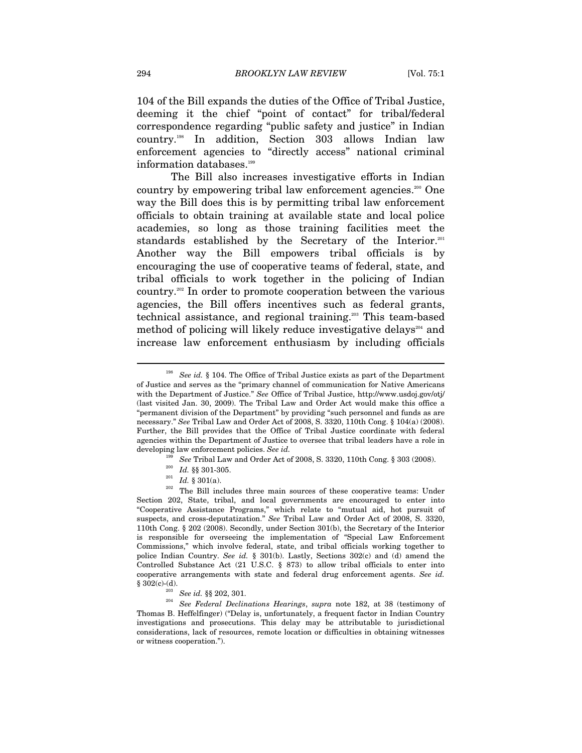104 of the Bill expands the duties of the Office of Tribal Justice, deeming it the chief "point of contact" for tribal/federal correspondence regarding "public safety and justice" in Indian country.[198] In addition, Section 303 allows Indian law enforcement agencies to "directly access" national criminal information databases.[199]

The Bill also increases investigative efforts in Indian country by empowering tribal law enforcement agencies.[200] One way the Bill does this is by permitting tribal law enforcement officials to obtain training at available state and local police academies, so long as those training facilities meet the standards established by the Secretary of the Interior.[201] Another way the Bill empowers tribal officials is by encouraging the use of cooperative teams of federal, state, and tribal officials to work together in the policing of Indian country.[202] In order to promote cooperation between the various agencies, the Bill offers incentives such as federal grants, technical assistance, and regional training.[203] This team-based method of policing will likely reduce investigative delays[204] and increase law enforcement enthusiasm by including officials

---

[198] *See id.* § 104. The Office of Tribal Justice exists as part of the Department of Justice and serves as the "primary channel of communication for Native Americans with the Department of Justice." *See* Office of Tribal Justice, http://www.usdoj.gov/otj/ (last visited Jan. 30, 2009). The Tribal Law and Order Act would make this office a "permanent division of the Department" by providing "such personnel and funds as are necessary." *See* Tribal Law and Order Act of 2008, S. 3320, 110th Cong. § 104(a) (2008). Further, the Bill provides that the Office of Tribal Justice coordinate with federal agencies within the Department of Justice to oversee that tribal leaders have a role in developing law enforcement policies. *See id.*

[199] *See* Tribal Law and Order Act of 2008, S. 3320, 110th Cong. § 303 (2008).

[200] *Id.* §§ 301-305.

[201] *Id.* § 301(a).

[202] The Bill includes three main sources of these cooperative teams: Under Section 202, State, tribal, and local governments are encouraged to enter into "Cooperative Assistance Programs," which relate to "mutual aid, hot pursuit of suspects, and cross-deputatization." *See* Tribal Law and Order Act of 2008, S. 3320, 110th Cong. § 202 (2008). Secondly, under Section 301(b), the Secretary of the Interior is responsible for overseeing the implementation of "Special Law Enforcement Commissions," which involve federal, state, and tribal officials working together to police Indian Country. *See id.* § 301(b). Lastly, Sections 302(c) and (d) amend the Controlled Substance Act (21 U.S.C. § 873) to allow tribal officials to enter into cooperative arrangements with state and federal drug enforcement agents. *See id.* § 302(c)-(d).

[203] *See id.* §§ 202, 301.

[204] *See Federal Declinations Hearings*, *supra* note 182, at 38 (testimony of Thomas B. Heffelfinger) ("Delay is, unfortunately, a frequent factor in Indian Country investigations and prosecutions. This delay may be attributable to jurisdictional considerations, lack of resources, remote location or difficulties in obtaining witnesses or witness cooperation.").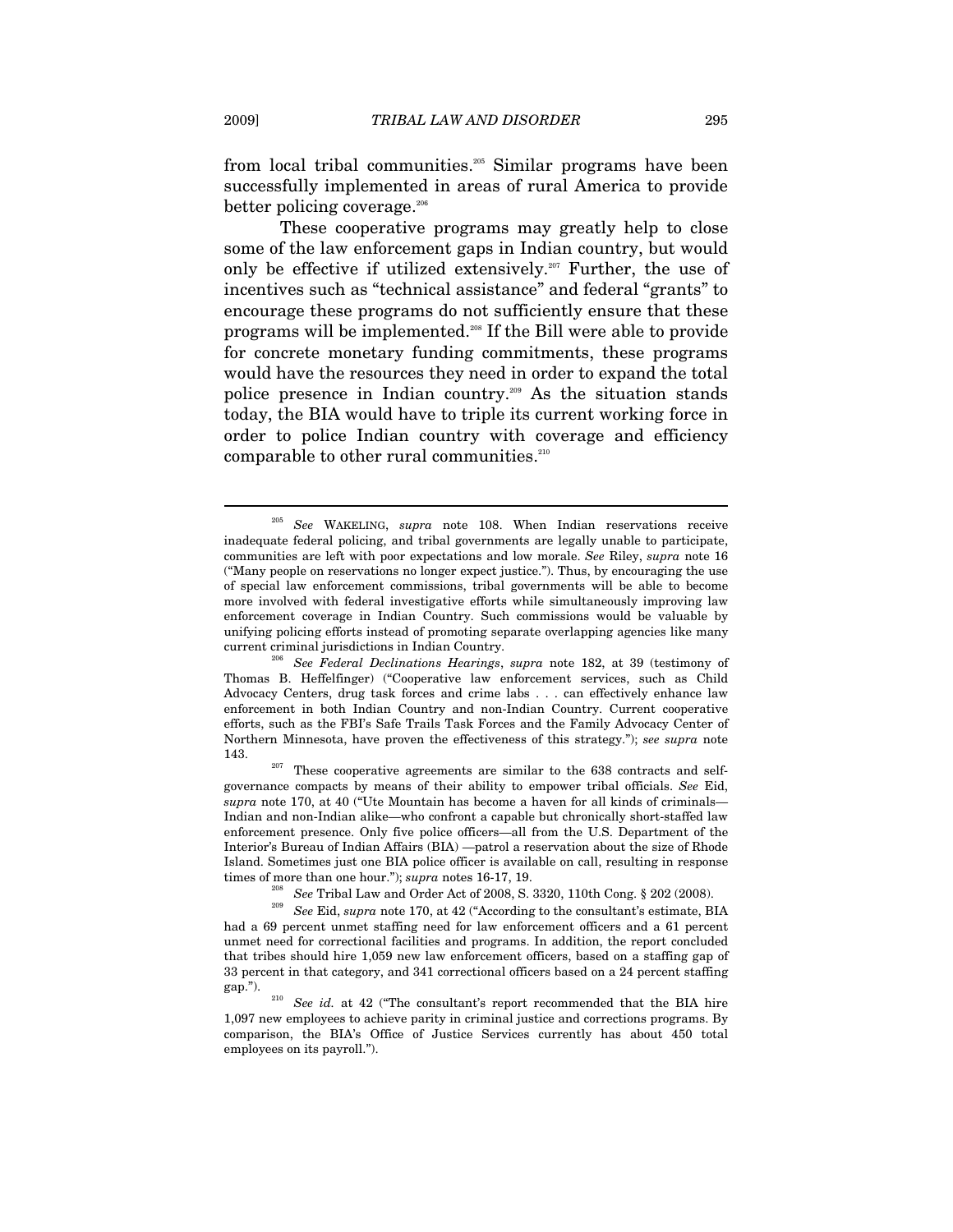from local tribal communities.[205] Similar programs have been successfully implemented in areas of rural America to provide better policing coverage.[206]

These cooperative programs may greatly help to close some of the law enforcement gaps in Indian country, but would only be effective if utilized extensively.[207] Further, the use of incentives such as "technical assistance" and federal "grants" to encourage these programs do not sufficiently ensure that these programs will be implemented.[208] If the Bill were able to provide for concrete monetary funding commitments, these programs would have the resources they need in order to expand the total police presence in Indian country.[209] As the situation stands today, the BIA would have to triple its current working force in order to police Indian country with coverage and efficiency comparable to other rural communities.[210]

---

[205] *See* WAKELING, *supra* note 108. When Indian reservations receive inadequate federal policing, and tribal governments are legally unable to participate, communities are left with poor expectations and low morale. *See* Riley, *supra* note 16 ("Many people on reservations no longer expect justice."). Thus, by encouraging the use of special law enforcement commissions, tribal governments will be able to become more involved with federal investigative efforts while simultaneously improving law enforcement coverage in Indian Country. Such commissions would be valuable by unifying policing efforts instead of promoting separate overlapping agencies like many current criminal jurisdictions in Indian Country.

[206] *See Federal Declinations Hearings*, *supra* note 182, at 39 (testimony of Thomas B. Heffelfinger) ("Cooperative law enforcement services, such as Child Advocacy Centers, drug task forces and crime labs . . . can effectively enhance law enforcement in both Indian Country and non-Indian Country. Current cooperative efforts, such as the FBI's Safe Trails Task Forces and the Family Advocacy Center of Northern Minnesota, have proven the effectiveness of this strategy."); *see supra* note 143.

[207] These cooperative agreements are similar to the 638 contracts and self-governance compacts by means of their ability to empower tribal officials. *See* Eid, *supra* note 170, at 40 ("Ute Mountain has become a haven for all kinds of criminals—Indian and non-Indian alike—who confront a capable but chronically short-staffed law enforcement presence. Only five police officers—all from the U.S. Department of the Interior's Bureau of Indian Affairs (BIA) —patrol a reservation about the size of Rhode Island. Sometimes just one BIA police officer is available on call, resulting in response times of more than one hour."); *supra* notes 16-17, 19.

[208] *See* Tribal Law and Order Act of 2008, S. 3320, 110th Cong. § 202 (2008).

[209] *See* Eid, *supra* note 170, at 42 ("According to the consultant's estimate, BIA had a 69 percent unmet staffing need for law enforcement officers and a 61 percent unmet need for correctional facilities and programs. In addition, the report concluded that tribes should hire 1,059 new law enforcement officers, based on a staffing gap of 33 percent in that category, and 341 correctional officers based on a 24 percent staffing gap.").

[210] *See id.* at 42 ("The consultant's report recommended that the BIA hire 1,097 new employees to achieve parity in criminal justice and corrections programs. By comparison, the BIA's Office of Justice Services currently has about 450 total employees on its payroll.").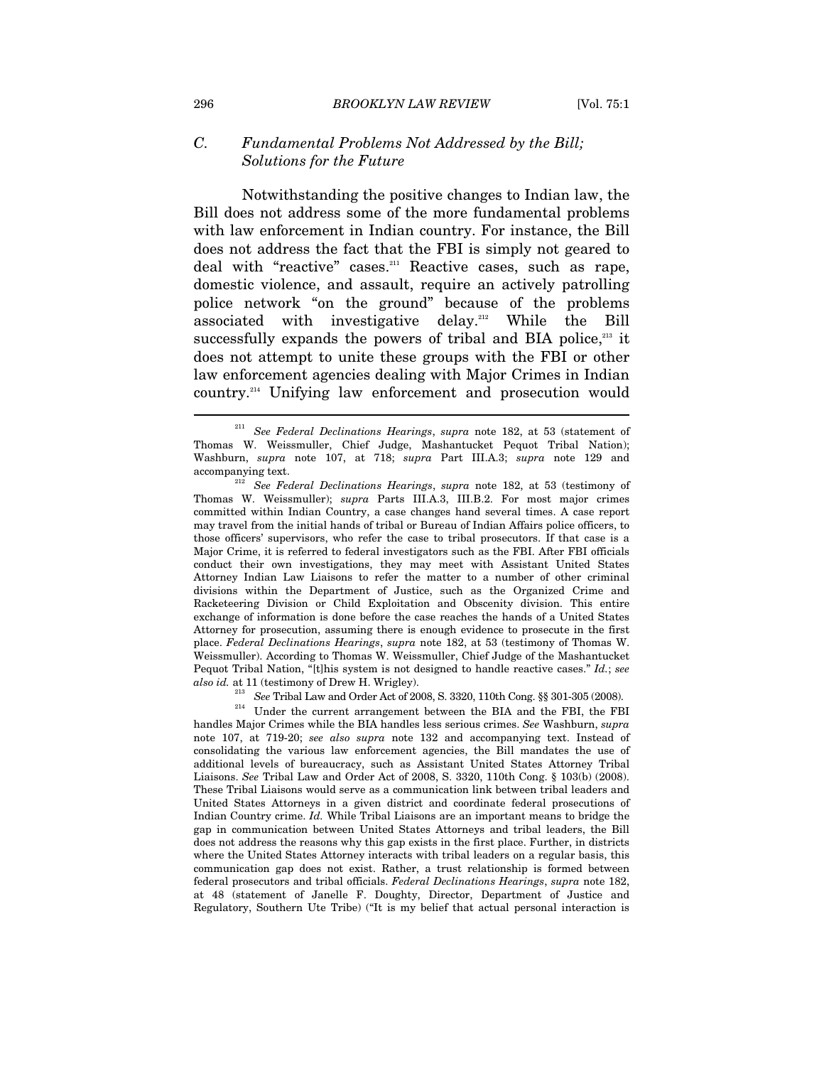### C. *Fundamental Problems Not Addressed by the Bill; Solutions for the Future*

Notwithstanding the positive changes to Indian law, the Bill does not address some of the more fundamental problems with law enforcement in Indian country. For instance, the Bill does not address the fact that the FBI is simply not geared to deal with "reactive" cases.[211] Reactive cases, such as rape, domestic violence, and assault, require an actively patrolling police network "on the ground" because of the problems associated with investigative delay.[212] While the Bill successfully expands the powers of tribal and BIA police,[213] it does not attempt to unite these groups with the FBI or other law enforcement agencies dealing with Major Crimes in Indian country.[214] Unifying law enforcement and prosecution would

---

[211] *See Federal Declinations Hearings*, *supra* note 182, at 53 (statement of Thomas W. Weissmuller, Chief Judge, Mashantucket Pequot Tribal Nation); Washburn, *supra* note 107, at 718; *supra* Part III.A.3; *supra* note 129 and accompanying text.

[212] *See Federal Declinations Hearings*, *supra* note 182, at 53 (testimony of Thomas W. Weissmuller); *supra* Parts III.A.3, III.B.2. For most major crimes committed within Indian Country, a case changes hand several times. A case report may travel from the initial hands of tribal or Bureau of Indian Affairs police officers, to those officers' supervisors, who refer the case to tribal prosecutors. If that case is a Major Crime, it is referred to federal investigators such as the FBI. After FBI officials conduct their own investigations, they may meet with Assistant United States Attorney Indian Law Liaisons to refer the matter to a number of other criminal divisions within the Department of Justice, such as the Organized Crime and Racketeering Division or Child Exploitation and Obscenity division. This entire exchange of information is done before the case reaches the hands of a United States Attorney for prosecution, assuming there is enough evidence to prosecute in the first place. *Federal Declinations Hearings*, *supra* note 182, at 53 (testimony of Thomas W. Weissmuller). According to Thomas W. Weissmuller, Chief Judge of the Mashantucket Pequot Tribal Nation, "[t]his system is not designed to handle reactive cases." *Id.*; *see also id.* at 11 (testimony of Drew H. Wrigley).

[213] *See* Tribal Law and Order Act of 2008, S. 3320, 110th Cong. §§ 301-305 (2008).

[214] Under the current arrangement between the BIA and the FBI, the FBI handles Major Crimes while the BIA handles less serious crimes. *See* Washburn, *supra* note 107, at 719-20; *see also supra* note 132 and accompanying text. Instead of consolidating the various law enforcement agencies, the Bill mandates the use of additional levels of bureaucracy, such as Assistant United States Attorney Tribal Liaisons. *See* Tribal Law and Order Act of 2008, S. 3320, 110th Cong. § 103(b) (2008). These Tribal Liaisons would serve as a communication link between tribal leaders and United States Attorneys in a given district and coordinate federal prosecutions of Indian Country crime. *Id.* While Tribal Liaisons are an important means to bridge the gap in communication between United States Attorneys and tribal leaders, the Bill does not address the reasons why this gap exists in the first place. Further, in districts where the United States Attorney interacts with tribal leaders on a regular basis, this communication gap does not exist. Rather, a trust relationship is formed between federal prosecutors and tribal officials. *Federal Declinations Hearings*, *supra* note 182, at 48 (statement of Janelle F. Doughty, Director, Department of Justice and Regulatory, Southern Ute Tribe) ("It is my belief that actual personal interaction is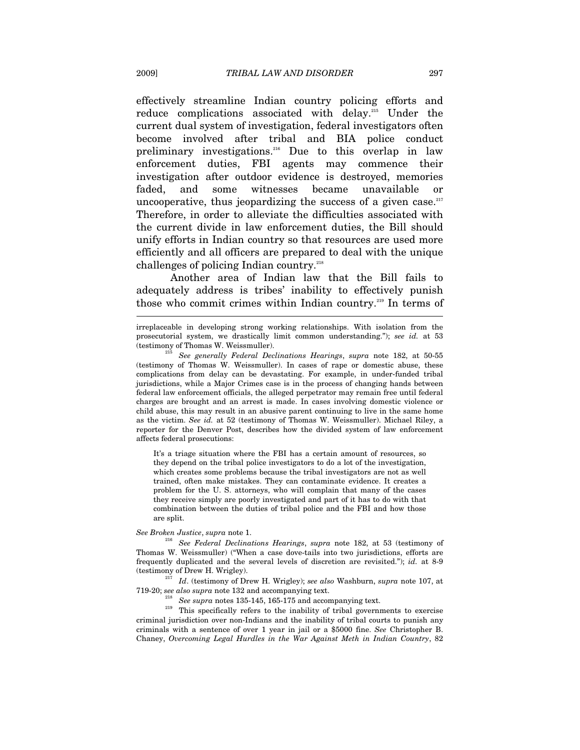effectively streamline Indian country policing efforts and reduce complications associated with delay.[215] Under the current dual system of investigation, federal investigators often become involved after tribal and BIA police conduct preliminary investigations.[216] Due to this overlap in law enforcement duties, FBI agents may commence their investigation after outdoor evidence is destroyed, memories faded, and some witnesses became unavailable or uncooperative, thus jeopardizing the success of a given case.[217] Therefore, in order to alleviate the difficulties associated with the current divide in law enforcement duties, the Bill should unify efforts in Indian country so that resources are used more efficiently and all officers are prepared to deal with the unique challenges of policing Indian country.[218]

Another area of Indian law that the Bill fails to adequately address is tribes' inability to effectively punish those who commit crimes within Indian country.[219] In terms of

---

irreplaceable in developing strong working relationships. With isolation from the prosecutorial system, we drastically limit common understanding."); *see id.* at 53 (testimony of Thomas W. Weissmuller).

[215] *See generally Federal Declinations Hearings*, *supra* note 182, at 50-55 (testimony of Thomas W. Weissmuller). In cases of rape or domestic abuse, these complications from delay can be devastating. For example, in under-funded tribal jurisdictions, while a Major Crimes case is in the process of changing hands between federal law enforcement officials, the alleged perpetrator may remain free until federal charges are brought and an arrest is made. In cases involving domestic violence or child abuse, this may result in an abusive parent continuing to live in the same home as the victim. *See id.* at 52 (testimony of Thomas W. Weissmuller). Michael Riley, a reporter for the Denver Post, describes how the divided system of law enforcement affects federal prosecutions:

> It's a triage situation where the FBI has a certain amount of resources, so they depend on the tribal police investigators to do a lot of the investigation, which creates some problems because the tribal investigators are not as well trained, often make mistakes. They can contaminate evidence. It creates a problem for the U. S. attorneys, who will complain that many of the cases they receive simply are poorly investigated and part of it has to do with that combination between the duties of tribal police and the FBI and how those are split.

*See Broken Justice*, *supra* note 1.

[216] *See Federal Declinations Hearings*, *supra* note 182, at 53 (testimony of Thomas W. Weissmuller) ("When a case dove-tails into two jurisdictions, efforts are frequently duplicated and the several levels of discretion are revisited."); *id.* at 8-9 (testimony of Drew H. Wrigley).

[217] *Id*. (testimony of Drew H. Wrigley); *see also* Washburn, *supra* note 107, at 719-20; *see also supra* note 132 and accompanying text.

[218] *See supra* notes 135-145, 165-175 and accompanying text.

[219] This specifically refers to the inability of tribal governments to exercise criminal jurisdiction over non-Indians and the inability of tribal courts to punish any criminals with a sentence of over 1 year in jail or a $5000 fine. *See* Christopher B. Chaney, *Overcoming Legal Hurdles in the War Against Meth in Indian Country*, 82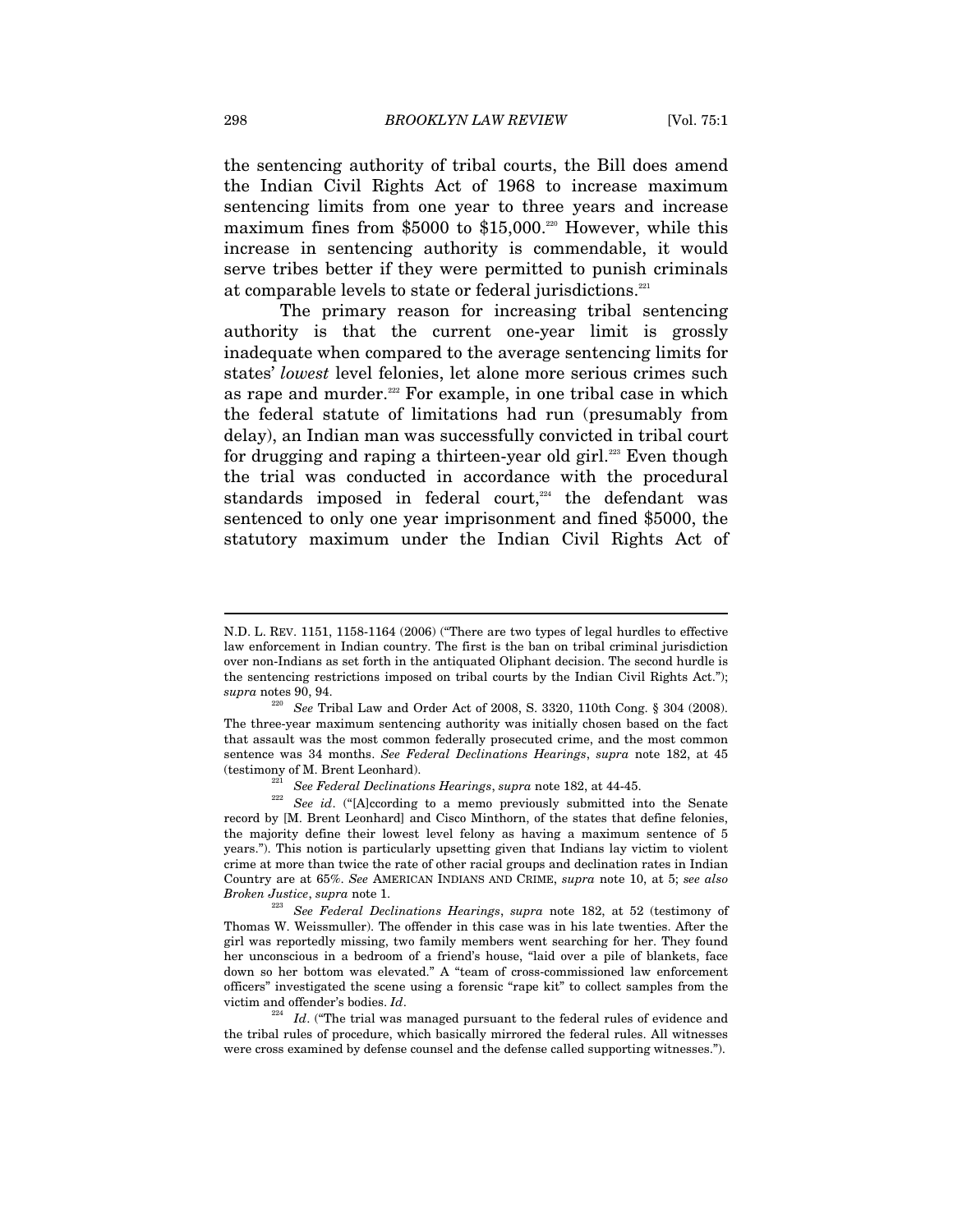the sentencing authority of tribal courts, the Bill does amend the Indian Civil Rights Act of 1968 to increase maximum sentencing limits from one year to three years and increase maximum fines from $5000 to $15,000.[220] However, while this increase in sentencing authority is commendable, it would serve tribes better if they were permitted to punish criminals at comparable levels to state or federal jurisdictions.[221]

The primary reason for increasing tribal sentencing authority is that the current one-year limit is grossly inadequate when compared to the average sentencing limits for states' *lowest* level felonies, let alone more serious crimes such as rape and murder.[222] For example, in one tribal case in which the federal statute of limitations had run (presumably from delay), an Indian man was successfully convicted in tribal court for drugging and raping a thirteen-year old girl.[223] Even though the trial was conducted in accordance with the procedural standards imposed in federal court,[224] the defendant was sentenced to only one year imprisonment and fined $5000, the statutory maximum under the Indian Civil Rights Act of

---

N.D. L. REV. 1151, 1158-1164 (2006) ("There are two types of legal hurdles to effective law enforcement in Indian country. The first is the ban on tribal criminal jurisdiction over non-Indians as set forth in the antiquated Oliphant decision. The second hurdle is the sentencing restrictions imposed on tribal courts by the Indian Civil Rights Act."); *supra* notes 90, 94.

[220] *See* Tribal Law and Order Act of 2008, S. 3320, 110th Cong. § 304 (2008). The three-year maximum sentencing authority was initially chosen based on the fact that assault was the most common federally prosecuted crime, and the most common sentence was 34 months. *See Federal Declinations Hearings*, *supra* note 182, at 45 (testimony of M. Brent Leonhard).

[221] *See Federal Declinations Hearings*, *supra* note 182, at 44-45.

[222] *See id*. ("[A]ccording to a memo previously submitted into the Senate record by [M. Brent Leonhard] and Cisco Minthorn, of the states that define felonies, the majority define their lowest level felony as having a maximum sentence of 5 years."). This notion is particularly upsetting given that Indians lay victim to violent crime at more than twice the rate of other racial groups and declination rates in Indian Country are at 65%. *See* AMERICAN INDIANS AND CRIME, *supra* note 10, at 5; *see also Broken Justice*, *supra* note 1.

[223] *See Federal Declinations Hearings*, *supra* note 182, at 52 (testimony of Thomas W. Weissmuller). The offender in this case was in his late twenties. After the girl was reportedly missing, two family members went searching for her. They found her unconscious in a bedroom of a friend's house, "laid over a pile of blankets, face down so her bottom was elevated." A "team of cross-commissioned law enforcement officers" investigated the scene using a forensic "rape kit" to collect samples from the victim and offender's bodies. *Id*.

[224] *Id*. ("The trial was managed pursuant to the federal rules of evidence and the tribal rules of procedure, which basically mirrored the federal rules. All witnesses were cross examined by defense counsel and the defense called supporting witnesses.").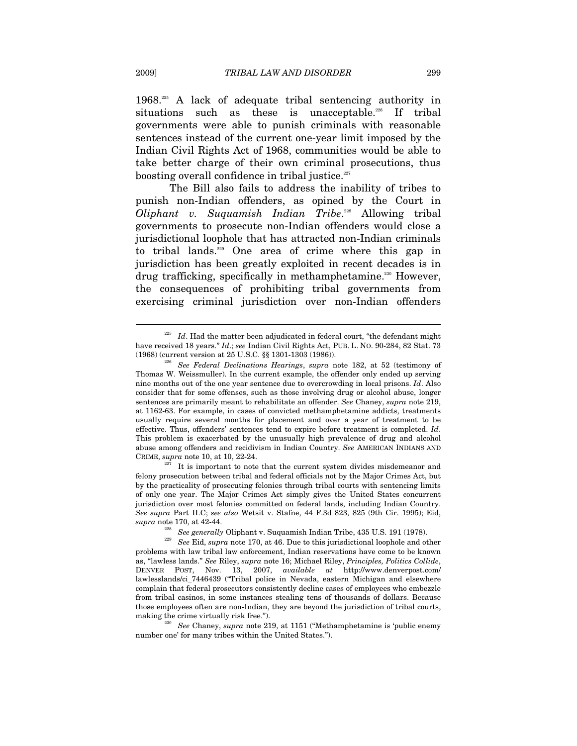1968.[225] A lack of adequate tribal sentencing authority in situations such as these is unacceptable.[226] If tribal governments were able to punish criminals with reasonable sentences instead of the current one-year limit imposed by the Indian Civil Rights Act of 1968, communities would be able to take better charge of their own criminal prosecutions, thus boosting overall confidence in tribal justice.[227]

The Bill also fails to address the inability of tribes to punish non-Indian offenders, as opined by the Court in *Oliphant v. Suquamish Indian Tribe*.[228] Allowing tribal governments to prosecute non-Indian offenders would close a jurisdictional loophole that has attracted non-Indian criminals to tribal lands.[229] One area of crime where this gap in jurisdiction has been greatly exploited in recent decades is in drug trafficking, specifically in methamphetamine.[230] However, the consequences of prohibiting tribal governments from exercising criminal jurisdiction over non-Indian offenders

---

[225] *Id*. Had the matter been adjudicated in federal court, "the defendant might have received 18 years." *Id*.; *see* Indian Civil Rights Act, PUB. L. NO. 90-284, 82 Stat. 73 (1968) (current version at 25 U.S.C. §§ 1301-1303 (1986)).

[226] *See Federal Declinations Hearings*, *supra* note 182, at 52 (testimony of Thomas W. Weissmuller). In the current example, the offender only ended up serving nine months out of the one year sentence due to overcrowding in local prisons. *Id*. Also consider that for some offenses, such as those involving drug or alcohol abuse, longer sentences are primarily meant to rehabilitate an offender. *See* Chaney, *supra* note 219, at 1162-63. For example, in cases of convicted methamphetamine addicts, treatments usually require several months for placement and over a year of treatment to be effective. Thus, offenders' sentences tend to expire before treatment is completed. *Id*. This problem is exacerbated by the unusually high prevalence of drug and alcohol abuse among offenders and recidivism in Indian Country. *See* AMERICAN INDIANS AND CRIME, *supra* note 10, at 10, 22-24.

[227] It is important to note that the current system divides misdemeanor and felony prosecution between tribal and federal officials not by the Major Crimes Act, but by the practicality of prosecuting felonies through tribal courts with sentencing limits of only one year. The Major Crimes Act simply gives the United States concurrent jurisdiction over most felonies committed on federal lands, including Indian Country. *See supra* Part II.C; *see also* Wetsit v. Stafne, 44 F.3d 823, 825 (9th Cir. 1995); Eid, *supra* note 170, at 42-44.

[228] *See generally* Oliphant v. Suquamish Indian Tribe, 435 U.S. 191 (1978).

[229] *See* Eid, *supra* note 170, at 46. Due to this jurisdictional loophole and other problems with law tribal law enforcement, Indian reservations have come to be known as, "lawless lands." *See* Riley, *supra* note 16; Michael Riley, *Principles, Politics Collide*, DENVER POST, Nov. 13, 2007, *available at* http://www.denverpost.com/lawlesslands/ci_7446439 ("Tribal police in Nevada, eastern Michigan and elsewhere complain that federal prosecutors consistently decline cases of employees who embezzle from tribal casinos, in some instances stealing tens of thousands of dollars. Because those employees often are non-Indian, they are beyond the jurisdiction of tribal courts, making the crime virtually risk free.").

[230] *See* Chaney, *supra* note 219, at 1151 ("Methamphetamine is 'public enemy number one' for many tribes within the United States.").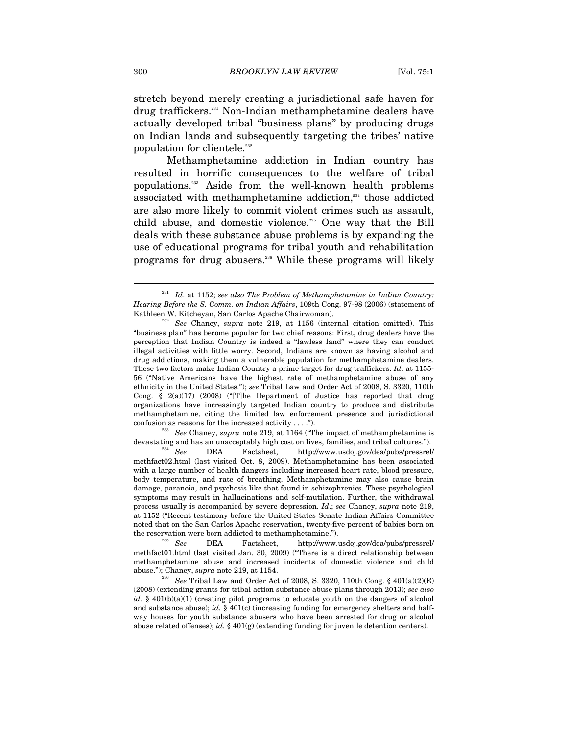stretch beyond merely creating a jurisdictional safe haven for drug traffickers.[231] Non-Indian methamphetamine dealers have actually developed tribal "business plans" by producing drugs on Indian lands and subsequently targeting the tribes' native population for clientele.[232]

Methamphetamine addiction in Indian country has resulted in horrific consequences to the welfare of tribal populations.[233] Aside from the well-known health problems associated with methamphetamine addiction,[234] those addicted are also more likely to commit violent crimes such as assault, child abuse, and domestic violence.[235] One way that the Bill deals with these substance abuse problems is by expanding the use of educational programs for tribal youth and rehabilitation programs for drug abusers.[236] While these programs will likely

---

[231] *Id*. at 1152; *see also The Problem of Methamphetamine in Indian Country: Hearing Before the S. Comm. on Indian Affairs*, 109th Cong. 97-98 (2006) (statement of Kathleen W. Kitcheyan, San Carlos Apache Chairwoman).

[232] *See* Chaney, *supra* note 219, at 1156 (internal citation omitted). This "business plan" has become popular for two chief reasons: First, drug dealers have the perception that Indian Country is indeed a "lawless land" where they can conduct illegal activities with little worry. Second, Indians are known as having alcohol and drug addictions, making them a vulnerable population for methamphetamine dealers. These two factors make Indian Country a prime target for drug traffickers. *Id*. at 1155-56 ("Native Americans have the highest rate of methamphetamine abuse of any ethnicity in the United States."); *see* Tribal Law and Order Act of 2008, S. 3320, 110th Cong. § 2(a)(17) (2008) ("[T]he Department of Justice has reported that drug organizations have increasingly targeted Indian country to produce and distribute methamphetamine, citing the limited law enforcement presence and jurisdictional confusion as reasons for the increased activity . . . .").

[233] *See* Chaney, *supra* note 219, at 1164 ("The impact of methamphetamine is devastating and has an unacceptably high cost on lives, families, and tribal cultures.").

[234] *See* DEA Factsheet, http://www.usdoj.gov/dea/pubs/pressrel/methfact02.html (last visited Oct. 8, 2009). Methamphetamine has been associated with a large number of health dangers including increased heart rate, blood pressure, body temperature, and rate of breathing. Methamphetamine may also cause brain damage, paranoia, and psychosis like that found in schizophrenics. These psychological symptoms may result in hallucinations and self-mutilation. Further, the withdrawal process usually is accompanied by severe depression. *Id*.; *see* Chaney, *supra* note 219, at 1152 ("Recent testimony before the United States Senate Indian Affairs Committee noted that on the San Carlos Apache reservation, twenty-five percent of babies born on the reservation were born addicted to methamphetamine.").

[235] *See* DEA Factsheet, http://www.usdoj.gov/dea/pubs/pressrel/methfact01.html (last visited Jan. 30, 2009) ("There is a direct relationship between methamphetamine abuse and increased incidents of domestic violence and child abuse."); Chaney, *supra* note 219, at 1154.

[236] *See* Tribal Law and Order Act of 2008, S. 3320, 110th Cong. § 401(a)(2)(E) (2008) (extending grants for tribal action substance abuse plans through 2013); *see also id.* § 401(b)(a)(1) (creating pilot programs to educate youth on the dangers of alcohol and substance abuse); *id.* § 401(c) (increasing funding for emergency shelters and half-way houses for youth substance abusers who have been arrested for drug or alcohol abuse related offenses); *id.* § 401(g) (extending funding for juvenile detention centers).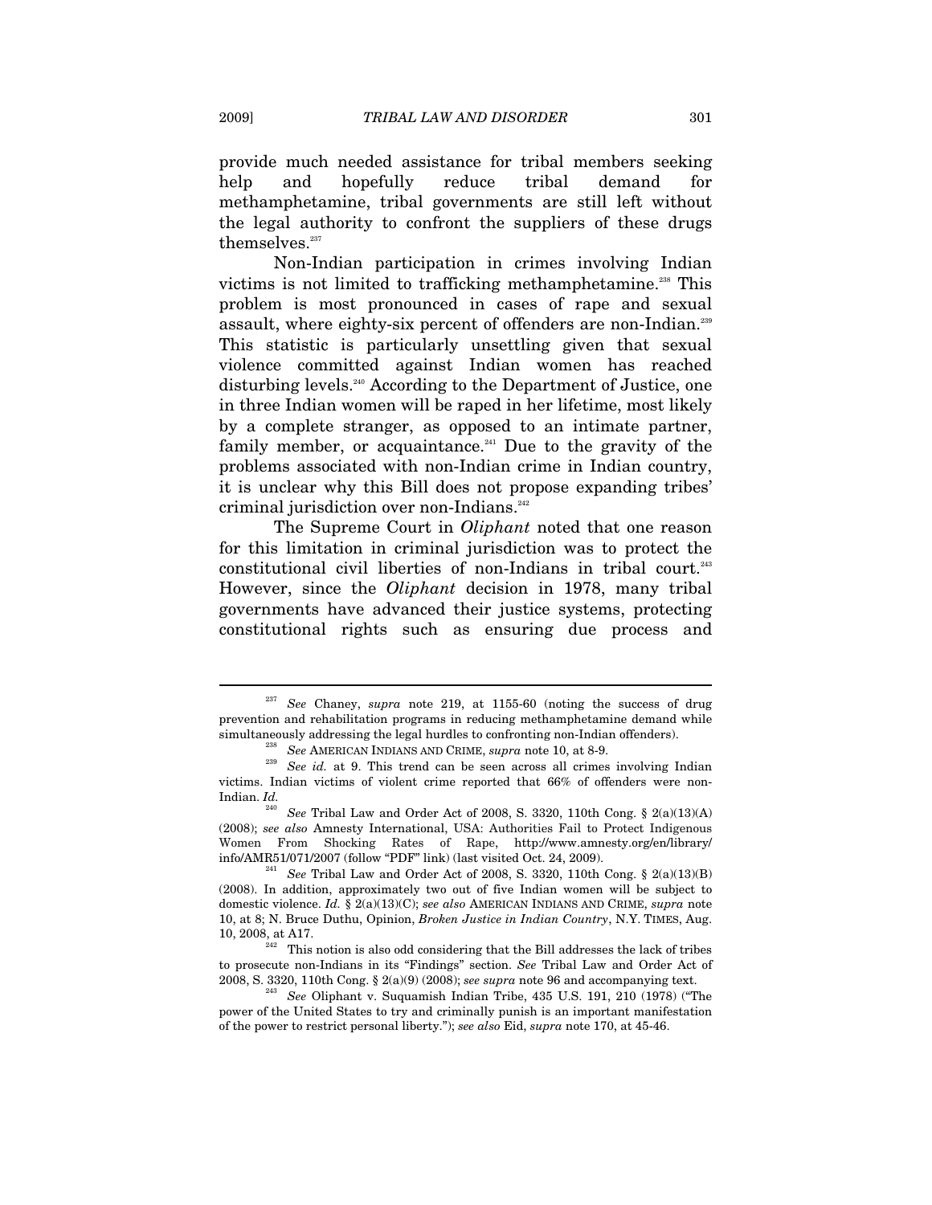provide much needed assistance for tribal members seeking help and hopefully reduce tribal demand for methamphetamine, tribal governments are still left without the legal authority to confront the suppliers of these drugs themselves.[237]

Non-Indian participation in crimes involving Indian victims is not limited to trafficking methamphetamine.[238] This problem is most pronounced in cases of rape and sexual assault, where eighty-six percent of offenders are non-Indian.[239] This statistic is particularly unsettling given that sexual violence committed against Indian women has reached disturbing levels.[240] According to the Department of Justice, one in three Indian women will be raped in her lifetime, most likely by a complete stranger, as opposed to an intimate partner, family member, or acquaintance.[241] Due to the gravity of the problems associated with non-Indian crime in Indian country, it is unclear why this Bill does not propose expanding tribes' criminal jurisdiction over non-Indians.[242]

The Supreme Court in *Oliphant* noted that one reason for this limitation in criminal jurisdiction was to protect the constitutional civil liberties of non-Indians in tribal court.[243] However, since the *Oliphant* decision in 1978, many tribal governments have advanced their justice systems, protecting constitutional rights such as ensuring due process and

---

[237] *See* Chaney, *supra* note 219, at 1155-60 (noting the success of drug prevention and rehabilitation programs in reducing methamphetamine demand while simultaneously addressing the legal hurdles to confronting non-Indian offenders).

[238] *See* AMERICAN INDIANS AND CRIME, *supra* note 10, at 8-9.

[239] *See id.* at 9. This trend can be seen across all crimes involving Indian victims. Indian victims of violent crime reported that 66% of offenders were non-Indian. *Id.*

[240] *See* Tribal Law and Order Act of 2008, S. 3320, 110th Cong. § 2(a)(13)(A) (2008); *see also* Amnesty International, USA: Authorities Fail to Protect Indigenous Women From Shocking Rates of Rape, http://www.amnesty.org/en/library/info/AMR51/071/2007 (follow "PDF" link) (last visited Oct. 24, 2009).

[241] *See* Tribal Law and Order Act of 2008, S. 3320, 110th Cong. § 2(a)(13)(B) (2008). In addition, approximately two out of five Indian women will be subject to domestic violence. *Id.* § 2(a)(13)(C); *see also* AMERICAN INDIANS AND CRIME, *supra* note 10, at 8; N. Bruce Duthu, Opinion, *Broken Justice in Indian Country*, N.Y. TIMES, Aug. 10, 2008, at A17.

[242] This notion is also odd considering that the Bill addresses the lack of tribes to prosecute non-Indians in its "Findings" section. *See* Tribal Law and Order Act of 2008, S. 3320, 110th Cong. § 2(a)(9) (2008); *see supra* note 96 and accompanying text.

[243] *See* Oliphant v. Suquamish Indian Tribe, 435 U.S. 191, 210 (1978) ("The power of the United States to try and criminally punish is an important manifestation of the power to restrict personal liberty."); *see also* Eid, *supra* note 170, at 45-46.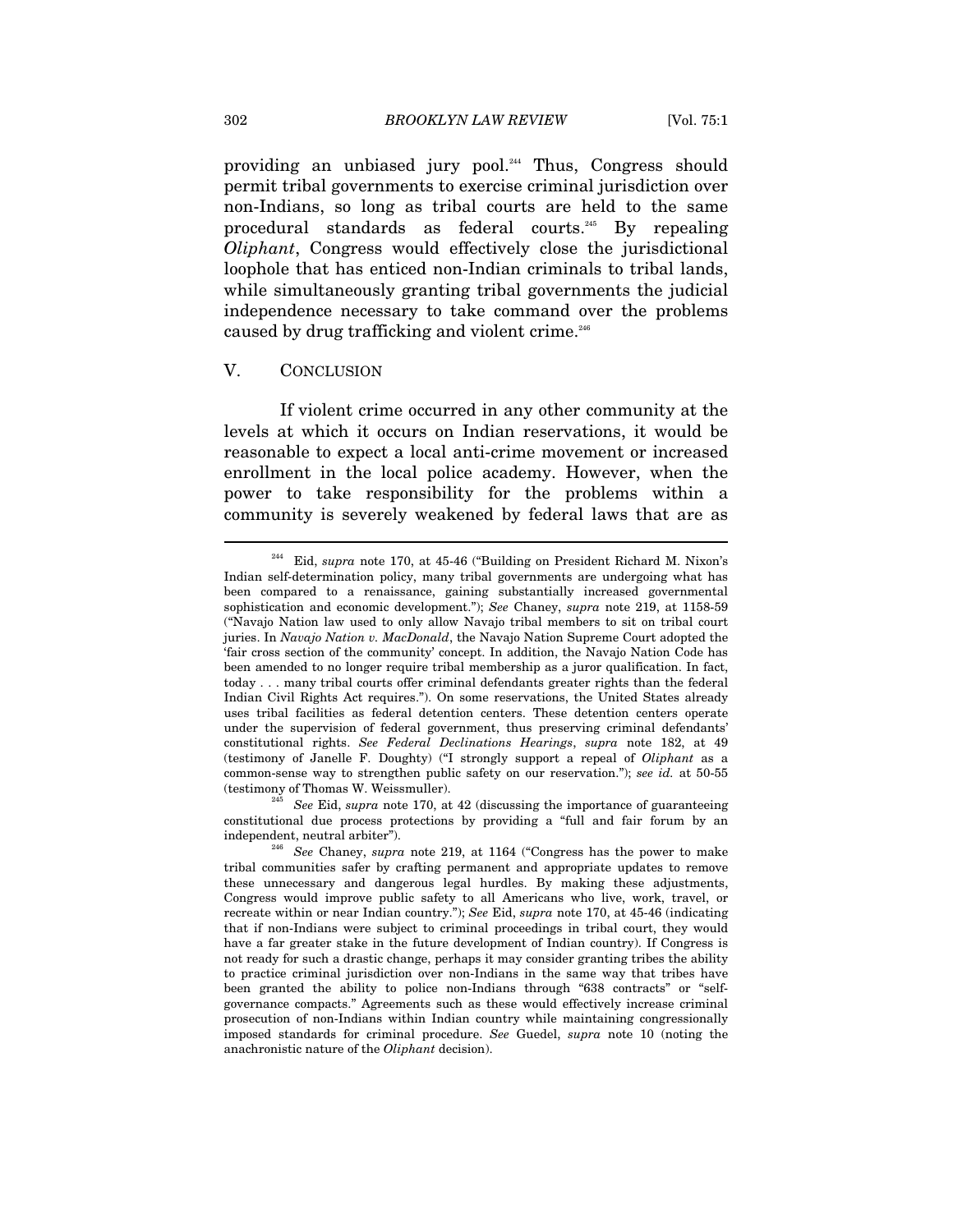providing an unbiased jury pool.[244] Thus, Congress should permit tribal governments to exercise criminal jurisdiction over non-Indians, so long as tribal courts are held to the same procedural standards as federal courts.[245] By repealing *Oliphant*, Congress would effectively close the jurisdictional loophole that has enticed non-Indian criminals to tribal lands, while simultaneously granting tribal governments the judicial independence necessary to take command over the problems caused by drug trafficking and violent crime.[246]

## V. CONCLUSION

If violent crime occurred in any other community at the levels at which it occurs on Indian reservations, it would be reasonable to expect a local anti-crime movement or increased enrollment in the local police academy. However, when the power to take responsibility for the problems within a community is severely weakened by federal laws that are as

---

[244] Eid, *supra* note 170, at 45-46 ("Building on President Richard M. Nixon's Indian self-determination policy, many tribal governments are undergoing what has been compared to a renaissance, gaining substantially increased governmental sophistication and economic development."); *See* Chaney, *supra* note 219, at 1158-59 ("Navajo Nation law used to only allow Navajo tribal members to sit on tribal court juries. In *Navajo Nation v. MacDonald*, the Navajo Nation Supreme Court adopted the 'fair cross section of the community' concept. In addition, the Navajo Nation Code has been amended to no longer require tribal membership as a juror qualification. In fact, today . . . many tribal courts offer criminal defendants greater rights than the federal Indian Civil Rights Act requires."). On some reservations, the United States already uses tribal facilities as federal detention centers. These detention centers operate under the supervision of federal government, thus preserving criminal defendants' constitutional rights. *See Federal Declinations Hearings*, *supra* note 182, at 49 (testimony of Janelle F. Doughty) ("I strongly support a repeal of *Oliphant* as a common-sense way to strengthen public safety on our reservation."); *see id.* at 50-55 (testimony of Thomas W. Weissmuller).

[245] *See* Eid, *supra* note 170, at 42 (discussing the importance of guaranteeing constitutional due process protections by providing a "full and fair forum by an independent, neutral arbiter").

[246] *See* Chaney, *supra* note 219, at 1164 ("Congress has the power to make tribal communities safer by crafting permanent and appropriate updates to remove these unnecessary and dangerous legal hurdles. By making these adjustments, Congress would improve public safety to all Americans who live, work, travel, or recreate within or near Indian country."); *See* Eid, *supra* note 170, at 45-46 (indicating that if non-Indians were subject to criminal proceedings in tribal court, they would have a far greater stake in the future development of Indian country). If Congress is not ready for such a drastic change, perhaps it may consider granting tribes the ability to practice criminal jurisdiction over non-Indians in the same way that tribes have been granted the ability to police non-Indians through "638 contracts" or "self-governance compacts." Agreements such as these would effectively increase criminal prosecution of non-Indians within Indian country while maintaining congressionally imposed standards for criminal procedure. *See* Guedel, *supra* note 10 (noting the anachronistic nature of the *Oliphant* decision).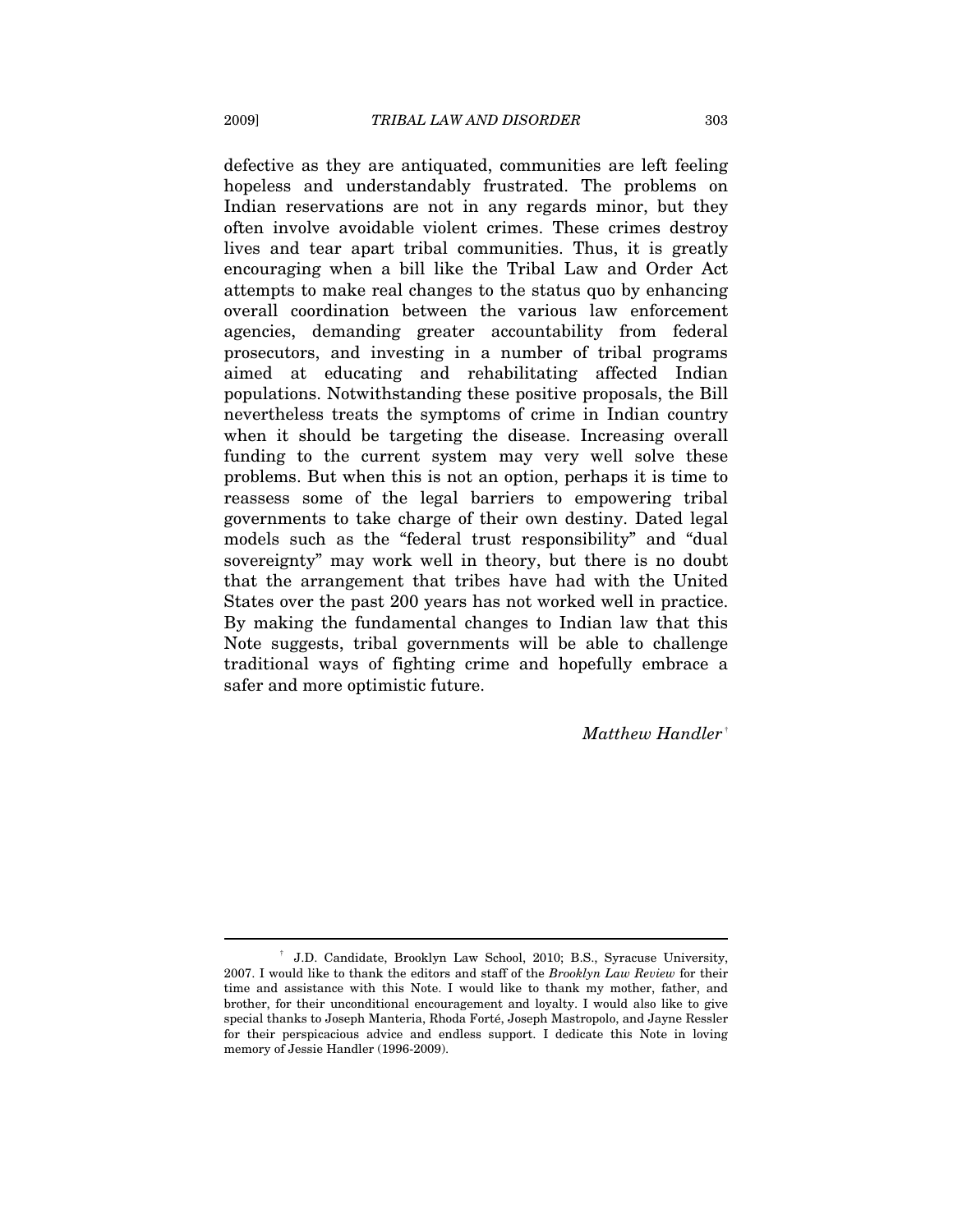defective as they are antiquated, communities are left feeling hopeless and understandably frustrated. The problems on Indian reservations are not in any regards minor, but they often involve avoidable violent crimes. These crimes destroy lives and tear apart tribal communities. Thus, it is greatly encouraging when a bill like the Tribal Law and Order Act attempts to make real changes to the status quo by enhancing overall coordination between the various law enforcement agencies, demanding greater accountability from federal prosecutors, and investing in a number of tribal programs aimed at educating and rehabilitating affected Indian populations. Notwithstanding these positive proposals, the Bill nevertheless treats the symptoms of crime in Indian country when it should be targeting the disease. Increasing overall funding to the current system may very well solve these problems. But when this is not an option, perhaps it is time to reassess some of the legal barriers to empowering tribal governments to take charge of their own destiny. Dated legal models such as the "federal trust responsibility" and "dual sovereignty" may work well in theory, but there is no doubt that the arrangement that tribes have had with the United States over the past 200 years has not worked well in practice. By making the fundamental changes to Indian law that this Note suggests, tribal governments will be able to challenge traditional ways of fighting crime and hopefully embrace a safer and more optimistic future.

*Matthew Handler*[†]

[†] J.D. Candidate, Brooklyn Law School, 2010; B.S., Syracuse University, 2007. I would like to thank the editors and staff of the *Brooklyn Law Review* for their time and assistance with this Note. I would like to thank my mother, father, and brother, for their unconditional encouragement and loyalty. I would also like to give special thanks to Joseph Manteria, Rhoda Forté, Joseph Mastropolo, and Jayne Ressler for their perspicacious advice and endless support. I dedicate this Note in loving memory of Jessie Handler (1996-2009).